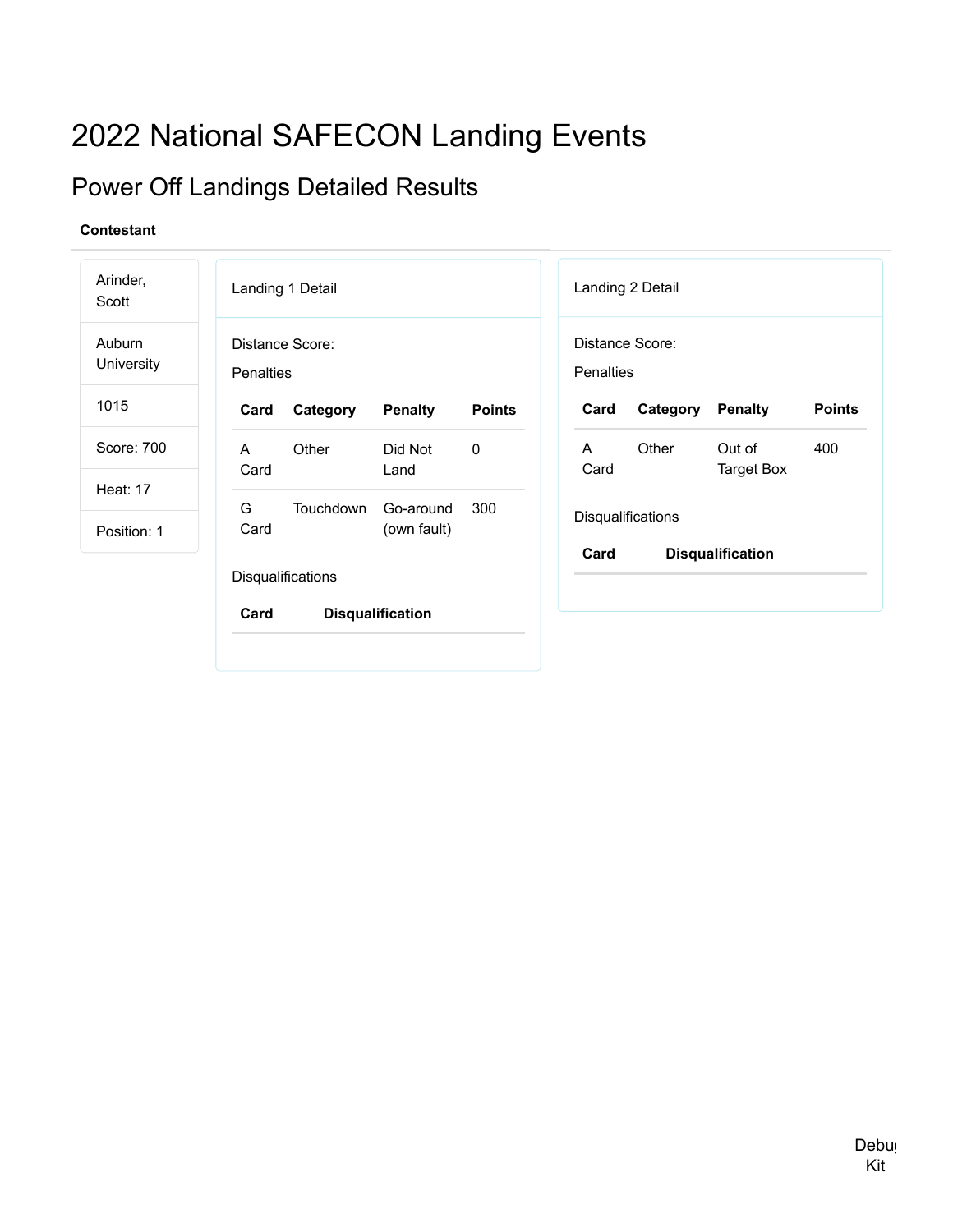# 2022 National SAFECON Landing Events

## Power Off Landings Detailed Results

**Contestant**

Arinder, Scott

Auburn University

1015

Score: 700

Heat: 17

Position: 1

### Landing 1 Detail

Distance Score:

Penalties

| Card | Category | Penalty | Points |
|---|---|---|---|
| A Card | Other | Did Not Land | 0 |
| G Card | Touchdown | Go-around (own fault) | 300 |

Disqualifications

| Card | Disqualification |
|---|---|

### Landing 2 Detail

Distance Score:

Penalties

| Card | Category | Penalty | Points |
|---|---|---|---|
| A Card | Other | Out of Target Box | 400 |

Disqualifications

| Card | Disqualification |
|---|---|

Debug Kit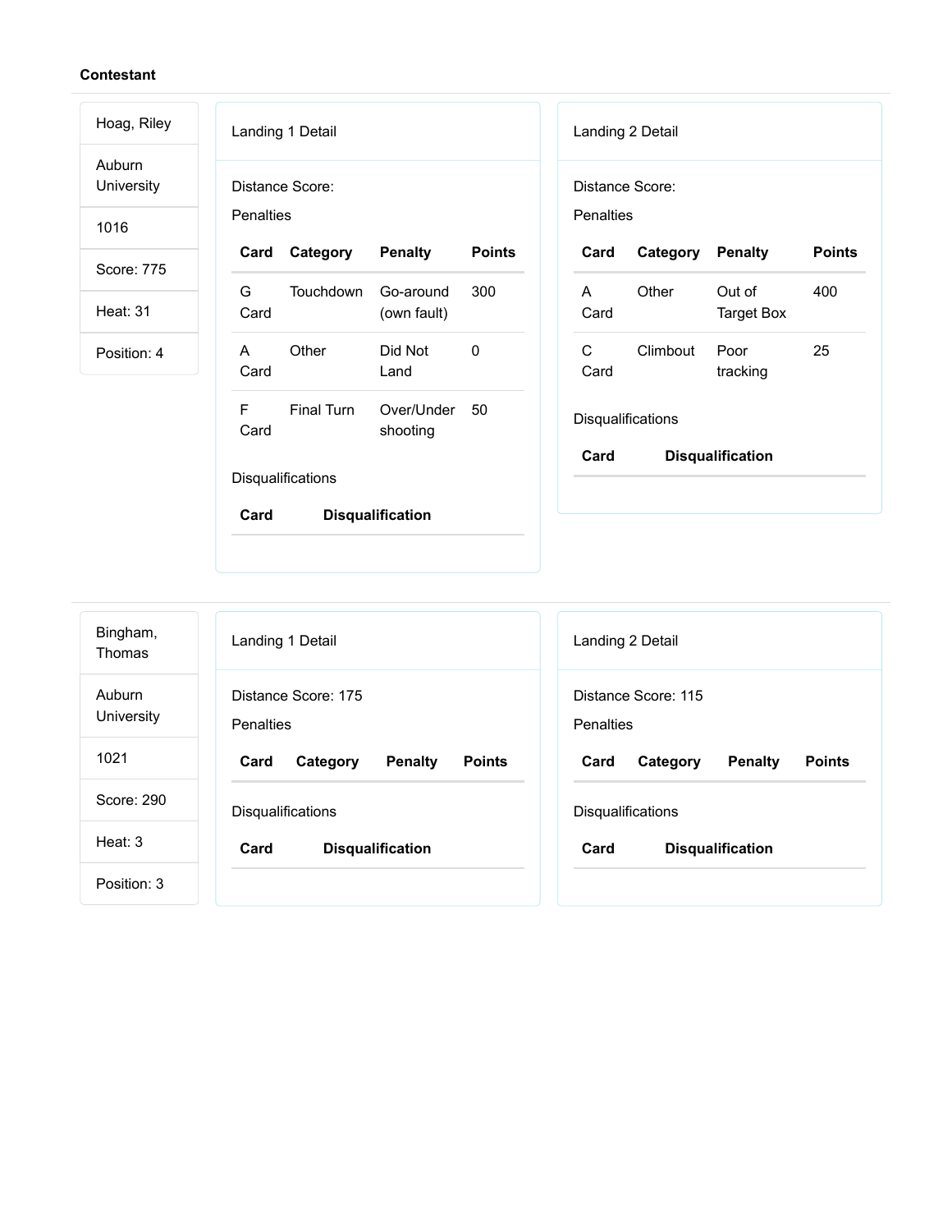**Contestant**

Hoag, Riley

Auburn University

1016

Score: 775

Heat: 31

Position: 4

Landing 1 Detail

Distance Score:

Penalties

| Card | Category | Penalty | Points |
|---|---|---|---|
| G Card | Touchdown | Go-around (own fault) | 300 |
| A Card | Other | Did Not Land | 0 |
| F Card | Final Turn | Over/Under shooting | 50 |

Disqualifications

| Card | Disqualification |
|---|---|

Landing 2 Detail

Distance Score:

Penalties

| Card | Category | Penalty | Points |
|---|---|---|---|
| A Card | Other | Out of Target Box | 400 |
| C Card | Climbout | Poor tracking | 25 |

Disqualifications

| Card | Disqualification |
|---|---|

---

Bingham, Thomas

Auburn University

1021

Score: 290

Heat: 3

Position: 3

Landing 1 Detail

Distance Score: 175

Penalties

| Card | Category | Penalty | Points |
|---|---|---|---|

Disqualifications

| Card | Disqualification |
|---|---|

Landing 2 Detail

Distance Score: 115

Penalties

| Card | Category | Penalty | Points |
|---|---|---|---|

Disqualifications

| Card | Disqualification |
|---|---|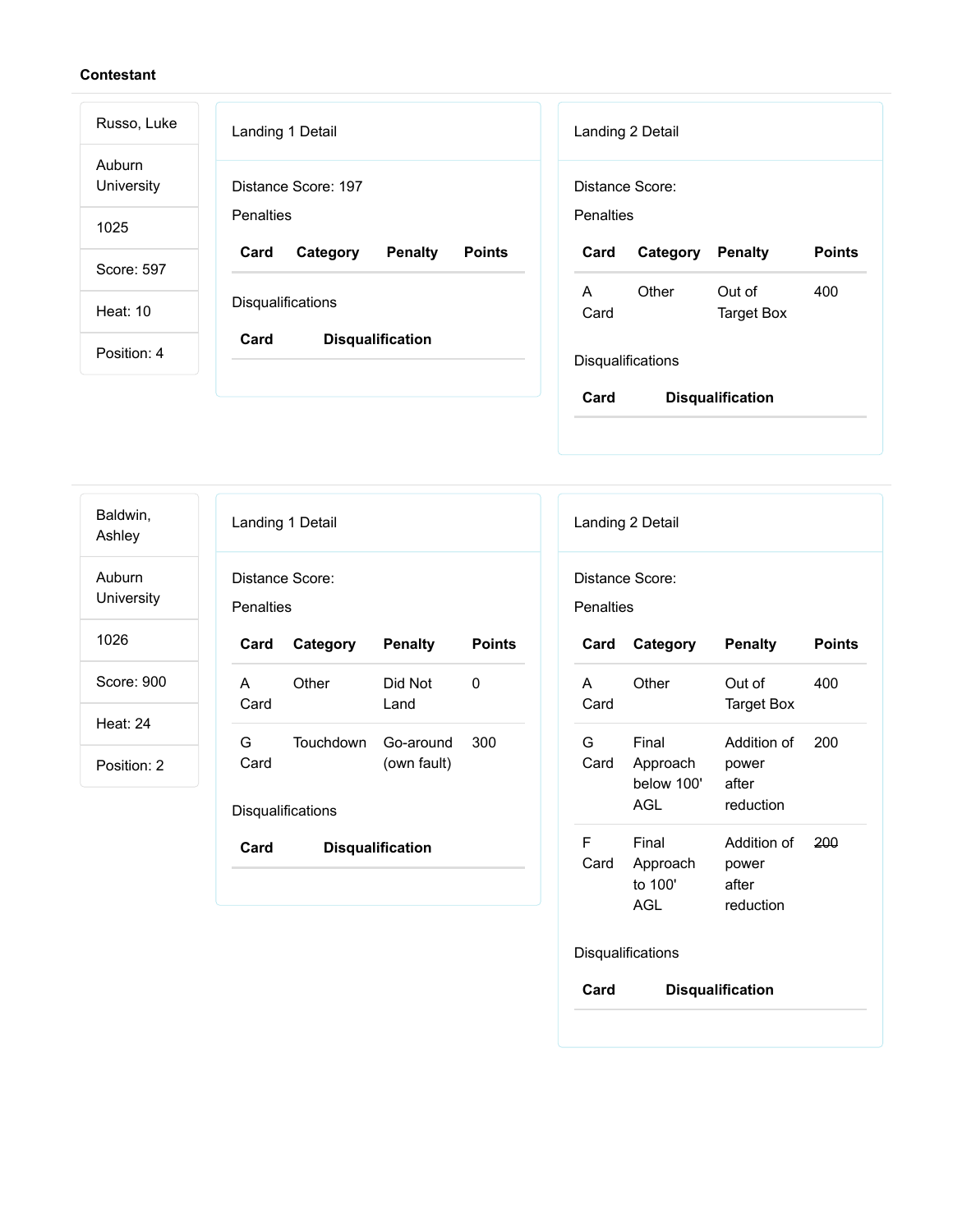**Contestant**

Russo, Luke

Auburn University

1025

Score: 597

Heat: 10

Position: 4

Landing 1 Detail

Distance Score: 197

Penalties

| Card | Category | Penalty | Points |
| --- | --- | --- | --- |

Disqualifications

| Card | Disqualification |
| --- | --- |

Landing 2 Detail

Distance Score:

Penalties

| Card | Category | Penalty | Points |
| --- | --- | --- | --- |
| A Card | Other | Out of Target Box | 400 |

Disqualifications

| Card | Disqualification |
| --- | --- |

---

Baldwin, Ashley

Auburn University

1026

Score: 900

Heat: 24

Position: 2

Landing 1 Detail

Distance Score:

Penalties

| Card | Category | Penalty | Points |
| --- | --- | --- | --- |
| A Card | Other | Did Not Land | 0 |
| G Card | Touchdown | Go-around (own fault) | 300 |

Disqualifications

| Card | Disqualification |
| --- | --- |

Landing 2 Detail

Distance Score:

Penalties

| Card | Category | Penalty | Points |
| --- | --- | --- | --- |
| A Card | Other | Out of Target Box | 400 |
| G Card | Final Approach below 100' AGL | Addition of power after reduction | 200 |
| F Card | Final Approach to 100' AGL | Addition of power after reduction | ~~200~~ |

Disqualifications

| Card | Disqualification |
| --- | --- |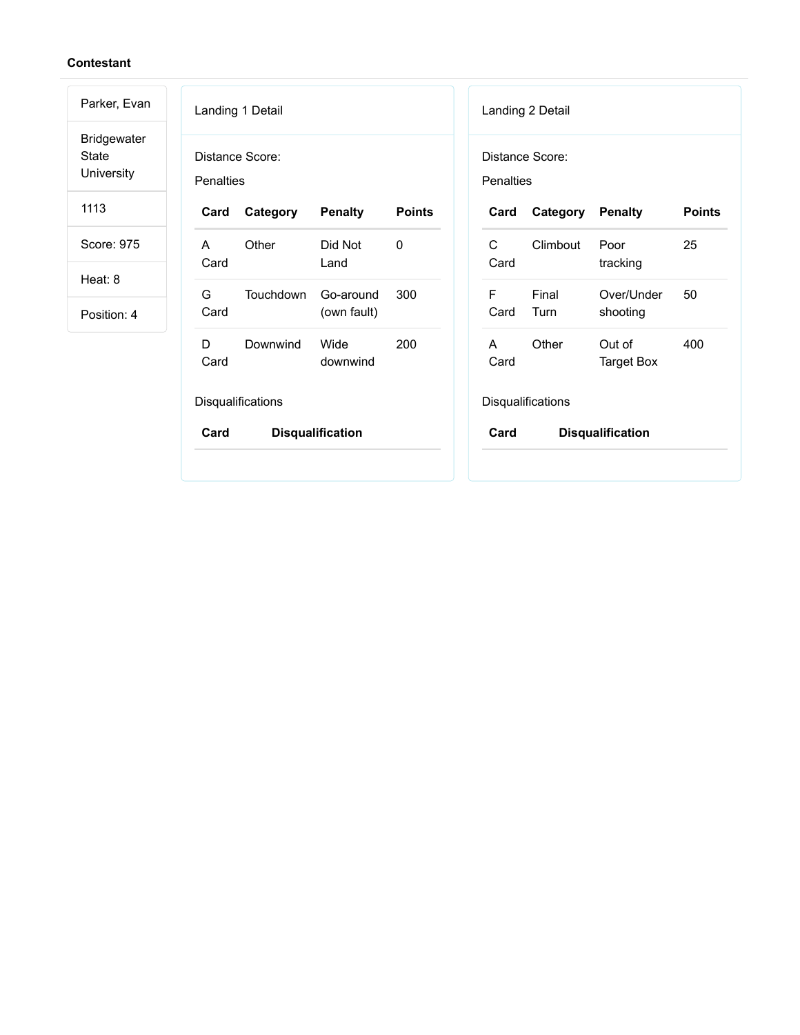**Contestant**

| |
|---|
| Parker, Evan |
| Bridgewater State University |
| 1113 |
| Score: 975 |
| Heat: 8 |
| Position: 4 |

Landing 1 Detail

Distance Score:

Penalties

| Card | Category | Penalty | Points |
|---|---|---|---|
| A Card | Other | Did Not Land | 0 |
| G Card | Touchdown | Go-around (own fault) | 300 |
| D Card | Downwind | Wide downwind | 200 |

Disqualifications

| Card | Disqualification |
|---|---|

Landing 2 Detail

Distance Score:

Penalties

| Card | Category | Penalty | Points |
|---|---|---|---|
| C Card | Climbout | Poor tracking | 25 |
| F Card | Final Turn | Over/Under shooting | 50 |
| A Card | Other | Out of Target Box | 400 |

Disqualifications

| Card | Disqualification |
|---|---|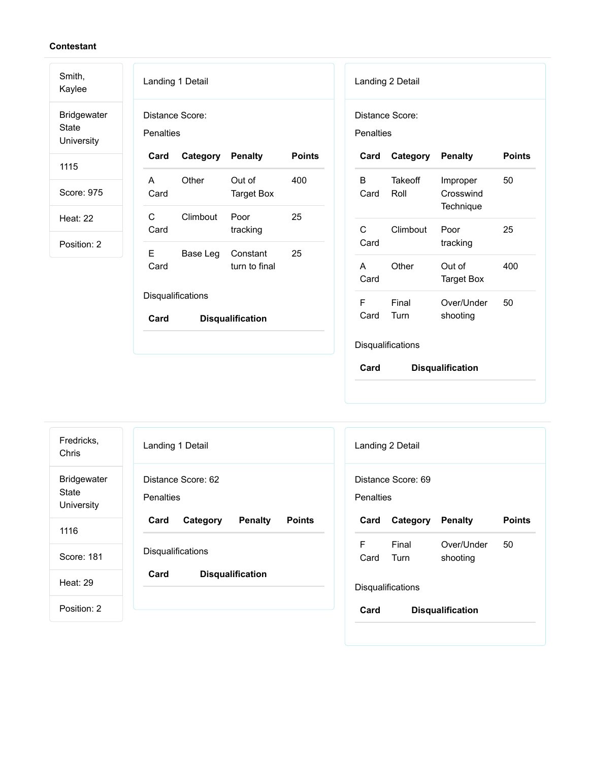**Contestant**

Smith, Kaylee

Bridgewater State University

1115

Score: 975

Heat: 22

Position: 2

Landing 1 Detail

Distance Score:

Penalties

| Card | Category | Penalty | Points |
|---|---|---|---|
| A Card | Other | Out of Target Box | 400 |
| C Card | Climbout | Poor tracking | 25 |
| E Card | Base Leg | Constant turn to final | 25 |

Disqualifications

| Card | Disqualification |
|---|---|

Landing 2 Detail

Distance Score:

Penalties

| Card | Category | Penalty | Points |
|---|---|---|---|
| B Card | Takeoff Roll | Improper Crosswind Technique | 50 |
| C Card | Climbout | Poor tracking | 25 |
| A Card | Other | Out of Target Box | 400 |
| F Card | Final Turn | Over/Under shooting | 50 |

Disqualifications

| Card | Disqualification |
|---|---|

---

Fredricks, Chris

Bridgewater State University

1116

Score: 181

Heat: 29

Position: 2

Landing 1 Detail

Distance Score: 62

Penalties

| Card | Category | Penalty | Points |
|---|---|---|---|

Disqualifications

| Card | Disqualification |
|---|---|

Landing 2 Detail

Distance Score: 69

Penalties

| Card | Category | Penalty | Points |
|---|---|---|---|
| F Card | Final Turn | Over/Under shooting | 50 |

Disqualifications

| Card | Disqualification |
|---|---|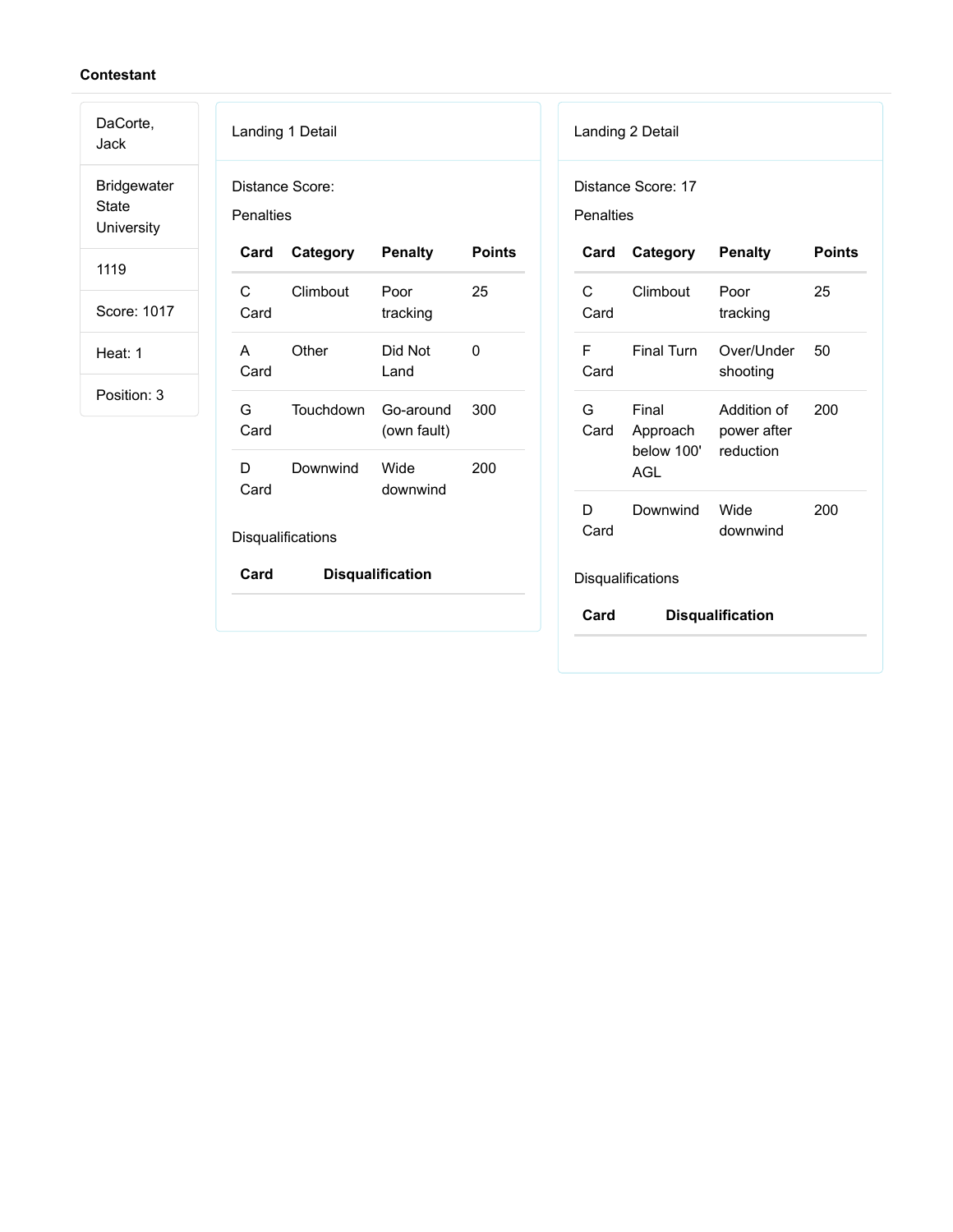**Contestant**

DaCorte, Jack

Bridgewater State University

1119

Score: 1017

Heat: 1

Position: 3

Landing 1 Detail

Distance Score:

Penalties

| Card | Category | Penalty | Points |
|---|---|---|---|
| C Card | Climbout | Poor tracking | 25 |
| A Card | Other | Did Not Land | 0 |
| G Card | Touchdown | Go-around (own fault) | 300 |
| D Card | Downwind | Wide downwind | 200 |

Disqualifications

| Card | Disqualification |
|---|---|

Landing 2 Detail

Distance Score: 17

Penalties

| Card | Category | Penalty | Points |
|---|---|---|---|
| C Card | Climbout | Poor tracking | 25 |
| F Card | Final Turn | Over/Under shooting | 50 |
| G Card | Final Approach below 100' AGL | Addition of power after reduction | 200 |
| D Card | Downwind | Wide downwind | 200 |

Disqualifications

| Card | Disqualification |
|---|---|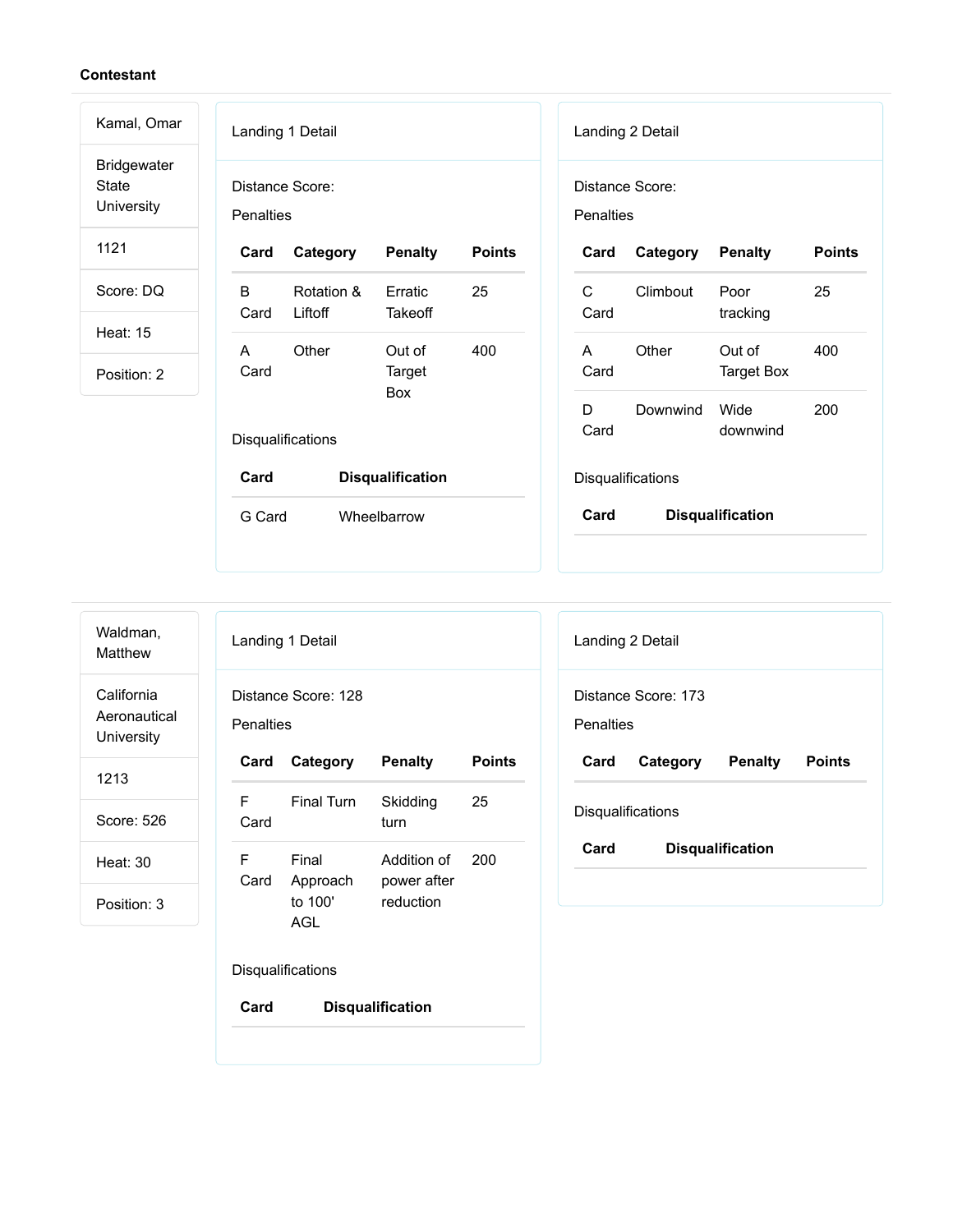**Contestant**

Kamal, Omar

Bridgewater State University

1121

Score: DQ

Heat: 15

Position: 2

Landing 1 Detail

Distance Score:

Penalties

| Card | Category | Penalty | Points |
|---|---|---|---|
| B Card | Rotation & Liftoff | Erratic Takeoff | 25 |
| A Card | Other | Out of Target Box | 400 |

Disqualifications

| Card | Disqualification |
|---|---|
| G Card | Wheelbarrow |

Landing 2 Detail

Distance Score:

Penalties

| Card | Category | Penalty | Points |
|---|---|---|---|
| C Card | Climbout | Poor tracking | 25 |
| A Card | Other | Out of Target Box | 400 |
| D Card | Downwind | Wide downwind | 200 |

Disqualifications

| Card | Disqualification |
|---|---|

---

Waldman, Matthew

California Aeronautical University

1213

Score: 526

Heat: 30

Position: 3

Landing 1 Detail

Distance Score: 128

Penalties

| Card | Category | Penalty | Points |
|---|---|---|---|
| F Card | Final Turn | Skidding turn | 25 |
| F Card | Final Approach to 100' AGL | Addition of power after reduction | 200 |

Disqualifications

| Card | Disqualification |
|---|---|

Landing 2 Detail

Distance Score: 173

Penalties

| Card | Category | Penalty | Points |
|---|---|---|---|

Disqualifications

| Card | Disqualification |
|---|---|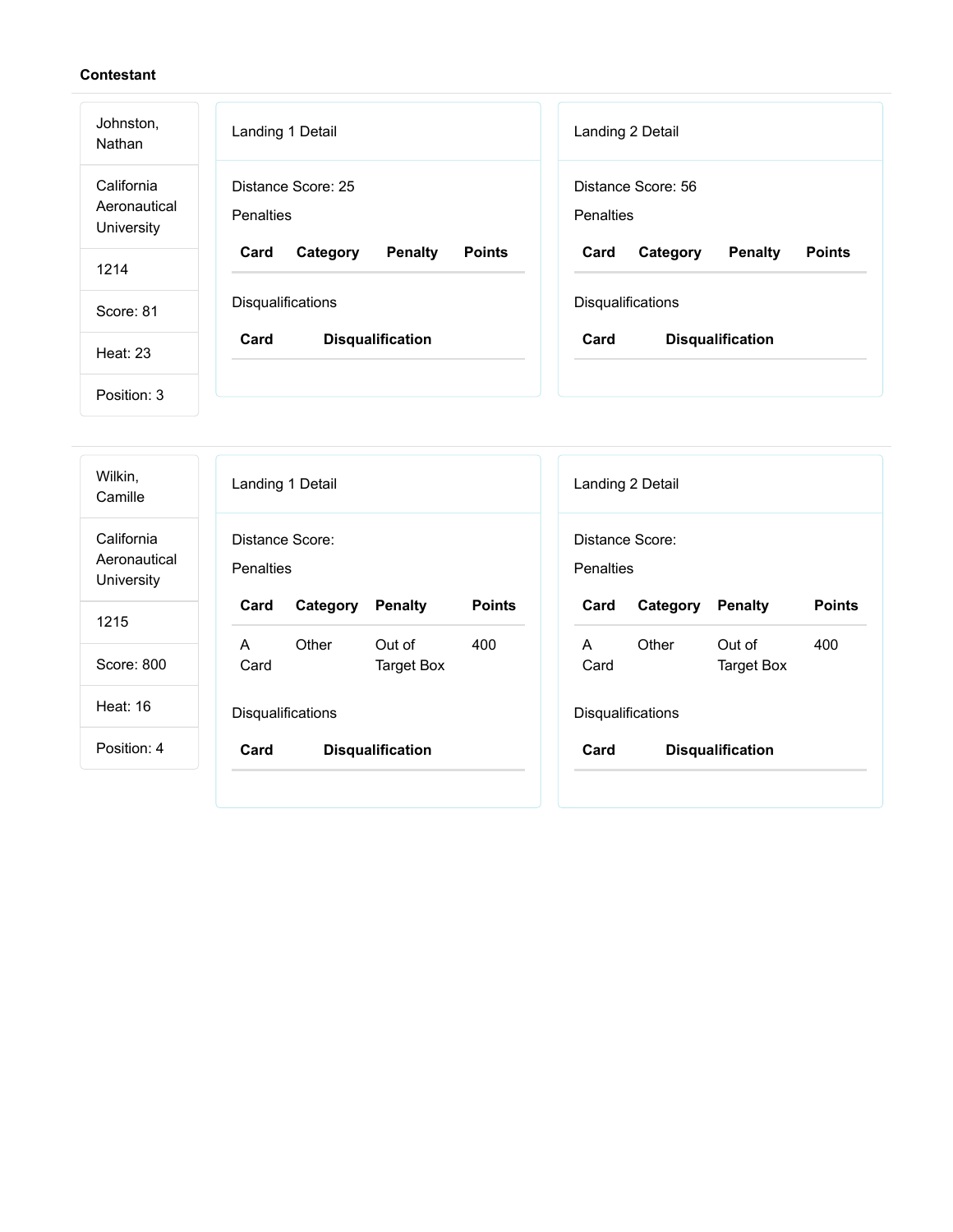**Contestant**

Johnston, Nathan

California Aeronautical University

1214

Score: 81

Heat: 23

Position: 3

Landing 1 Detail

Distance Score: 25

Penalties

| Card | Category | Penalty | Points |
| --- | --- | --- | --- |

Disqualifications

| Card | Disqualification |
| --- | --- |

Landing 2 Detail

Distance Score: 56

Penalties

| Card | Category | Penalty | Points |
| --- | --- | --- | --- |

Disqualifications

| Card | Disqualification |
| --- | --- |

---

Wilkin, Camille

California Aeronautical University

1215

Score: 800

Heat: 16

Position: 4

Landing 1 Detail

Distance Score:

Penalties

| Card | Category | Penalty | Points |
| --- | --- | --- | --- |
| A Card | Other | Out of Target Box | 400 |

Disqualifications

| Card | Disqualification |
| --- | --- |

Landing 2 Detail

Distance Score:

Penalties

| Card | Category | Penalty | Points |
| --- | --- | --- | --- |
| A Card | Other | Out of Target Box | 400 |

Disqualifications

| Card | Disqualification |
| --- | --- |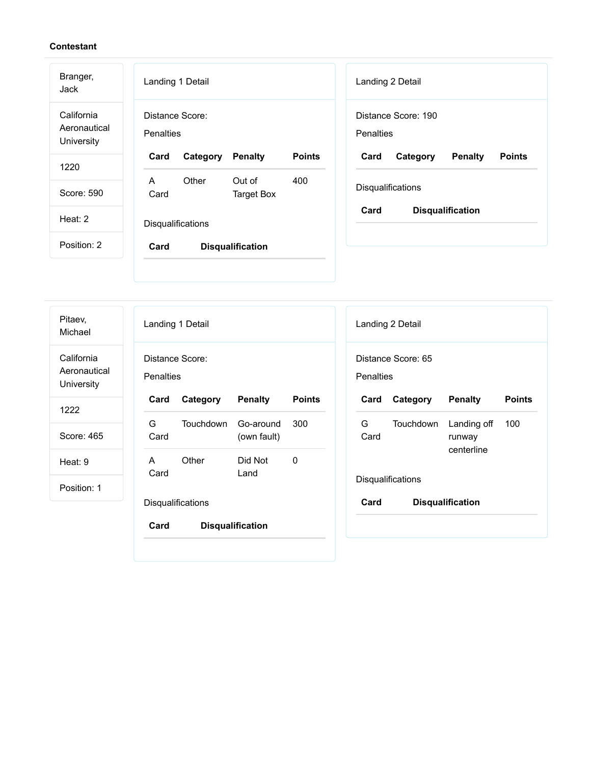**Contestant**

Branger, Jack

California Aeronautical University

1220

Score: 590

Heat: 2

Position: 2

Landing 1 Detail

Distance Score:

Penalties

| Card | Category | Penalty | Points |
|---|---|---|---|
| A Card | Other | Out of Target Box | 400 |

Disqualifications

| Card | Disqualification |
|---|---|

Landing 2 Detail

Distance Score: 190

Penalties

| Card | Category | Penalty | Points |
|---|---|---|---|

Disqualifications

| Card | Disqualification |
|---|---|

---

Pitaev, Michael

California Aeronautical University

1222

Score: 465

Heat: 9

Position: 1

Landing 1 Detail

Distance Score:

Penalties

| Card | Category | Penalty | Points |
|---|---|---|---|
| G Card | Touchdown | Go-around (own fault) | 300 |
| A Card | Other | Did Not Land | 0 |

Disqualifications

| Card | Disqualification |
|---|---|

Landing 2 Detail

Distance Score: 65

Penalties

| Card | Category | Penalty | Points |
|---|---|---|---|
| G Card | Touchdown | Landing off runway centerline | 100 |

Disqualifications

| Card | Disqualification |
|---|---|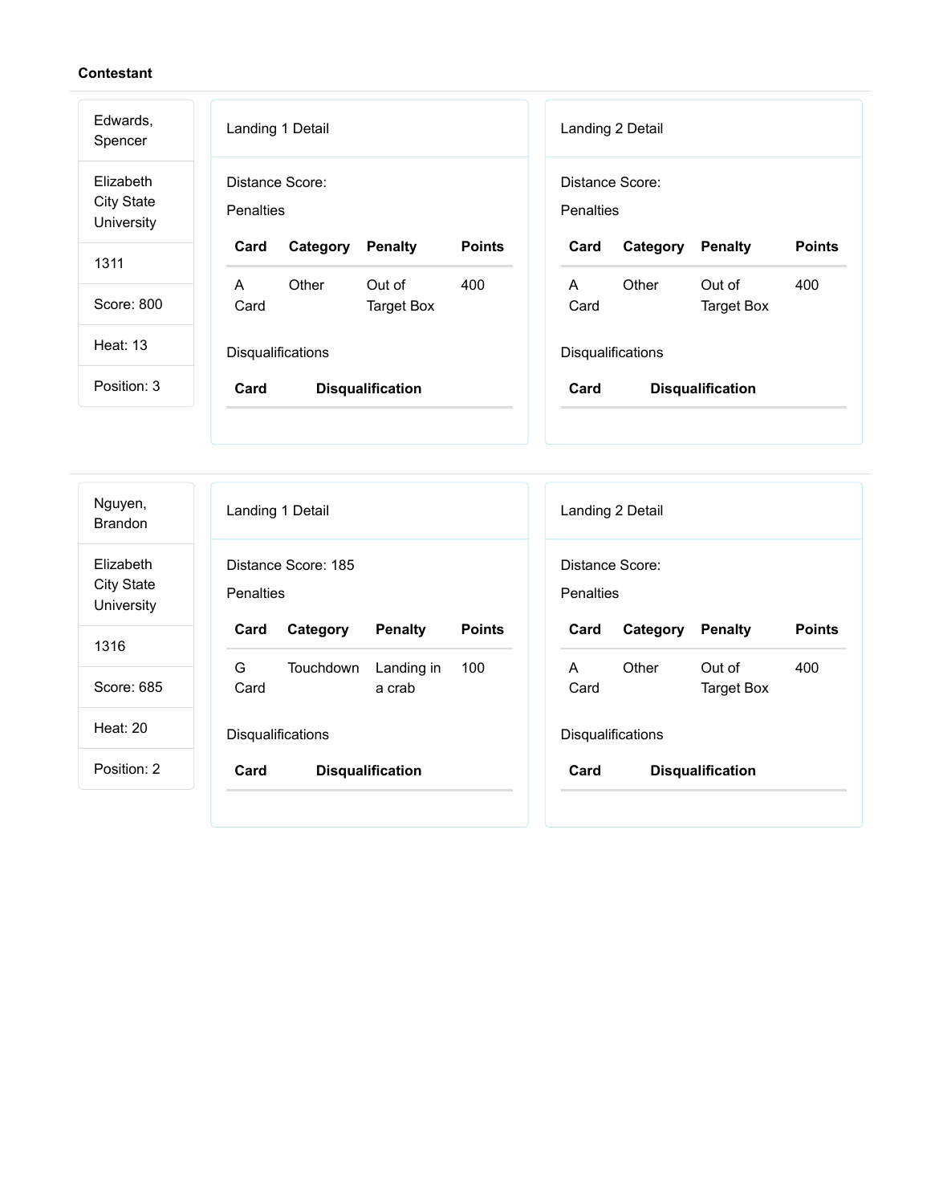**Contestant**

Edwards, Spencer

Elizabeth City State University

1311

Score: 800

Heat: 13

Position: 3

Landing 1 Detail

Distance Score:

Penalties

| Card | Category | Penalty | Points |
| --- | --- | --- | --- |
| A Card | Other | Out of Target Box | 400 |

Disqualifications

| Card | Disqualification |
| --- | --- |

Landing 2 Detail

Distance Score:

Penalties

| Card | Category | Penalty | Points |
| --- | --- | --- | --- |
| A Card | Other | Out of Target Box | 400 |

Disqualifications

| Card | Disqualification |
| --- | --- |

---

Nguyen, Brandon

Elizabeth City State University

1316

Score: 685

Heat: 20

Position: 2

Landing 1 Detail

Distance Score: 185

Penalties

| Card | Category | Penalty | Points |
| --- | --- | --- | --- |
| G Card | Touchdown | Landing in a crab | 100 |

Disqualifications

| Card | Disqualification |
| --- | --- |

Landing 2 Detail

Distance Score:

Penalties

| Card | Category | Penalty | Points |
| --- | --- | --- | --- |
| A Card | Other | Out of Target Box | 400 |

Disqualifications

| Card | Disqualification |
| --- | --- |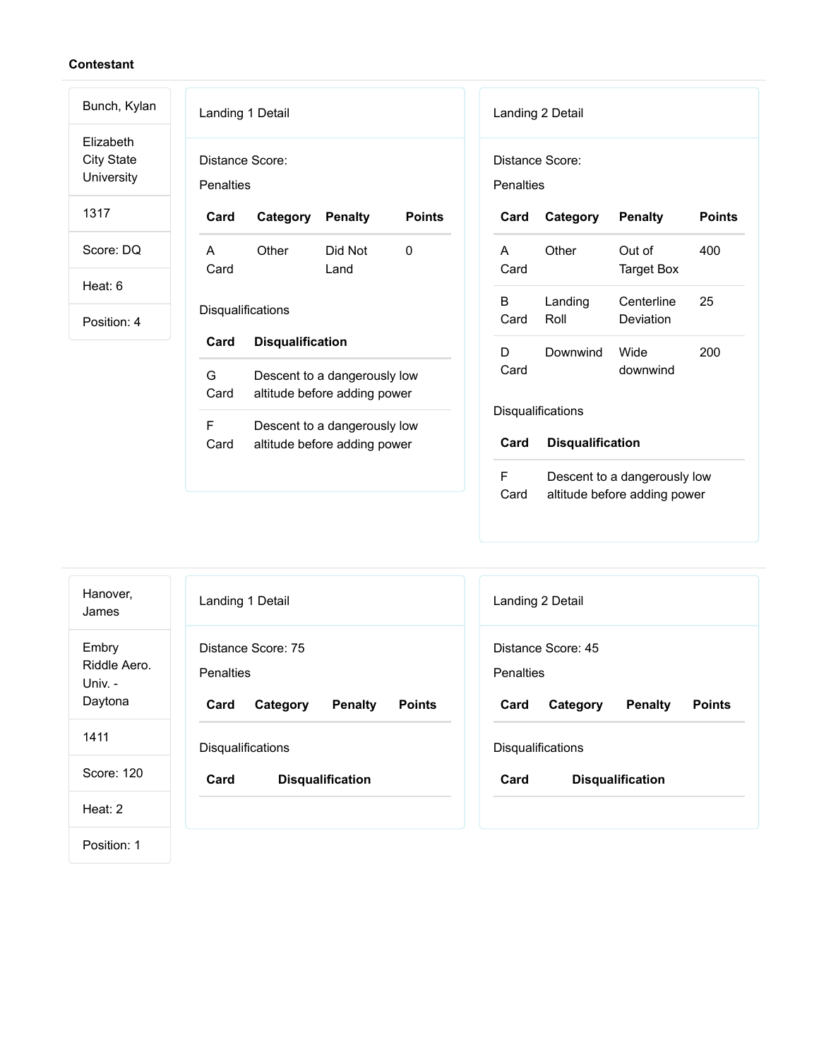**Contestant**

Bunch, Kylan

Elizabeth City State University

1317

Score: DQ

Heat: 6

Position: 4

### Landing 1 Detail

Distance Score:

Penalties

| Card | Category | Penalty | Points |
|---|---|---|---|
| A Card | Other | Did Not Land | 0 |

Disqualifications

| Card | Disqualification |
|---|---|
| G Card | Descent to a dangerously low altitude before adding power |
| F Card | Descent to a dangerously low altitude before adding power |

### Landing 2 Detail

Distance Score:

Penalties

| Card | Category | Penalty | Points |
|---|---|---|---|
| A Card | Other | Out of Target Box | 400 |
| B Card | Landing Roll | Centerline Deviation | 25 |
| D Card | Downwind | Wide downwind | 200 |

Disqualifications

| Card | Disqualification |
|---|---|
| F Card | Descent to a dangerously low altitude before adding power |

---

Hanover, James

Embry Riddle Aero. Univ. - Daytona

1411

Score: 120

Heat: 2

Position: 1

### Landing 1 Detail

Distance Score: 75

Penalties

| Card | Category | Penalty | Points |
|---|---|---|---|

Disqualifications

| Card | Disqualification |
|---|---|

### Landing 2 Detail

Distance Score: 45

Penalties

| Card | Category | Penalty | Points |
|---|---|---|---|

Disqualifications

| Card | Disqualification |
|---|---|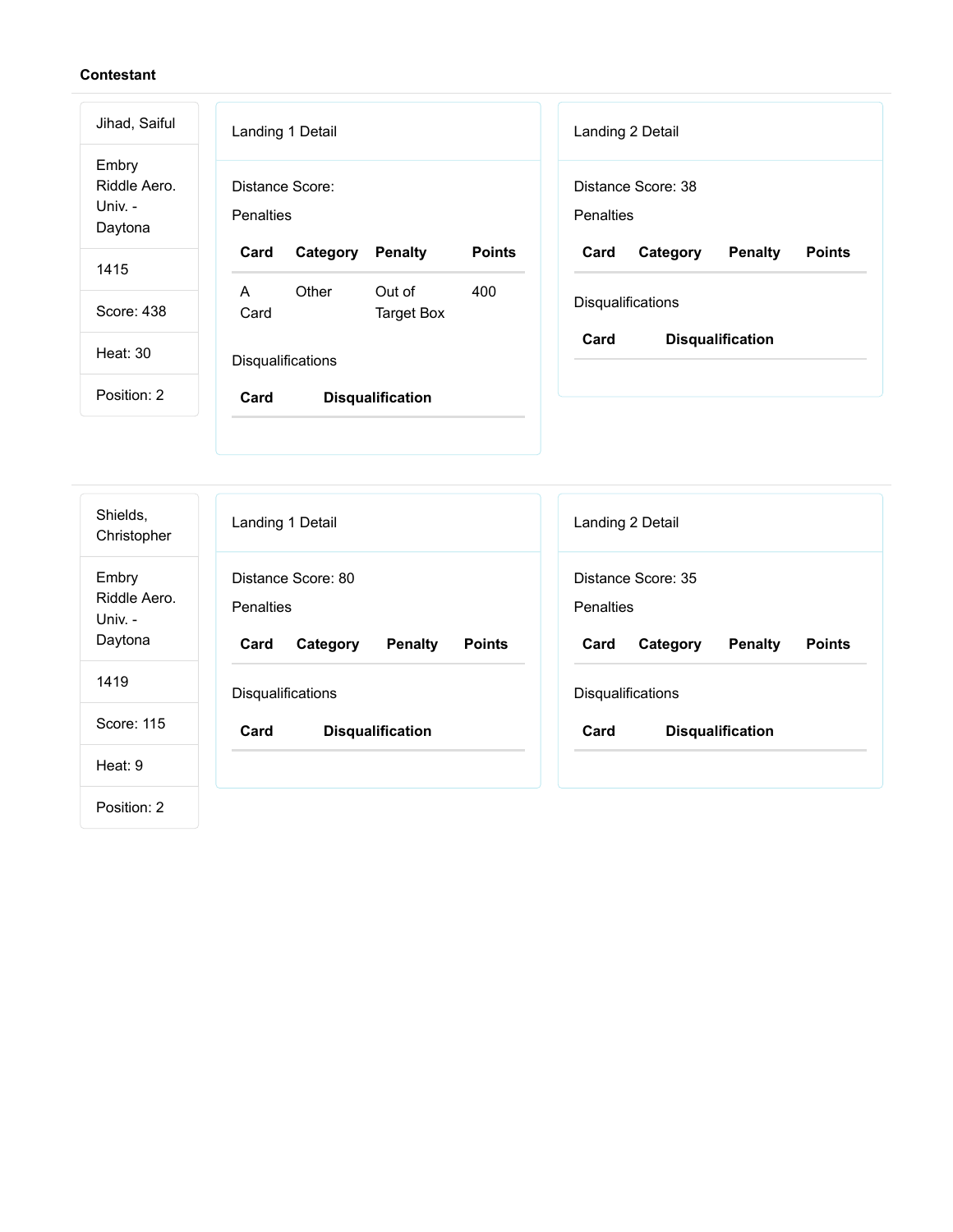**Contestant**

| Jihad, Saiful |
|---|
| Embry Riddle Aero. Univ. - Daytona |
| 1415 |
| Score: 438 |
| Heat: 30 |
| Position: 2 |

Landing 1 Detail

Distance Score:

Penalties

| Card | Category | Penalty | Points |
|---|---|---|---|
| A Card | Other | Out of Target Box | 400 |

Disqualifications

| Card | Disqualification |
|---|---|

Landing 2 Detail

Distance Score: 38

Penalties

| Card | Category | Penalty | Points |
|---|---|---|---|

Disqualifications

| Card | Disqualification |
|---|---|

---

| Shields, Christopher |
|---|
| Embry Riddle Aero. Univ. - Daytona |
| 1419 |
| Score: 115 |
| Heat: 9 |
| Position: 2 |

Landing 1 Detail

Distance Score: 80

Penalties

| Card | Category | Penalty | Points |
|---|---|---|---|

Disqualifications

| Card | Disqualification |
|---|---|

Landing 2 Detail

Distance Score: 35

Penalties

| Card | Category | Penalty | Points |
|---|---|---|---|

Disqualifications

| Card | Disqualification |
|---|---|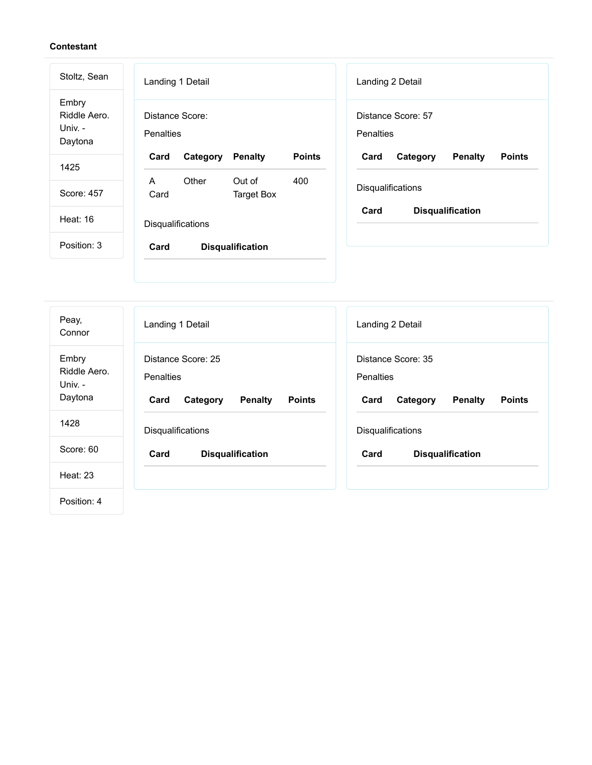**Contestant**

| |
|---|
| Stoltz, Sean |
| Embry Riddle Aero. Univ. - Daytona |
| 1425 |
| Score: 457 |
| Heat: 16 |
| Position: 3 |

Landing 1 Detail

Distance Score:

Penalties

| Card | Category | Penalty | Points |
|---|---|---|---|
| A Card | Other | Out of Target Box | 400 |

Disqualifications

| Card | Disqualification |
|---|---|

Landing 2 Detail

Distance Score: 57

Penalties

| Card | Category | Penalty | Points |
|---|---|---|---|

Disqualifications

| Card | Disqualification |
|---|---|

| |
|---|
| Peay, Connor |
| Embry Riddle Aero. Univ. - Daytona |
| 1428 |
| Score: 60 |
| Heat: 23 |
| Position: 4 |

Landing 1 Detail

Distance Score: 25

Penalties

| Card | Category | Penalty | Points |
|---|---|---|---|

Disqualifications

| Card | Disqualification |
|---|---|

Landing 2 Detail

Distance Score: 35

Penalties

| Card | Category | Penalty | Points |
|---|---|---|---|

Disqualifications

| Card | Disqualification |
|---|---|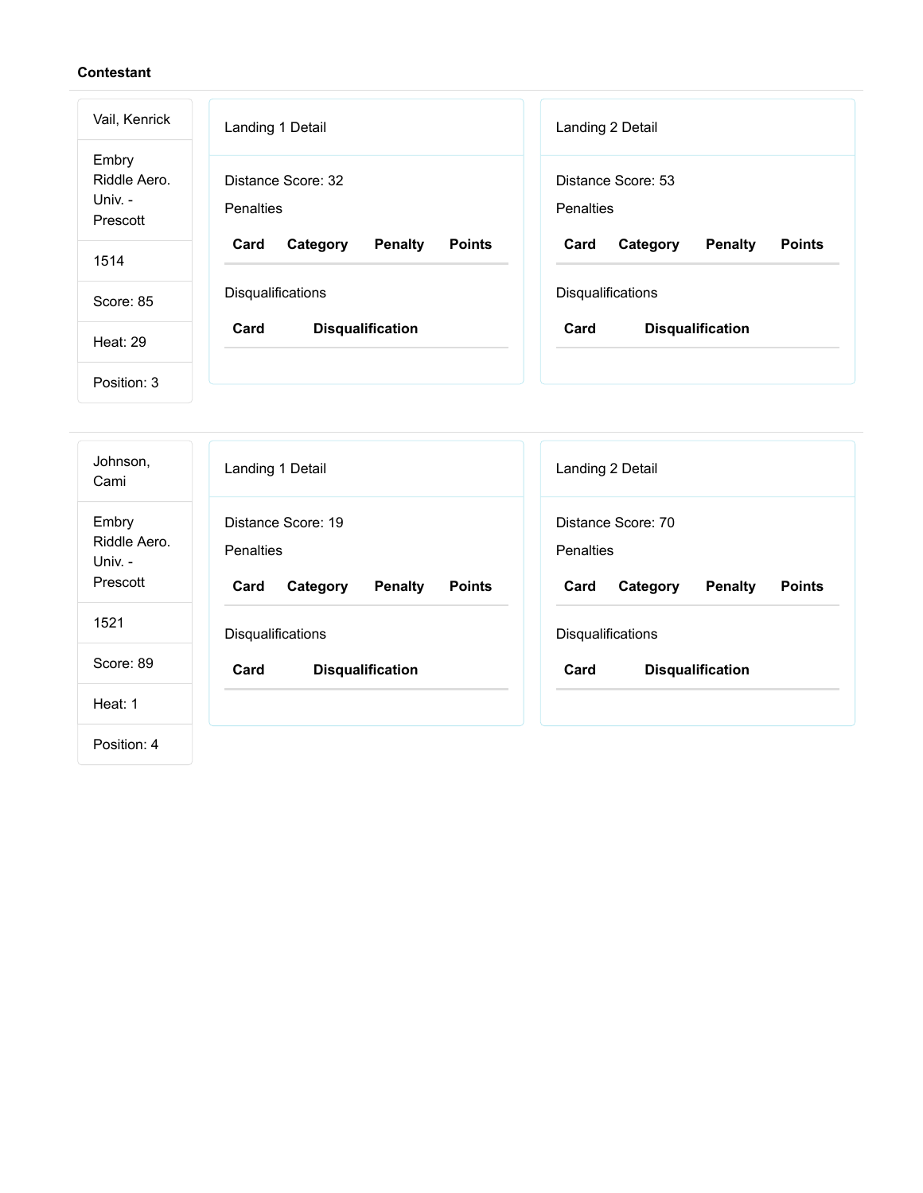**Contestant**

Vail, Kenrick

Embry Riddle Aero. Univ. - Prescott

1514

Score: 85

Heat: 29

Position: 3

Landing 1 Detail

Distance Score: 32

Penalties

| Card | Category | Penalty | Points |
| --- | --- | --- | --- |

Disqualifications

| Card | Disqualification |
| --- | --- |

Landing 2 Detail

Distance Score: 53

Penalties

| Card | Category | Penalty | Points |
| --- | --- | --- | --- |

Disqualifications

| Card | Disqualification |
| --- | --- |

---

Johnson, Cami

Embry Riddle Aero. Univ. - Prescott

1521

Score: 89

Heat: 1

Position: 4

Landing 1 Detail

Distance Score: 19

Penalties

| Card | Category | Penalty | Points |
| --- | --- | --- | --- |

Disqualifications

| Card | Disqualification |
| --- | --- |

Landing 2 Detail

Distance Score: 70

Penalties

| Card | Category | Penalty | Points |
| --- | --- | --- | --- |

Disqualifications

| Card | Disqualification |
| --- | --- |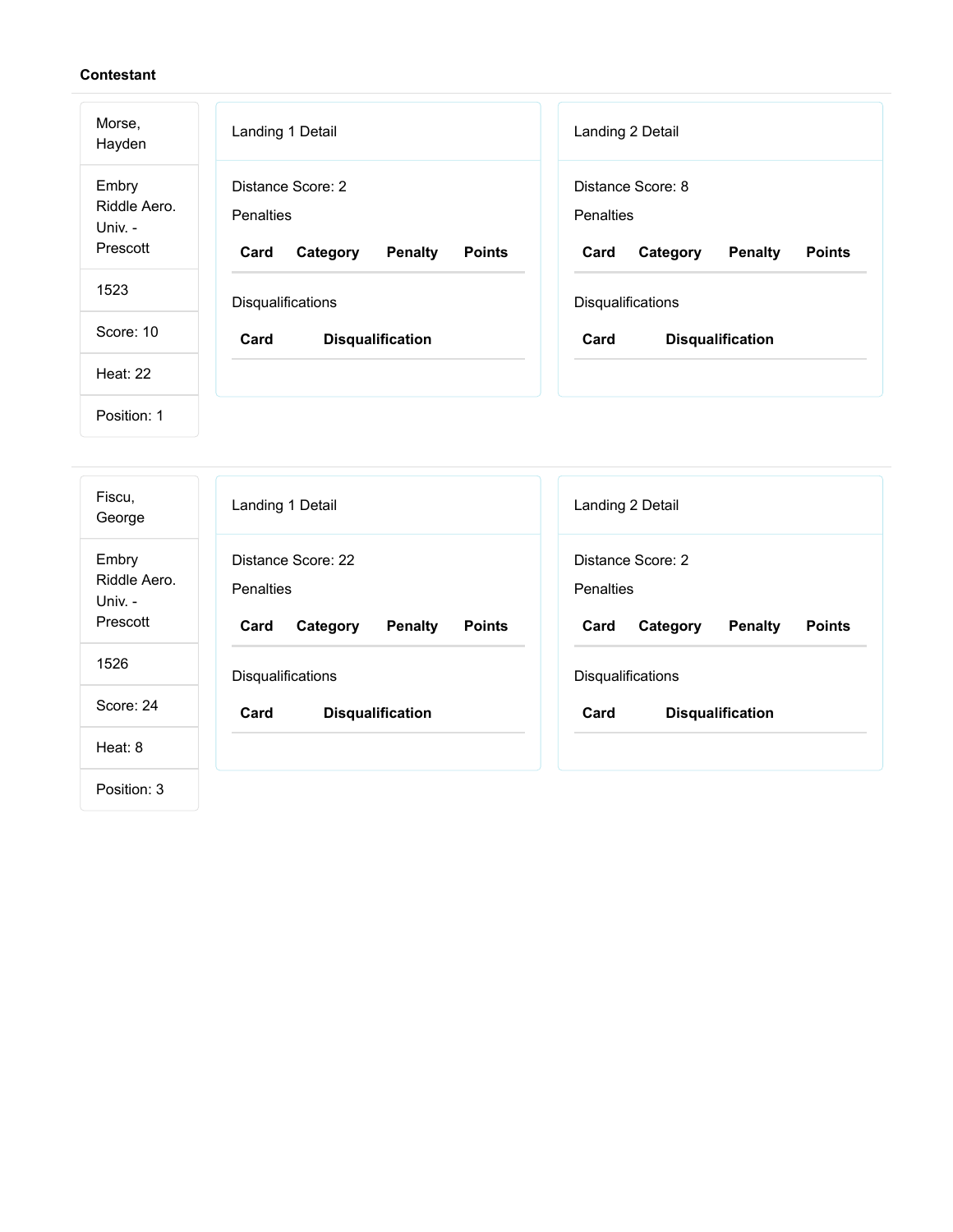**Contestant**

Morse, Hayden

Embry Riddle Aero. Univ. - Prescott

1523

Score: 10

Heat: 22

Position: 1

Landing 1 Detail

Distance Score: 2

Penalties

| Card | Category | Penalty | Points |
| --- | --- | --- | --- |

Disqualifications

| Card | Disqualification |
| --- | --- |

Landing 2 Detail

Distance Score: 8

Penalties

| Card | Category | Penalty | Points |
| --- | --- | --- | --- |

Disqualifications

| Card | Disqualification |
| --- | --- |

---

Fiscu, George

Embry Riddle Aero. Univ. - Prescott

1526

Score: 24

Heat: 8

Position: 3

Landing 1 Detail

Distance Score: 22

Penalties

| Card | Category | Penalty | Points |
| --- | --- | --- | --- |

Disqualifications

| Card | Disqualification |
| --- | --- |

Landing 2 Detail

Distance Score: 2

Penalties

| Card | Category | Penalty | Points |
| --- | --- | --- | --- |

Disqualifications

| Card | Disqualification |
| --- | --- |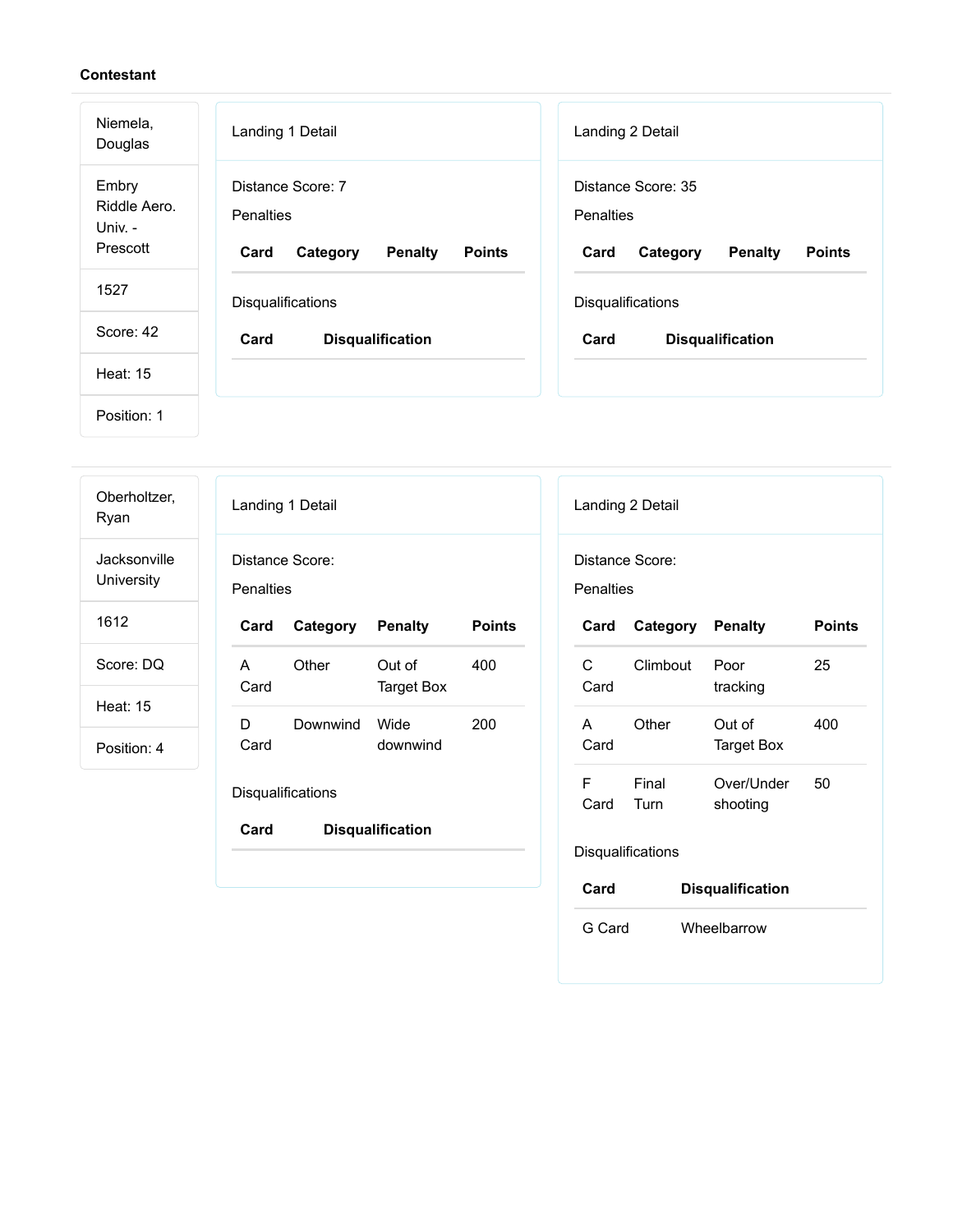**Contestant**

Niemela, Douglas

Embry Riddle Aero. Univ. - Prescott

1527

Score: 42

Heat: 15

Position: 1

### Landing 1 Detail

Distance Score: 7

Penalties

| Card | Category | Penalty | Points |
| --- | --- | --- | --- |

Disqualifications

| Card | Disqualification |
| --- | --- |

### Landing 2 Detail

Distance Score: 35

Penalties

| Card | Category | Penalty | Points |
| --- | --- | --- | --- |

Disqualifications

| Card | Disqualification |
| --- | --- |

---

Oberholtzer, Ryan

Jacksonville University

1612

Score: DQ

Heat: 15

Position: 4

### Landing 1 Detail

Distance Score:

Penalties

| Card | Category | Penalty | Points |
| --- | --- | --- | --- |
| A Card | Other | Out of Target Box | 400 |
| D Card | Downwind | Wide downwind | 200 |

Disqualifications

| Card | Disqualification |
| --- | --- |

### Landing 2 Detail

Distance Score:

Penalties

| Card | Category | Penalty | Points |
| --- | --- | --- | --- |
| C Card | Climbout | Poor tracking | 25 |
| A Card | Other | Out of Target Box | 400 |
| F Card | Final Turn | Over/Under shooting | 50 |

Disqualifications

| Card | Disqualification |
| --- | --- |
| G Card | Wheelbarrow |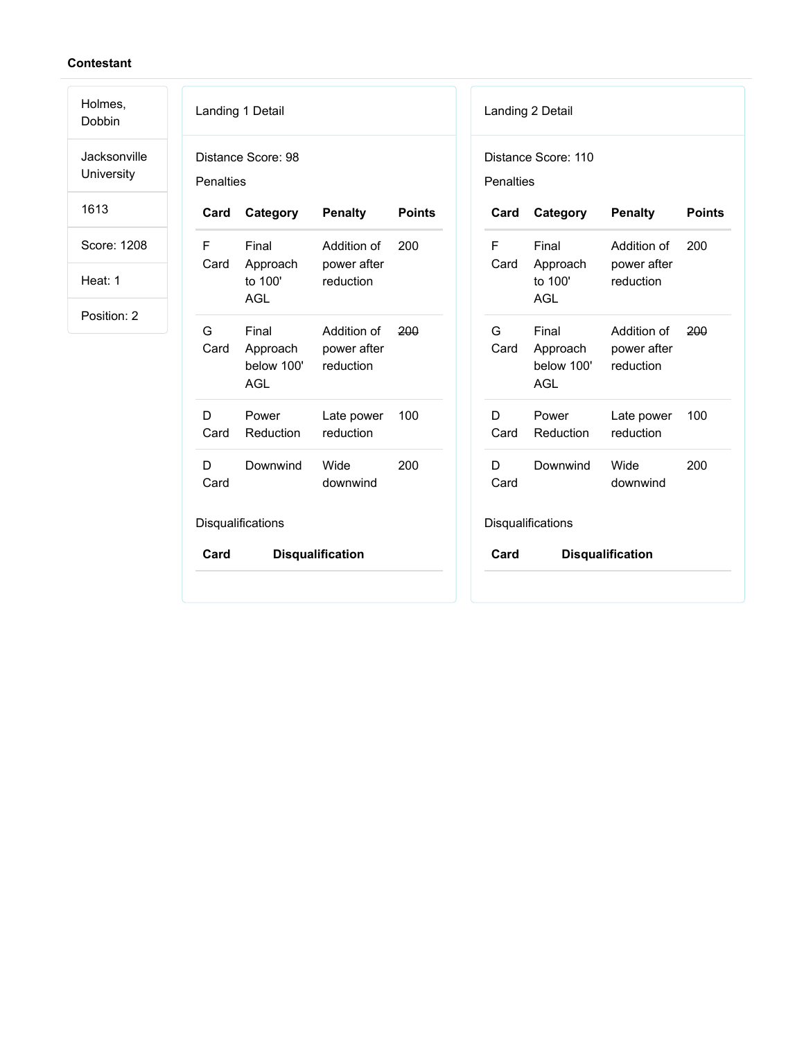**Contestant**

| |
|---|
| Holmes, Dobbin |
| Jacksonville University |
| 1613 |
| Score: 1208 |
| Heat: 1 |
| Position: 2 |

Landing 1 Detail

Distance Score: 98

Penalties

| Card | Category | Penalty | Points |
|---|---|---|---|
| F Card | Final Approach to 100' AGL | Addition of power after reduction | 200 |
| G Card | Final Approach below 100' AGL | Addition of power after reduction | ~~200~~ |
| D Card | Power Reduction | Late power reduction | 100 |
| D Card | Downwind | Wide downwind | 200 |

Disqualifications

| Card | Disqualification |
|---|---|

Landing 2 Detail

Distance Score: 110

Penalties

| Card | Category | Penalty | Points |
|---|---|---|---|
| F Card | Final Approach to 100' AGL | Addition of power after reduction | 200 |
| G Card | Final Approach below 100' AGL | Addition of power after reduction | ~~200~~ |
| D Card | Power Reduction | Late power reduction | 100 |
| D Card | Downwind | Wide downwind | 200 |

Disqualifications

| Card | Disqualification |
|---|---|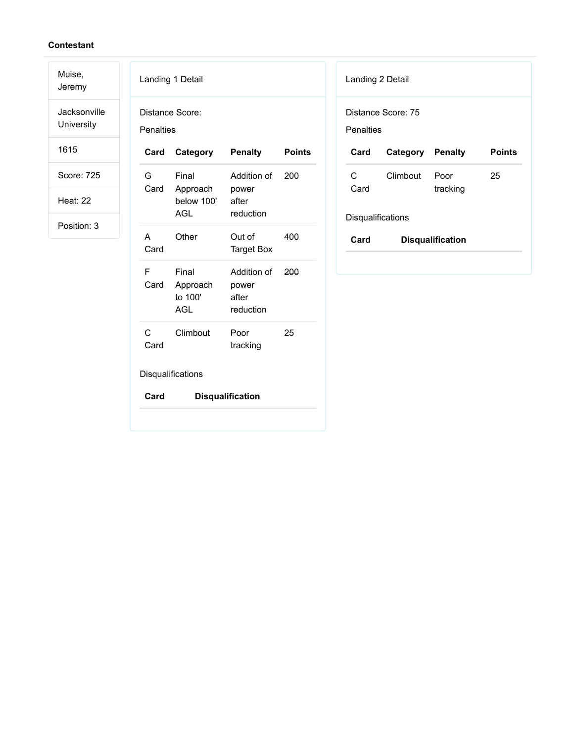**Contestant**

Muise, Jeremy

Jacksonville University

1615

Score: 725

Heat: 22

Position: 3

Landing 1 Detail

Distance Score:

Penalties

| Card | Category | Penalty | Points |
|---|---|---|---|
| G Card | Final Approach below 100' AGL | Addition of power after reduction | 200 |
| A Card | Other | Out of Target Box | 400 |
| F Card | Final Approach to 100' AGL | Addition of power after reduction | ~~200~~ |
| C Card | Climbout | Poor tracking | 25 |

Disqualifications

| Card | Disqualification |
|---|---|

Landing 2 Detail

Distance Score: 75

Penalties

| Card | Category | Penalty | Points |
|---|---|---|---|
| C Card | Climbout | Poor tracking | 25 |

Disqualifications

| Card | Disqualification |
|---|---|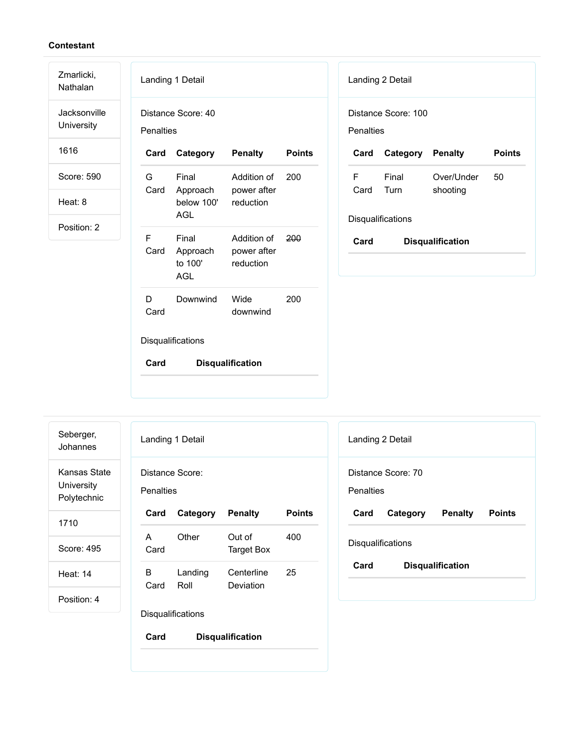**Contestant**

| |
|---|
| Zmarlicki, Nathalan |
| Jacksonville University |
| 1616 |
| Score: 590 |
| Heat: 8 |
| Position: 2 |

Landing 1 Detail

Distance Score: 40

Penalties

| Card | Category | Penalty | Points |
|---|---|---|---|
| G Card | Final Approach below 100' AGL | Addition of power after reduction | 200 |
| F Card | Final Approach to 100' AGL | Addition of power after reduction | ~~200~~ |
| D Card | Downwind | Wide downwind | 200 |

Disqualifications

| Card | Disqualification |
|---|---|

Landing 2 Detail

Distance Score: 100

Penalties

| Card | Category | Penalty | Points |
|---|---|---|---|
| F Card | Final Turn | Over/Under shooting | 50 |

Disqualifications

| Card | Disqualification |
|---|---|

---

| |
|---|
| Seberger, Johannes |
| Kansas State University Polytechnic |
| 1710 |
| Score: 495 |
| Heat: 14 |
| Position: 4 |

Landing 1 Detail

Distance Score:

Penalties

| Card | Category | Penalty | Points |
|---|---|---|---|
| A Card | Other | Out of Target Box | 400 |
| B Card | Landing Roll | Centerline Deviation | 25 |

Disqualifications

| Card | Disqualification |
|---|---|

Landing 2 Detail

Distance Score: 70

Penalties

| Card | Category | Penalty | Points |
|---|---|---|---|

Disqualifications

| Card | Disqualification |
|---|---|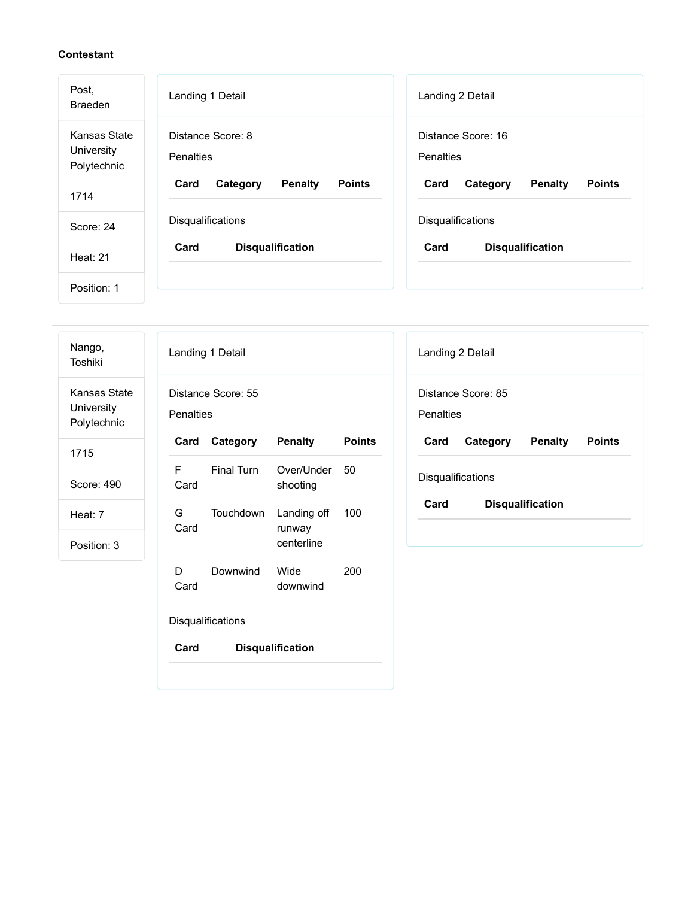**Contestant**

Post, Braeden

Kansas State University Polytechnic

1714

Score: 24

Heat: 21

Position: 1

Landing 1 Detail

Distance Score: 8

Penalties

| Card | Category | Penalty | Points |
|---|---|---|---|

Disqualifications

| Card | Disqualification |
|---|---|

Landing 2 Detail

Distance Score: 16

Penalties

| Card | Category | Penalty | Points |
|---|---|---|---|

Disqualifications

| Card | Disqualification |
|---|---|

---

Nango, Toshiki

Kansas State University Polytechnic

1715

Score: 490

Heat: 7

Position: 3

Landing 1 Detail

Distance Score: 55

Penalties

| Card | Category | Penalty | Points |
|---|---|---|---|
| F Card | Final Turn | Over/Under shooting | 50 |
| G Card | Touchdown | Landing off runway centerline | 100 |
| D Card | Downwind | Wide downwind | 200 |

Disqualifications

| Card | Disqualification |
|---|---|

Landing 2 Detail

Distance Score: 85

Penalties

| Card | Category | Penalty | Points |
|---|---|---|---|

Disqualifications

| Card | Disqualification |
|---|---|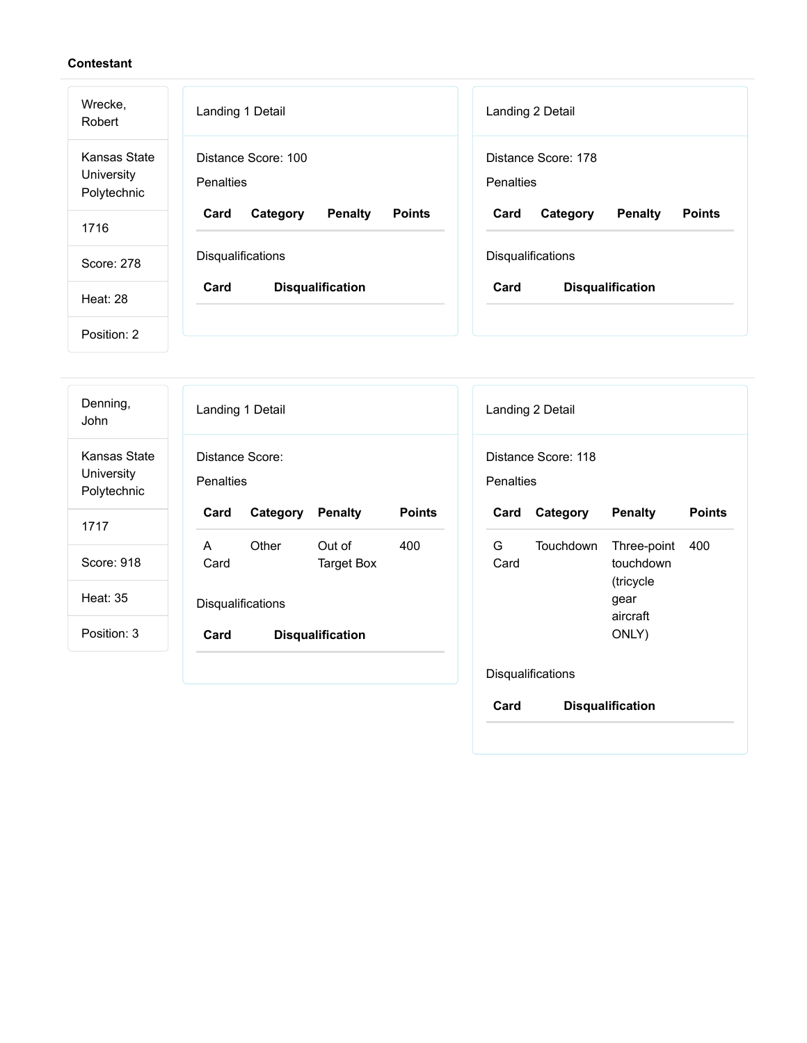**Contestant**

Wrecke, Robert

Kansas State University Polytechnic

1716

Score: 278

Heat: 28

Position: 2

Landing 1 Detail

Distance Score: 100

Penalties

| Card | Category | Penalty | Points |
| --- | --- | --- | --- |

Disqualifications

| Card | Disqualification |
| --- | --- |

Landing 2 Detail

Distance Score: 178

Penalties

| Card | Category | Penalty | Points |
| --- | --- | --- | --- |

Disqualifications

| Card | Disqualification |
| --- | --- |

---

Denning, John

Kansas State University Polytechnic

1717

Score: 918

Heat: 35

Position: 3

Landing 1 Detail

Distance Score:

Penalties

| Card | Category | Penalty | Points |
| --- | --- | --- | --- |
| A Card | Other | Out of Target Box | 400 |

Disqualifications

| Card | Disqualification |
| --- | --- |

Landing 2 Detail

Distance Score: 118

Penalties

| Card | Category | Penalty | Points |
| --- | --- | --- | --- |
| G Card | Touchdown | Three-point touchdown (tricycle gear aircraft ONLY) | 400 |

Disqualifications

| Card | Disqualification |
| --- | --- |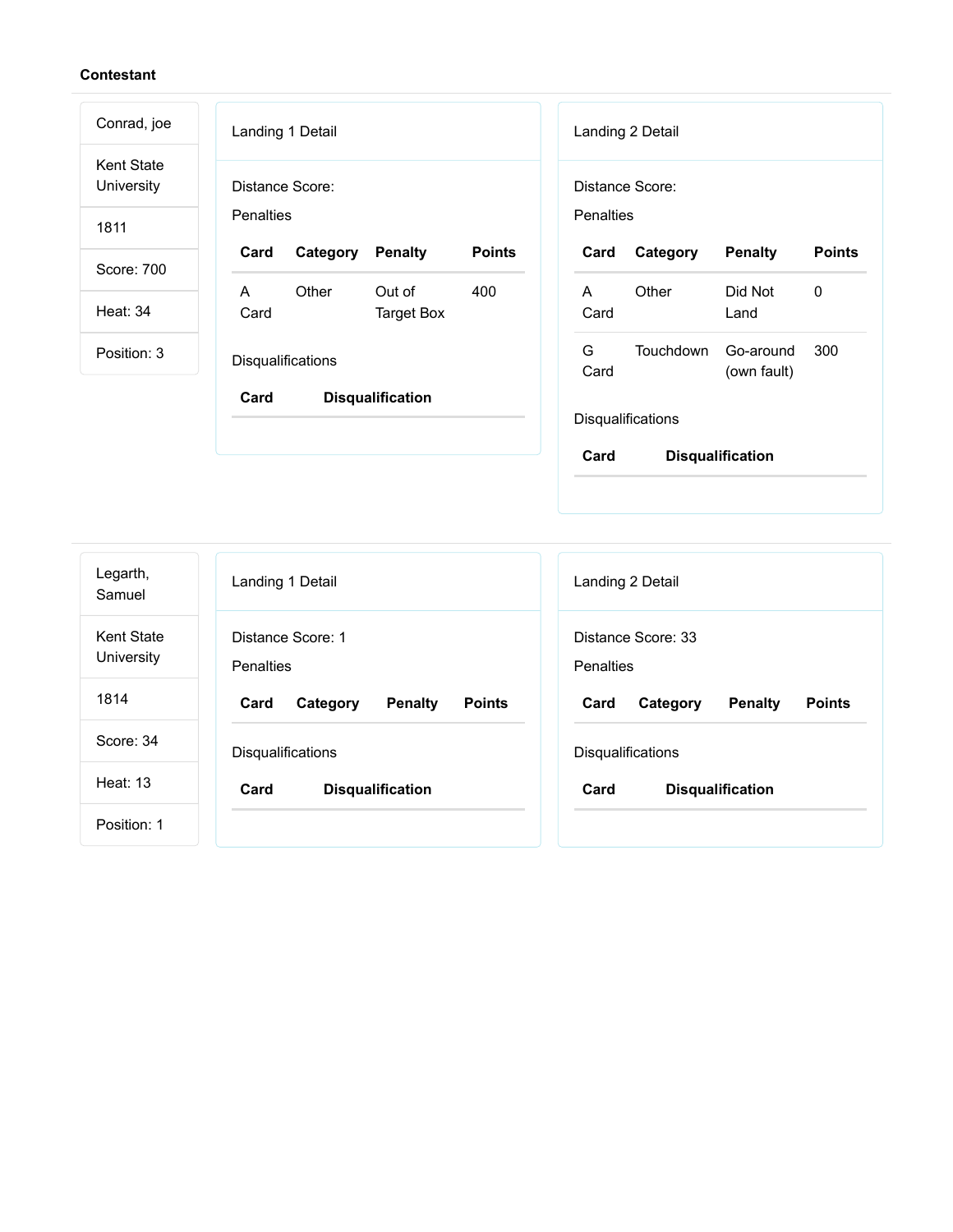**Contestant**

Conrad, joe

Kent State University

1811

Score: 700

Heat: 34

Position: 3

Landing 1 Detail

Distance Score:

Penalties

| Card | Category | Penalty | Points |
|---|---|---|---|
| A Card | Other | Out of Target Box | 400 |

Disqualifications

| Card | Disqualification |
|---|---|

Landing 2 Detail

Distance Score:

Penalties

| Card | Category | Penalty | Points |
|---|---|---|---|
| A Card | Other | Did Not Land | 0 |
| G Card | Touchdown | Go-around (own fault) | 300 |

Disqualifications

| Card | Disqualification |
|---|---|

---

Legarth, Samuel

Kent State University

1814

Score: 34

Heat: 13

Position: 1

Landing 1 Detail

Distance Score: 1

Penalties

| Card | Category | Penalty | Points |
|---|---|---|---|

Disqualifications

| Card | Disqualification |
|---|---|

Landing 2 Detail

Distance Score: 33

Penalties

| Card | Category | Penalty | Points |
|---|---|---|---|

Disqualifications

| Card | Disqualification |
|---|---|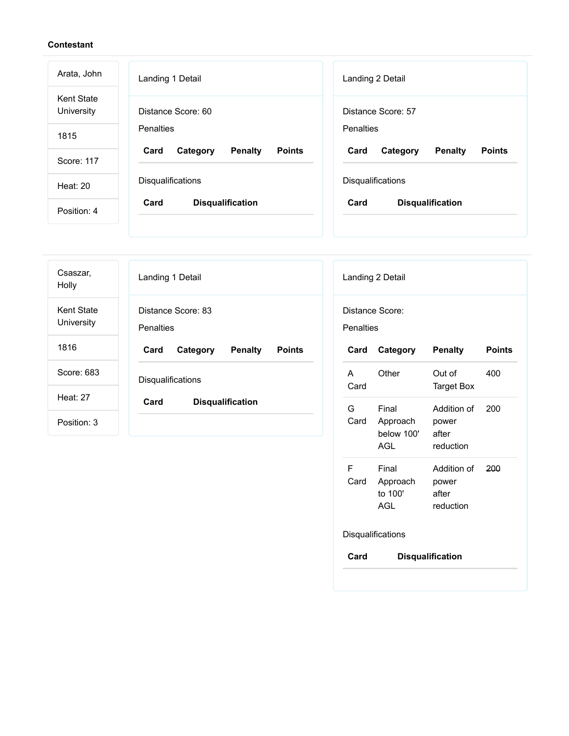**Contestant**

Arata, John

Kent State University

1815

Score: 117

Heat: 20

Position: 4

Landing 1 Detail

Distance Score: 60

Penalties

| Card | Category | Penalty | Points |
| --- | --- | --- | --- |

Disqualifications

| Card | Disqualification |
| --- | --- |

Landing 2 Detail

Distance Score: 57

Penalties

| Card | Category | Penalty | Points |
| --- | --- | --- | --- |

Disqualifications

| Card | Disqualification |
| --- | --- |

---

Csaszar, Holly

Kent State University

1816

Score: 683

Heat: 27

Position: 3

Landing 1 Detail

Distance Score: 83

Penalties

| Card | Category | Penalty | Points |
| --- | --- | --- | --- |

Disqualifications

| Card | Disqualification |
| --- | --- |

Landing 2 Detail

Distance Score:

Penalties

| Card | Category | Penalty | Points |
| --- | --- | --- | --- |
| A Card | Other | Out of Target Box | 400 |
| G Card | Final Approach below 100' AGL | Addition of power after reduction | 200 |
| F Card | Final Approach to 100' AGL | Addition of power after reduction | ~~200~~ |

Disqualifications

| Card | Disqualification |
| --- | --- |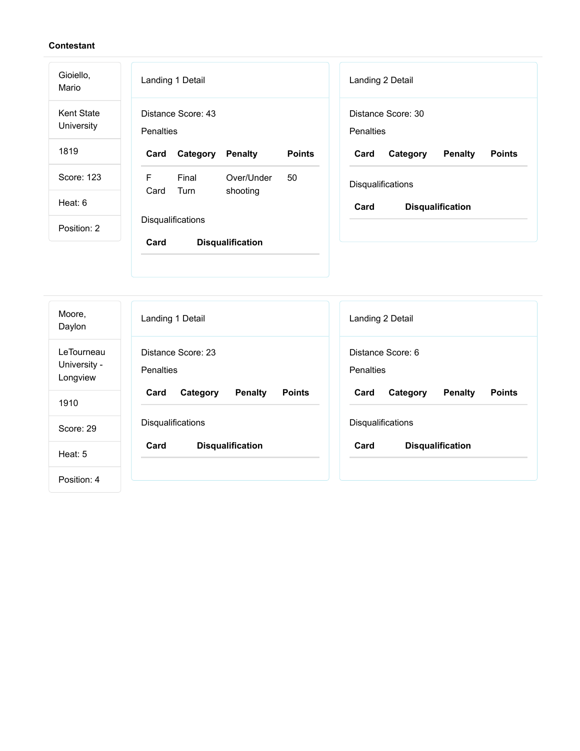**Contestant**

Gioiello, Mario

Kent State University

1819

Score: 123

Heat: 6

Position: 2

Landing 1 Detail

Distance Score: 43

Penalties

| Card | Category | Penalty | Points |
|---|---|---|---|
| F Card | Final Turn | Over/Under shooting | 50 |

Disqualifications

| Card | Disqualification |
|---|---|

Landing 2 Detail

Distance Score: 30

Penalties

| Card | Category | Penalty | Points |
|---|---|---|---|

Disqualifications

| Card | Disqualification |
|---|---|

---

Moore, Daylon

LeTourneau University - Longview

1910

Score: 29

Heat: 5

Position: 4

Landing 1 Detail

Distance Score: 23

Penalties

| Card | Category | Penalty | Points |
|---|---|---|---|

Disqualifications

| Card | Disqualification |
|---|---|

Landing 2 Detail

Distance Score: 6

Penalties

| Card | Category | Penalty | Points |
|---|---|---|---|

Disqualifications

| Card | Disqualification |
|---|---|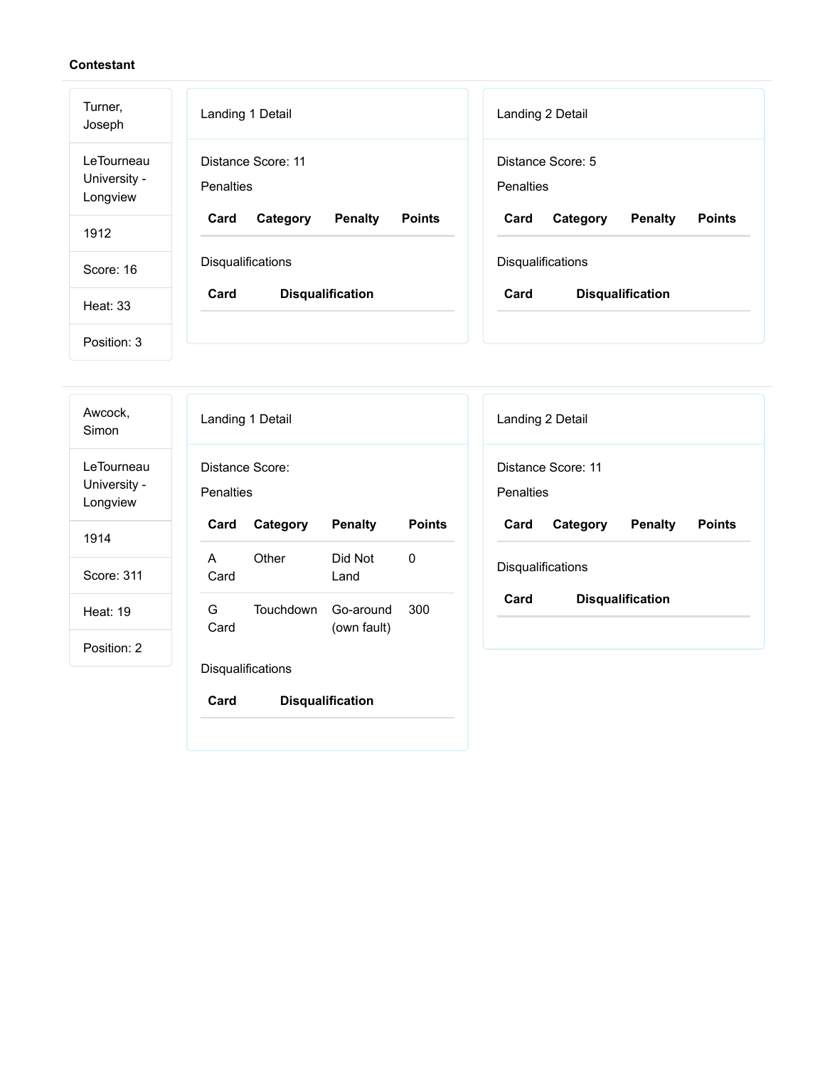**Contestant**

Turner, Joseph

LeTourneau University - Longview

1912

Score: 16

Heat: 33

Position: 3

Landing 1 Detail

Distance Score: 11

Penalties

| Card | Category | Penalty | Points |
| --- | --- | --- | --- |

Disqualifications

| Card | Disqualification |
| --- | --- |

Landing 2 Detail

Distance Score: 5

Penalties

| Card | Category | Penalty | Points |
| --- | --- | --- | --- |

Disqualifications

| Card | Disqualification |
| --- | --- |

---

Awcock, Simon

LeTourneau University - Longview

1914

Score: 311

Heat: 19

Position: 2

Landing 1 Detail

Distance Score:

Penalties

| Card | Category | Penalty | Points |
| --- | --- | --- | --- |
| A Card | Other | Did Not Land | 0 |
| G Card | Touchdown | Go-around (own fault) | 300 |

Disqualifications

| Card | Disqualification |
| --- | --- |

Landing 2 Detail

Distance Score: 11

Penalties

| Card | Category | Penalty | Points |
| --- | --- | --- | --- |

Disqualifications

| Card | Disqualification |
| --- | --- |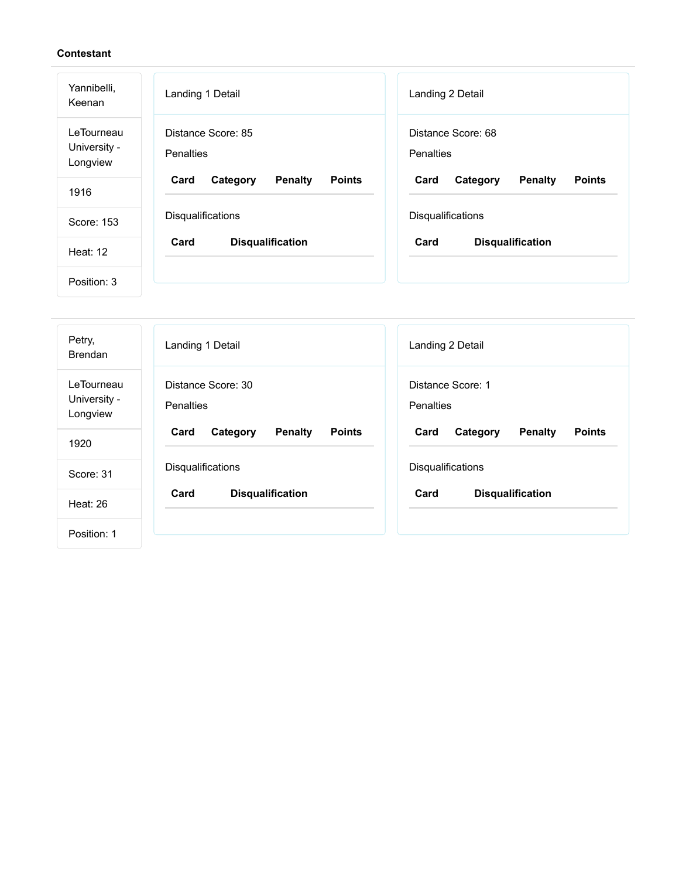**Contestant**

Yannibelli, Keenan

LeTourneau University - Longview

1916

Score: 153

Heat: 12

Position: 3

Landing 1 Detail

Distance Score: 85

Penalties

| Card | Category | Penalty | Points |
| --- | --- | --- | --- |

Disqualifications

| Card | Disqualification |
| --- | --- |

Landing 2 Detail

Distance Score: 68

Penalties

| Card | Category | Penalty | Points |
| --- | --- | --- | --- |

Disqualifications

| Card | Disqualification |
| --- | --- |

---

Petry, Brendan

LeTourneau University - Longview

1920

Score: 31

Heat: 26

Position: 1

Landing 1 Detail

Distance Score: 30

Penalties

| Card | Category | Penalty | Points |
| --- | --- | --- | --- |

Disqualifications

| Card | Disqualification |
| --- | --- |

Landing 2 Detail

Distance Score: 1

Penalties

| Card | Category | Penalty | Points |
| --- | --- | --- | --- |

Disqualifications

| Card | Disqualification |
| --- | --- |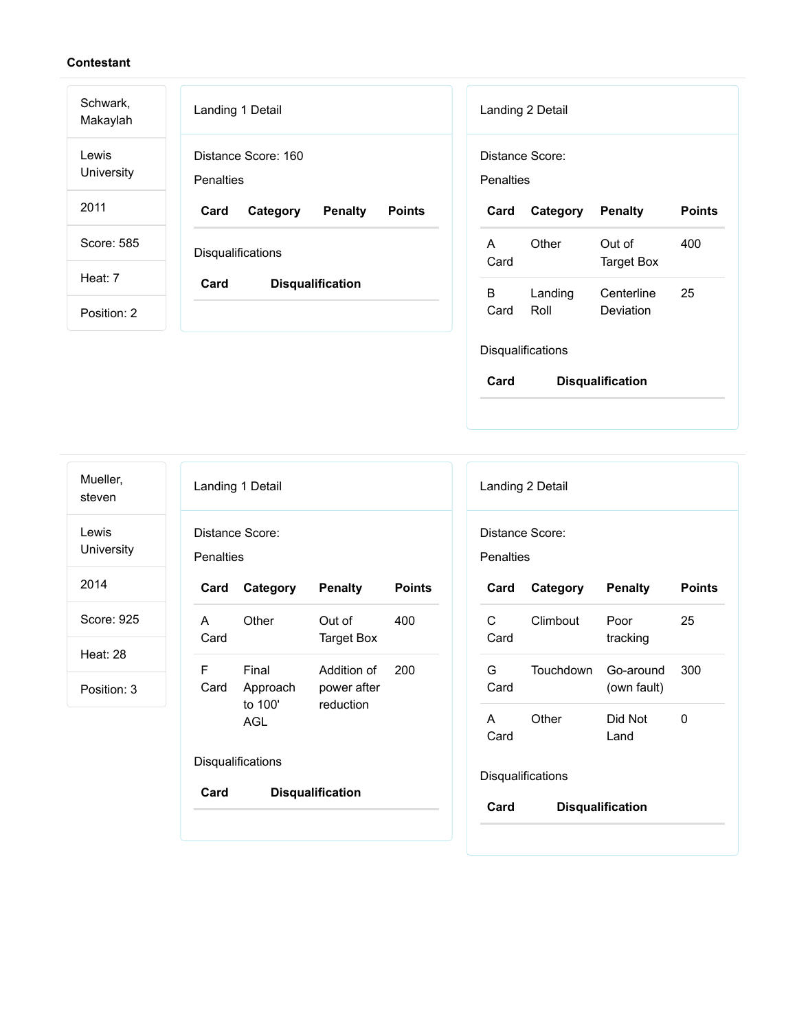**Contestant**

Schwark, Makaylah

Lewis University

2011

Score: 585

Heat: 7

Position: 2

### Landing 1 Detail

Distance Score: 160

Penalties

| Card | Category | Penalty | Points |
|---|---|---|---|

Disqualifications

| Card | Disqualification |
|---|---|

### Landing 2 Detail

Distance Score:

Penalties

| Card | Category | Penalty | Points |
|---|---|---|---|
| A Card | Other | Out of Target Box | 400 |
| B Card | Landing Roll | Centerline Deviation | 25 |

Disqualifications

| Card | Disqualification |
|---|---|

---

Mueller, steven

Lewis University

2014

Score: 925

Heat: 28

Position: 3

### Landing 1 Detail

Distance Score:

Penalties

| Card | Category | Penalty | Points |
|---|---|---|---|
| A Card | Other | Out of Target Box | 400 |
| F Card | Final Approach to 100' AGL | Addition of power after reduction | 200 |

Disqualifications

| Card | Disqualification |
|---|---|

### Landing 2 Detail

Distance Score:

Penalties

| Card | Category | Penalty | Points |
|---|---|---|---|
| C Card | Climbout | Poor tracking | 25 |
| G Card | Touchdown | Go-around (own fault) | 300 |
| A Card | Other | Did Not Land | 0 |

Disqualifications

| Card | Disqualification |
|---|---|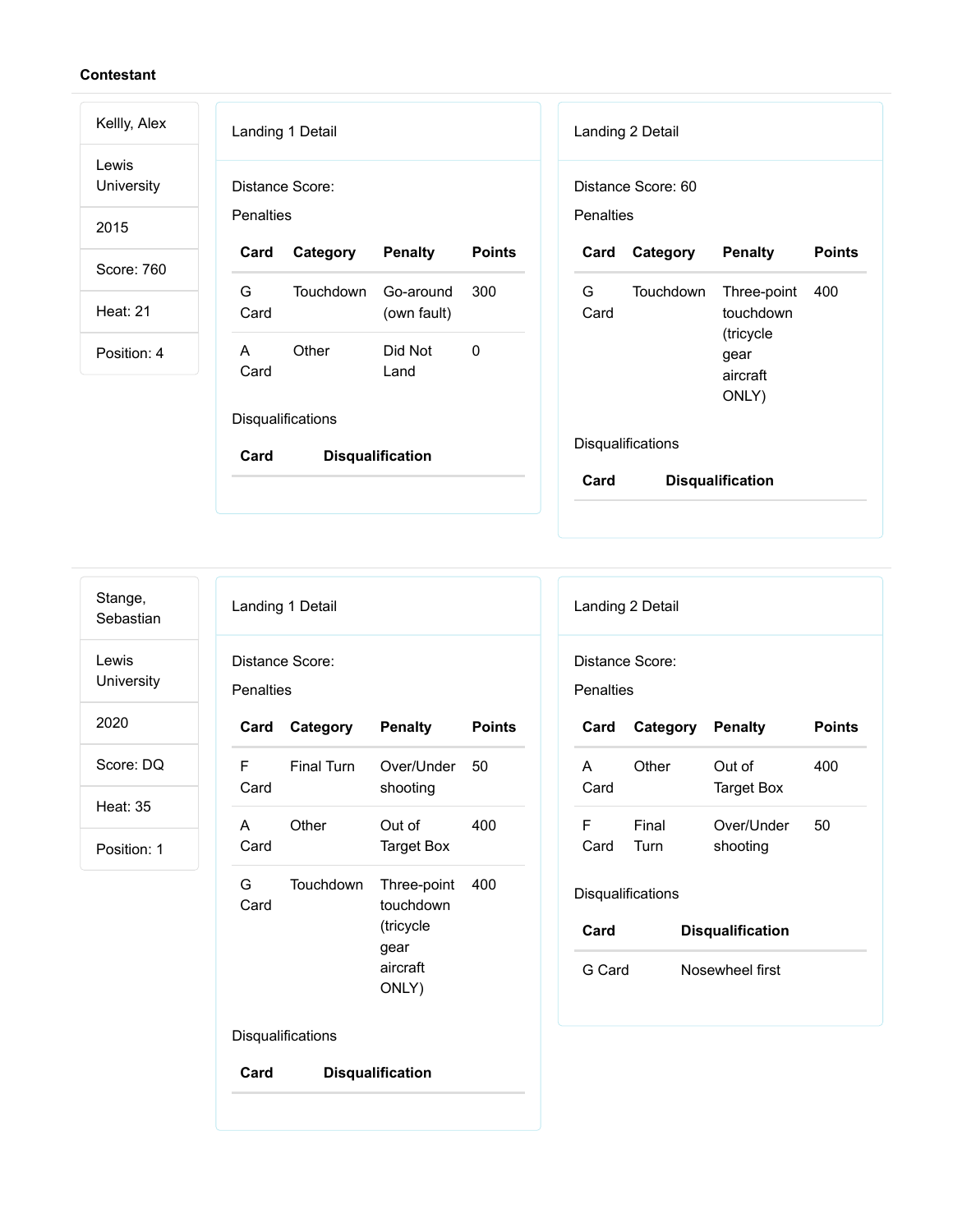**Contestant**

| |
|---|
| Kellly, Alex |
| Lewis University |
| 2015 |
| Score: 760 |
| Heat: 21 |
| Position: 4 |

Landing 1 Detail

Distance Score:

Penalties

| Card | Category | Penalty | Points |
|---|---|---|---|
| G Card | Touchdown | Go-around (own fault) | 300 |
| A Card | Other | Did Not Land | 0 |

Disqualifications

| Card | Disqualification |
|---|---|

Landing 2 Detail

Distance Score: 60

Penalties

| Card | Category | Penalty | Points |
|---|---|---|---|
| G Card | Touchdown | Three-point touchdown (tricycle gear aircraft ONLY) | 400 |

Disqualifications

| Card | Disqualification |
|---|---|

| |
|---|
| Stange, Sebastian |
| Lewis University |
| 2020 |
| Score: DQ |
| Heat: 35 |
| Position: 1 |

Landing 1 Detail

Distance Score:

Penalties

| Card | Category | Penalty | Points |
|---|---|---|---|
| F Card | Final Turn | Over/Under shooting | 50 |
| A Card | Other | Out of Target Box | 400 |
| G Card | Touchdown | Three-point touchdown (tricycle gear aircraft ONLY) | 400 |

Disqualifications

| Card | Disqualification |
|---|---|

Landing 2 Detail

Distance Score:

Penalties

| Card | Category | Penalty | Points |
|---|---|---|---|
| A Card | Other | Out of Target Box | 400 |
| F Card | Final Turn | Over/Under shooting | 50 |

Disqualifications

| Card | Disqualification |
|---|---|
| G Card | Nosewheel first |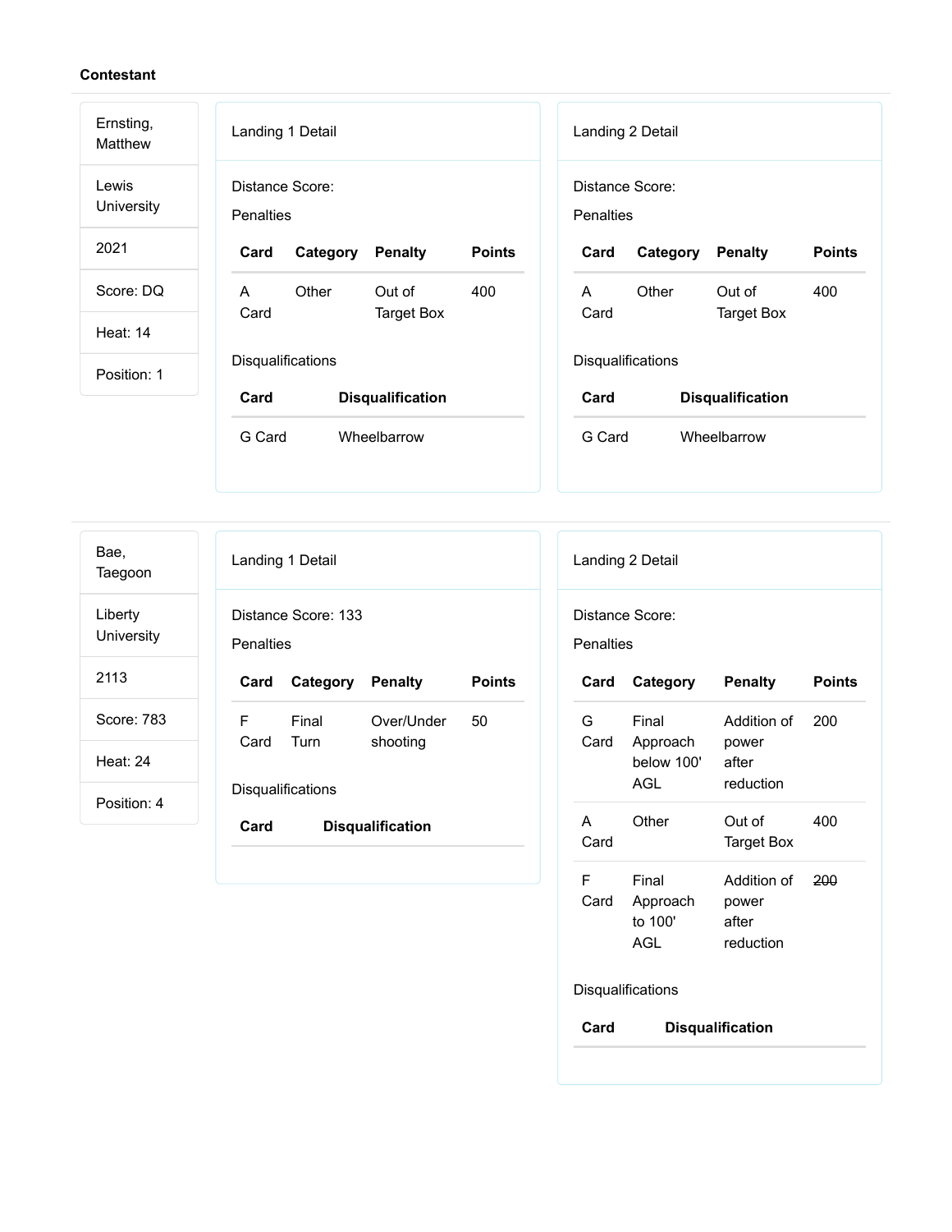**Contestant**

| |
|---|
| Ernsting, Matthew |
| Lewis University |
| 2021 |
| Score: DQ |
| Heat: 14 |
| Position: 1 |

Landing 1 Detail

Distance Score:

Penalties

| Card | Category | Penalty | Points |
|---|---|---|---|
| A Card | Other | Out of Target Box | 400 |

Disqualifications

| Card | Disqualification |
|---|---|
| G Card | Wheelbarrow |

Landing 2 Detail

Distance Score:

Penalties

| Card | Category | Penalty | Points |
|---|---|---|---|
| A Card | Other | Out of Target Box | 400 |

Disqualifications

| Card | Disqualification |
|---|---|
| G Card | Wheelbarrow |

---

| |
|---|
| Bae, Taegoon |
| Liberty University |
| 2113 |
| Score: 783 |
| Heat: 24 |
| Position: 4 |

Landing 1 Detail

Distance Score: 133

Penalties

| Card | Category | Penalty | Points |
|---|---|---|---|
| F Card | Final Turn | Over/Under shooting | 50 |

Disqualifications

| Card | Disqualification |
|---|---|

Landing 2 Detail

Distance Score:

Penalties

| Card | Category | Penalty | Points |
|---|---|---|---|
| G Card | Final Approach below 100' AGL | Addition of power after reduction | 200 |
| A Card | Other | Out of Target Box | 400 |
| F Card | Final Approach to 100' AGL | Addition of power after reduction | ~~200~~ |

Disqualifications

| Card | Disqualification |
|---|---|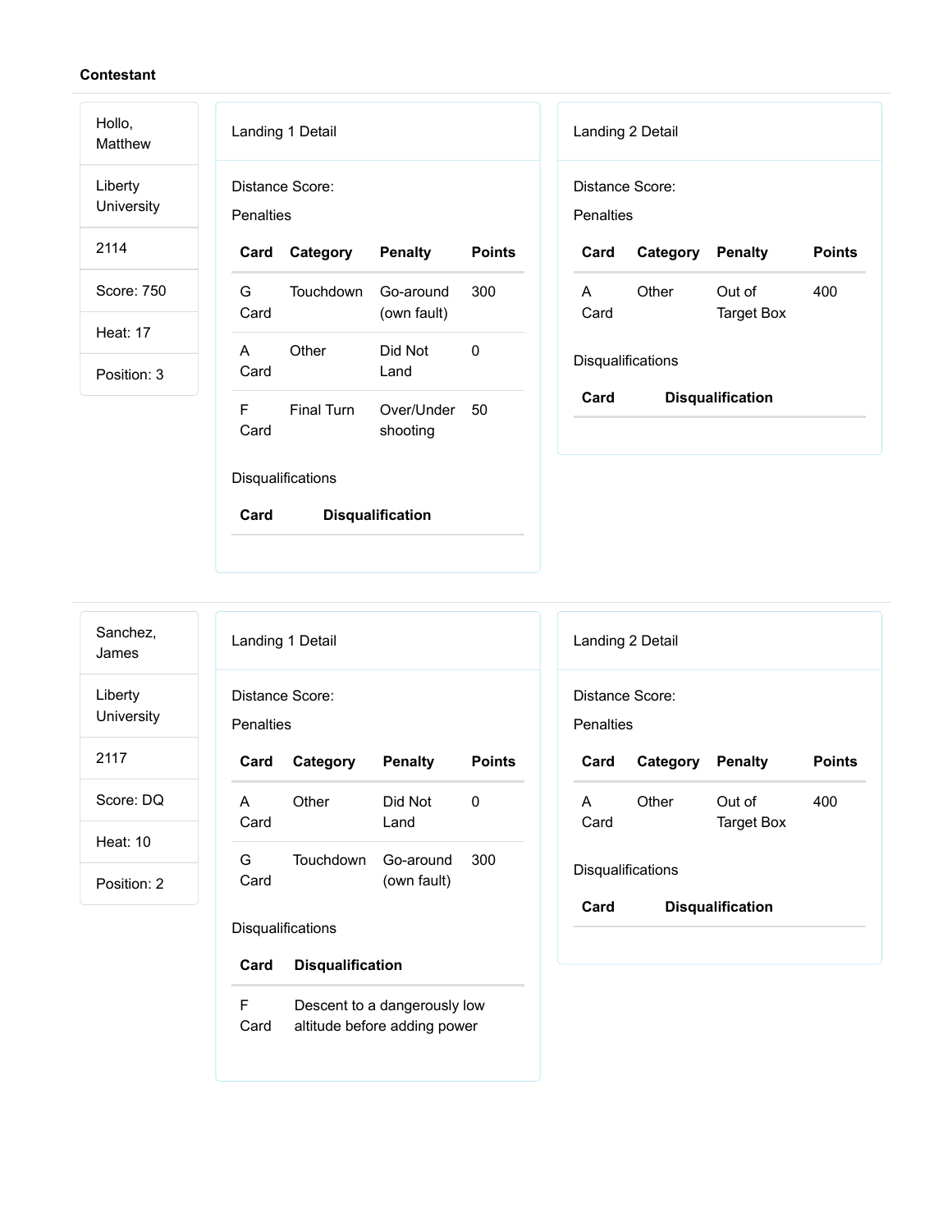**Contestant**

Hollo, Matthew

Liberty University

2114

Score: 750

Heat: 17

Position: 3

Landing 1 Detail

Distance Score:

Penalties

| Card | Category | Penalty | Points |
| --- | --- | --- | --- |
| G Card | Touchdown | Go-around (own fault) | 300 |
| A Card | Other | Did Not Land | 0 |
| F Card | Final Turn | Over/Under shooting | 50 |

Disqualifications

| Card | Disqualification |
| --- | --- |

Landing 2 Detail

Distance Score:

Penalties

| Card | Category | Penalty | Points |
| --- | --- | --- | --- |
| A Card | Other | Out of Target Box | 400 |

Disqualifications

| Card | Disqualification |
| --- | --- |

---

Sanchez, James

Liberty University

2117

Score: DQ

Heat: 10

Position: 2

Landing 1 Detail

Distance Score:

Penalties

| Card | Category | Penalty | Points |
| --- | --- | --- | --- |
| A Card | Other | Did Not Land | 0 |
| G Card | Touchdown | Go-around (own fault) | 300 |

Disqualifications

| Card | Disqualification |
| --- | --- |
| F Card | Descent to a dangerously low altitude before adding power |

Landing 2 Detail

Distance Score:

Penalties

| Card | Category | Penalty | Points |
| --- | --- | --- | --- |
| A Card | Other | Out of Target Box | 400 |

Disqualifications

| Card | Disqualification |
| --- | --- |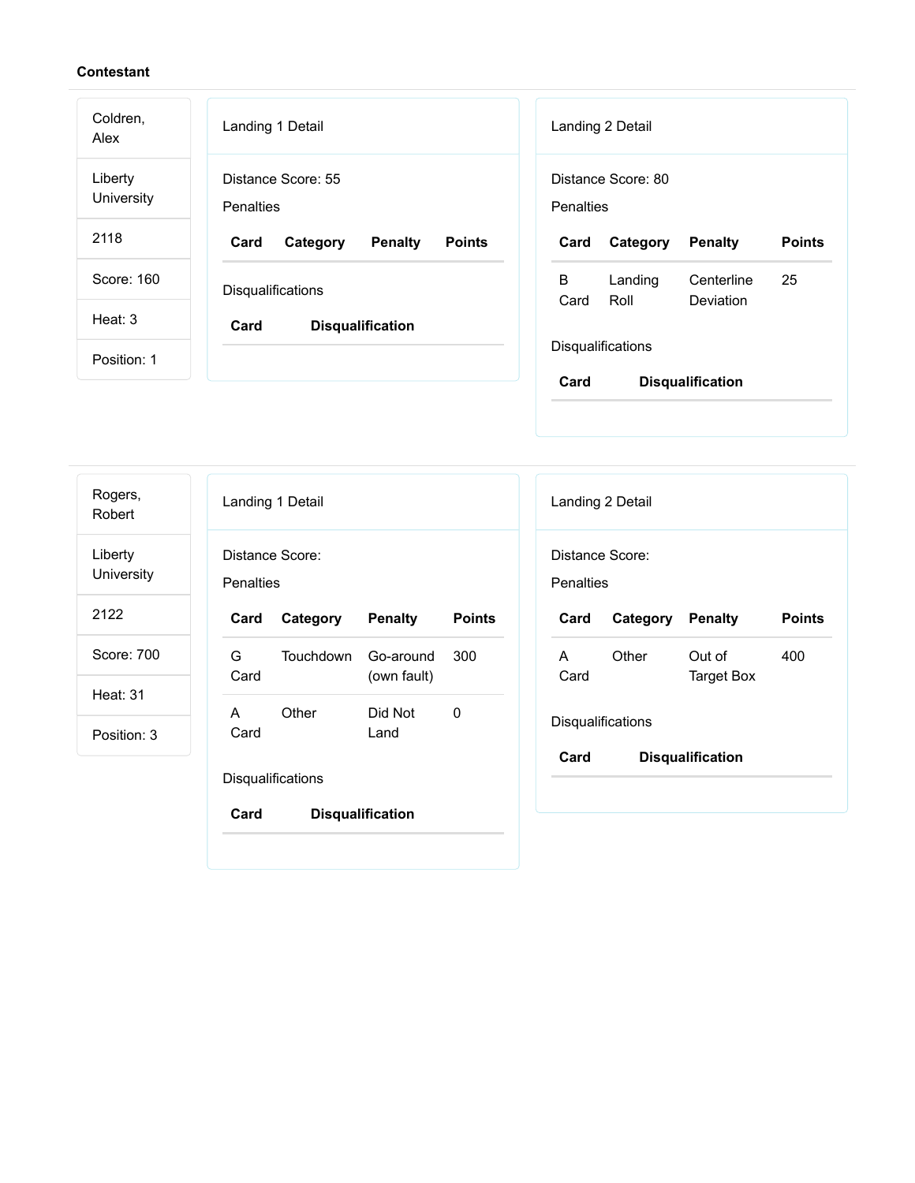**Contestant**

Coldren, Alex

Liberty University

2118

Score: 160

Heat: 3

Position: 1

Landing 1 Detail

Distance Score: 55

Penalties

| Card | Category | Penalty | Points |
| --- | --- | --- | --- |

Disqualifications

| Card | Disqualification |
| --- | --- |

Landing 2 Detail

Distance Score: 80

Penalties

| Card | Category | Penalty | Points |
| --- | --- | --- | --- |
| B Card | Landing Roll | Centerline Deviation | 25 |

Disqualifications

| Card | Disqualification |
| --- | --- |

---

Rogers, Robert

Liberty University

2122

Score: 700

Heat: 31

Position: 3

Landing 1 Detail

Distance Score:

Penalties

| Card | Category | Penalty | Points |
| --- | --- | --- | --- |
| G Card | Touchdown | Go-around (own fault) | 300 |
| A Card | Other | Did Not Land | 0 |

Disqualifications

| Card | Disqualification |
| --- | --- |

Landing 2 Detail

Distance Score:

Penalties

| Card | Category | Penalty | Points |
| --- | --- | --- | --- |
| A Card | Other | Out of Target Box | 400 |

Disqualifications

| Card | Disqualification |
| --- | --- |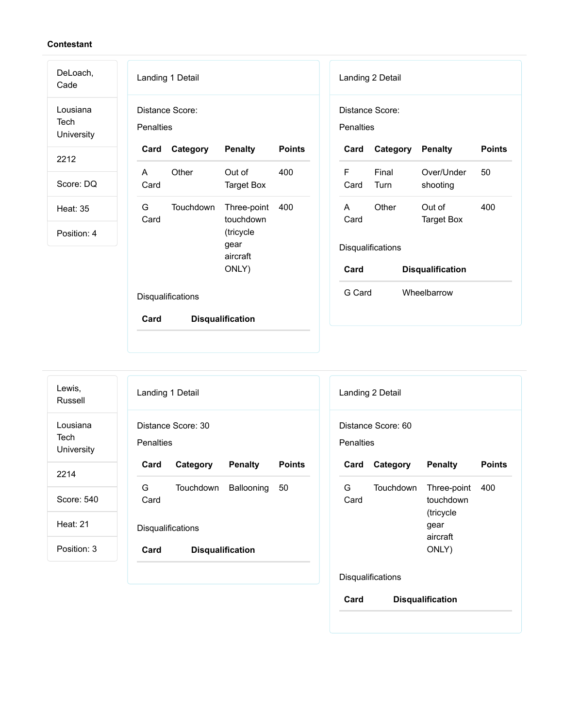**Contestant**

| DeLoach, Cade |
| --- |
| Lousiana Tech University |
| 2212 |
| Score: DQ |
| Heat: 35 |
| Position: 4 |

Landing 1 Detail

Distance Score:

Penalties

| Card | Category | Penalty | Points |
| --- | --- | --- | --- |
| A Card | Other | Out of Target Box | 400 |
| G Card | Touchdown | Three-point touchdown (tricycle gear aircraft ONLY) | 400 |

Disqualifications

| Card | Disqualification |
| --- | --- |

Landing 2 Detail

Distance Score:

Penalties

| Card | Category | Penalty | Points |
| --- | --- | --- | --- |
| F Card | Final Turn | Over/Under shooting | 50 |
| A Card | Other | Out of Target Box | 400 |

Disqualifications

| Card | Disqualification |
| --- | --- |
| G Card | Wheelbarrow |

| Lewis, Russell |
| --- |
| Lousiana Tech University |
| 2214 |
| Score: 540 |
| Heat: 21 |
| Position: 3 |

Landing 1 Detail

Distance Score: 30

Penalties

| Card | Category | Penalty | Points |
| --- | --- | --- | --- |
| G Card | Touchdown | Ballooning | 50 |

Disqualifications

| Card | Disqualification |
| --- | --- |

Landing 2 Detail

Distance Score: 60

Penalties

| Card | Category | Penalty | Points |
| --- | --- | --- | --- |
| G Card | Touchdown | Three-point touchdown (tricycle gear aircraft ONLY) | 400 |

Disqualifications

| Card | Disqualification |
| --- | --- |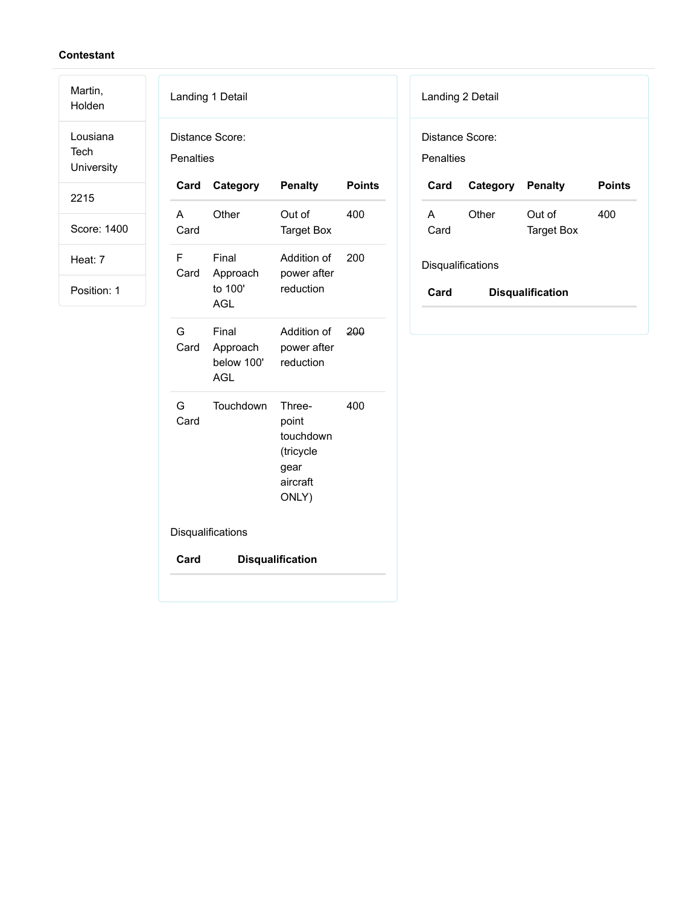**Contestant**

Martin, Holden

Lousiana Tech University

2215

Score: 1400

Heat: 7

Position: 1

Landing 1 Detail

Distance Score:

Penalties

| Card | Category | Penalty | Points |
|---|---|---|---|
| A Card | Other | Out of Target Box | 400 |
| F Card | Final Approach to 100' AGL | Addition of power after reduction | 200 |
| G Card | Final Approach below 100' AGL | Addition of power after reduction | ~~200~~ |
| G Card | Touchdown | Three-point touchdown (tricycle gear aircraft ONLY) | 400 |

Disqualifications

| Card | Disqualification |
|---|---|

Landing 2 Detail

Distance Score:

Penalties

| Card | Category | Penalty | Points |
|---|---|---|---|
| A Card | Other | Out of Target Box | 400 |

Disqualifications

| Card | Disqualification |
|---|---|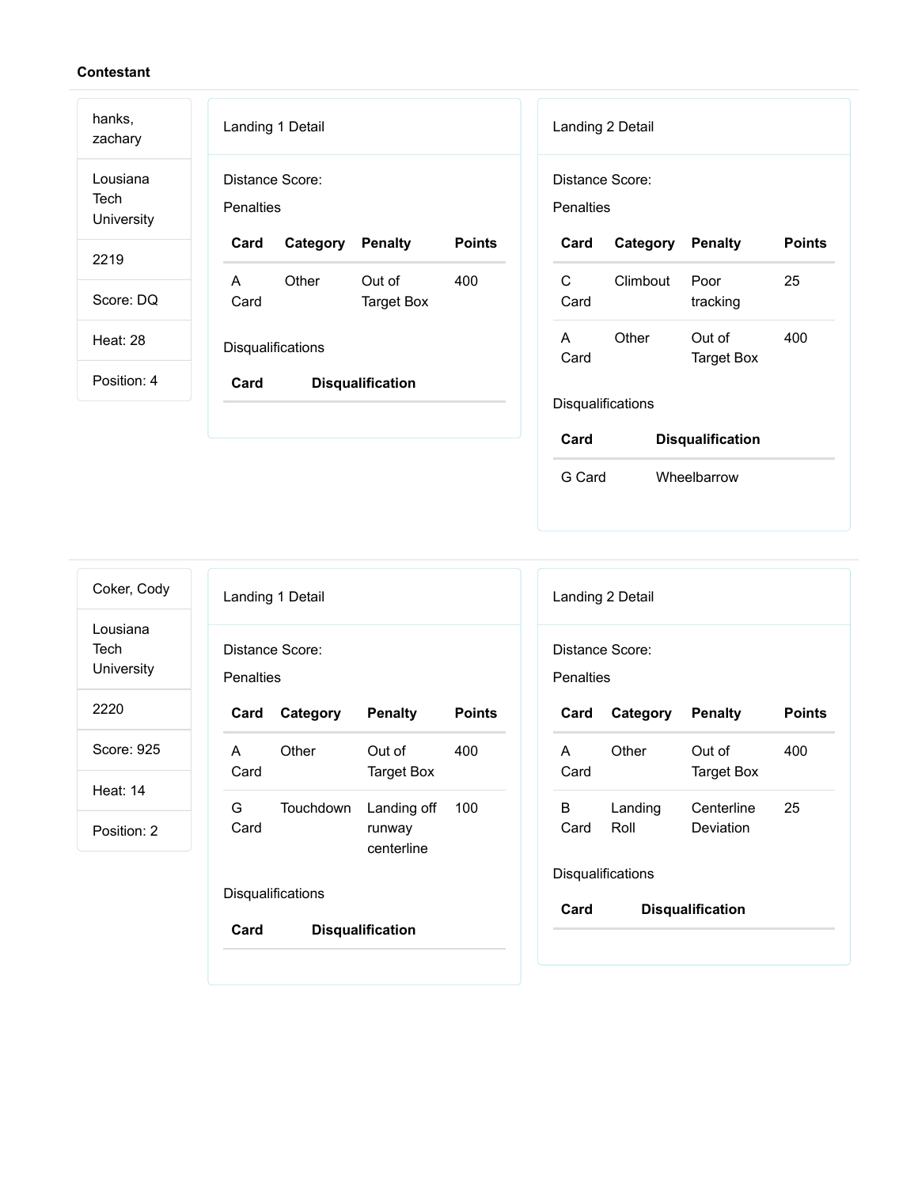**Contestant**

hanks, zachary

Lousiana Tech University

2219

Score: DQ

Heat: 28

Position: 4

Landing 1 Detail

Distance Score:

Penalties

| Card | Category | Penalty | Points |
| --- | --- | --- | --- |
| A Card | Other | Out of Target Box | 400 |

Disqualifications

| Card | Disqualification |
| --- | --- |

Landing 2 Detail

Distance Score:

Penalties

| Card | Category | Penalty | Points |
| --- | --- | --- | --- |
| C Card | Climbout | Poor tracking | 25 |
| A Card | Other | Out of Target Box | 400 |

Disqualifications

| Card | Disqualification |
| --- | --- |
| G Card | Wheelbarrow |

---

Coker, Cody

Lousiana Tech University

2220

Score: 925

Heat: 14

Position: 2

Landing 1 Detail

Distance Score:

Penalties

| Card | Category | Penalty | Points |
| --- | --- | --- | --- |
| A Card | Other | Out of Target Box | 400 |
| G Card | Touchdown | Landing off runway centerline | 100 |

Disqualifications

| Card | Disqualification |
| --- | --- |

Landing 2 Detail

Distance Score:

Penalties

| Card | Category | Penalty | Points |
| --- | --- | --- | --- |
| A Card | Other | Out of Target Box | 400 |
| B Card | Landing Roll | Centerline Deviation | 25 |

Disqualifications

| Card | Disqualification |
| --- | --- |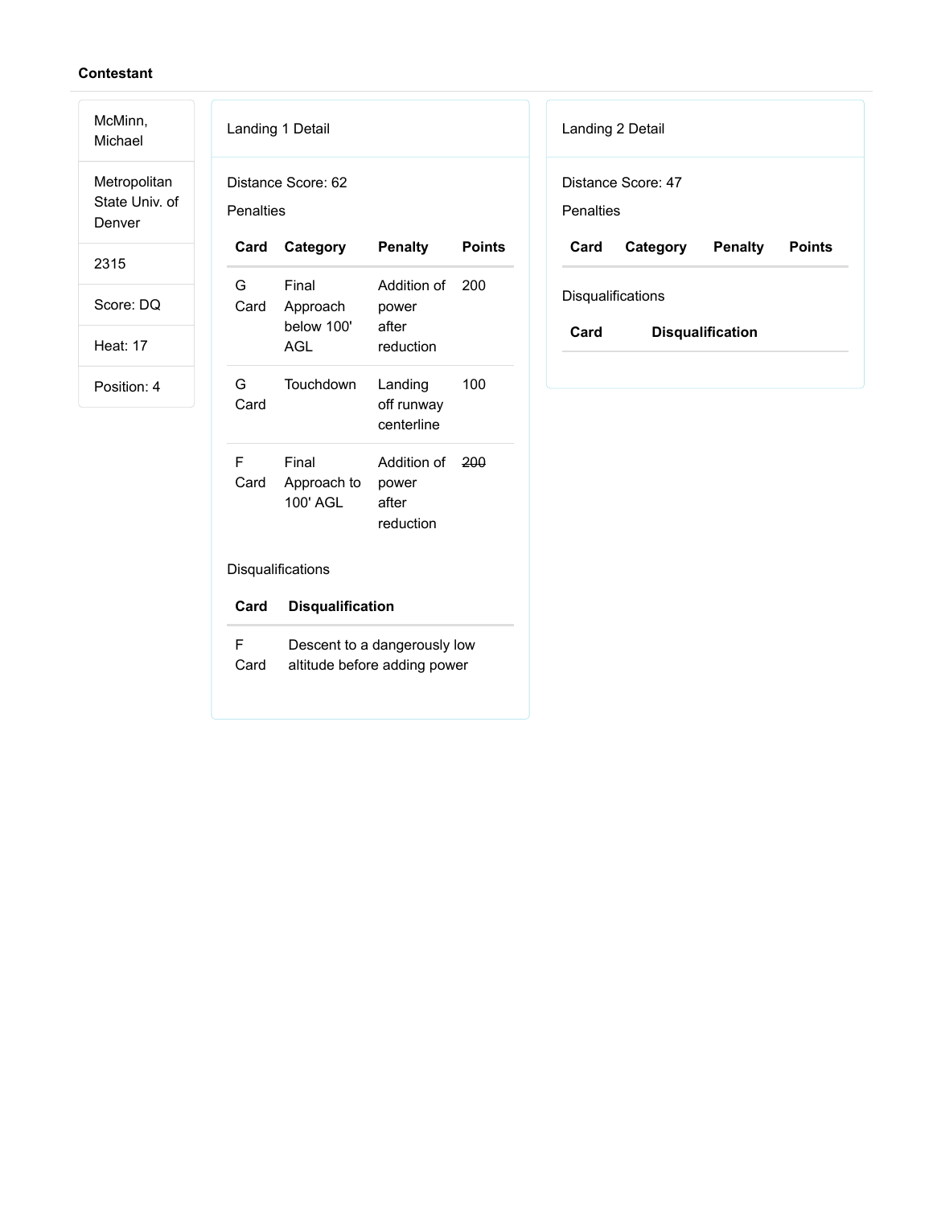**Contestant**

| |
|---|
| McMinn, Michael |
| Metropolitan State Univ. of Denver |
| 2315 |
| Score: DQ |
| Heat: 17 |
| Position: 4 |

Landing 1 Detail

Distance Score: 62

Penalties

| Card | Category | Penalty | Points |
|---|---|---|---|
| G Card | Final Approach below 100' AGL | Addition of power after reduction | 200 |
| G Card | Touchdown | Landing off runway centerline | 100 |
| F Card | Final Approach to 100' AGL | Addition of power after reduction | ~~200~~ |

Disqualifications

| Card | Disqualification |
|---|---|
| F Card | Descent to a dangerously low altitude before adding power |

Landing 2 Detail

Distance Score: 47

Penalties

| Card | Category | Penalty | Points |
|---|---|---|---|

Disqualifications

| Card | Disqualification |
|---|---|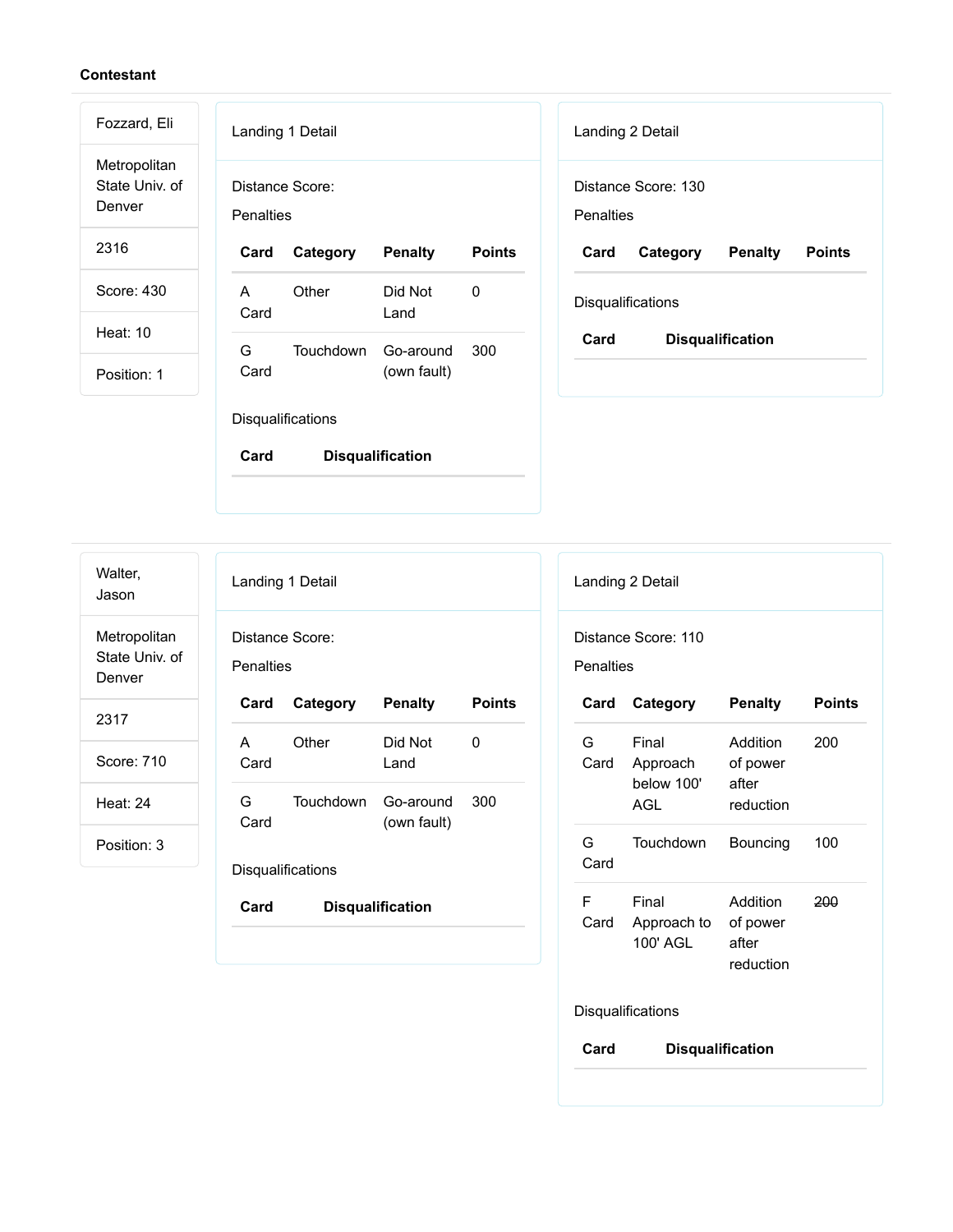**Contestant**

Fozzard, Eli

Metropolitan State Univ. of Denver

2316

Score: 430

Heat: 10

Position: 1

Landing 1 Detail

Distance Score:

Penalties

| Card | Category | Penalty | Points |
|---|---|---|---|
| A Card | Other | Did Not Land | 0 |
| G Card | Touchdown | Go-around (own fault) | 300 |

Disqualifications

| Card | Disqualification |
|---|---|

Landing 2 Detail

Distance Score: 130

Penalties

| Card | Category | Penalty | Points |
|---|---|---|---|

Disqualifications

| Card | Disqualification |
|---|---|

Walter, Jason

Metropolitan State Univ. of Denver

2317

Score: 710

Heat: 24

Position: 3

Landing 1 Detail

Distance Score:

Penalties

| Card | Category | Penalty | Points |
|---|---|---|---|
| A Card | Other | Did Not Land | 0 |
| G Card | Touchdown | Go-around (own fault) | 300 |

Disqualifications

| Card | Disqualification |
|---|---|

Landing 2 Detail

Distance Score: 110

Penalties

| Card | Category | Penalty | Points |
|---|---|---|---|
| G Card | Final Approach below 100' AGL | Addition of power after reduction | 200 |
| G Card | Touchdown | Bouncing | 100 |
| F Card | Final Approach to 100' AGL | Addition of power after reduction | ~~200~~ |

Disqualifications

| Card | Disqualification |
|---|---|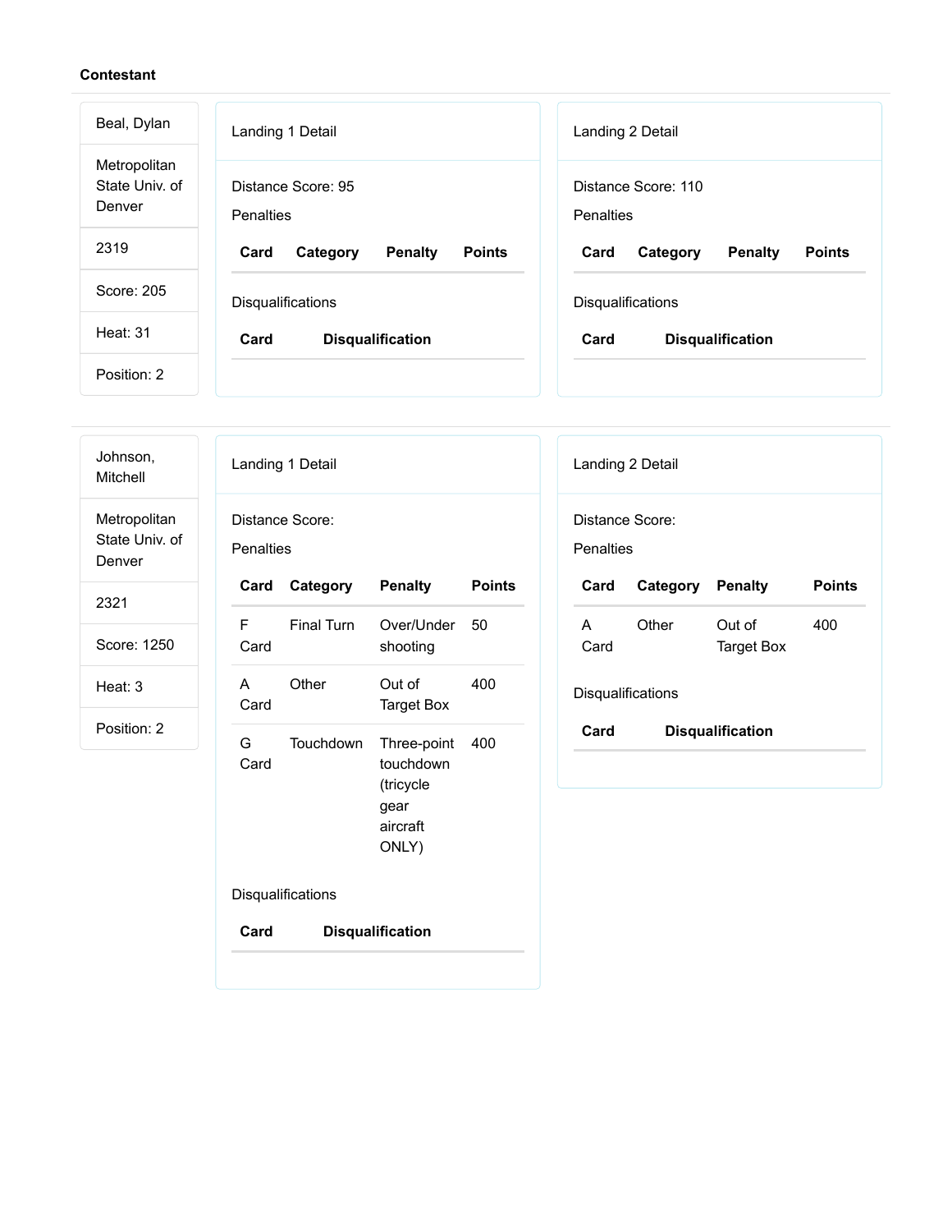**Contestant**

Beal, Dylan

Metropolitan State Univ. of Denver

2319

Score: 205

Heat: 31

Position: 2

Landing 1 Detail

Distance Score: 95

Penalties

| Card | Category | Penalty | Points |
|---|---|---|---|

Disqualifications

| Card | Disqualification |
|---|---|

Landing 2 Detail

Distance Score: 110

Penalties

| Card | Category | Penalty | Points |
|---|---|---|---|

Disqualifications

| Card | Disqualification |
|---|---|

---

Johnson, Mitchell

Metropolitan State Univ. of Denver

2321

Score: 1250

Heat: 3

Position: 2

Landing 1 Detail

Distance Score:

Penalties

| Card | Category | Penalty | Points |
|---|---|---|---|
| F Card | Final Turn | Over/Under shooting | 50 |
| A Card | Other | Out of Target Box | 400 |
| G Card | Touchdown | Three-point touchdown (tricycle gear aircraft ONLY) | 400 |

Disqualifications

| Card | Disqualification |
|---|---|

Landing 2 Detail

Distance Score:

Penalties

| Card | Category | Penalty | Points |
|---|---|---|---|
| A Card | Other | Out of Target Box | 400 |

Disqualifications

| Card | Disqualification |
|---|---|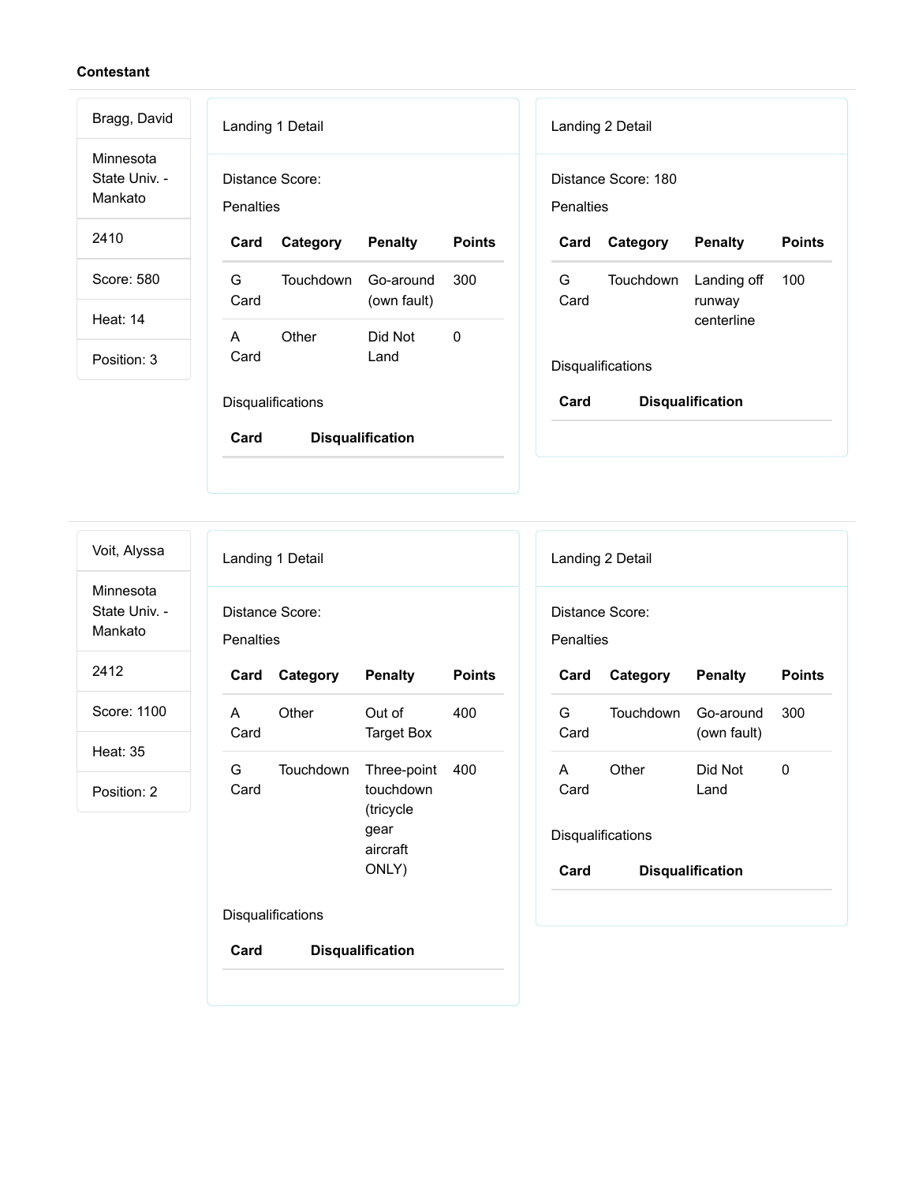**Contestant**

Bragg, David

Minnesota State Univ. - Mankato

2410

Score: 580

Heat: 14

Position: 3

Landing 1 Detail

Distance Score:

Penalties

| Card | Category | Penalty | Points |
|---|---|---|---|
| G Card | Touchdown | Go-around (own fault) | 300 |
| A Card | Other | Did Not Land | 0 |

Disqualifications

| Card | Disqualification |
|---|---|

Landing 2 Detail

Distance Score: 180

Penalties

| Card | Category | Penalty | Points |
|---|---|---|---|
| G Card | Touchdown | Landing off runway centerline | 100 |

Disqualifications

| Card | Disqualification |
|---|---|

---

Voit, Alyssa

Minnesota State Univ. - Mankato

2412

Score: 1100

Heat: 35

Position: 2

Landing 1 Detail

Distance Score:

Penalties

| Card | Category | Penalty | Points |
|---|---|---|---|
| A Card | Other | Out of Target Box | 400 |
| G Card | Touchdown | Three-point touchdown (tricycle gear aircraft ONLY) | 400 |

Disqualifications

| Card | Disqualification |
|---|---|

Landing 2 Detail

Distance Score:

Penalties

| Card | Category | Penalty | Points |
|---|---|---|---|
| G Card | Touchdown | Go-around (own fault) | 300 |
| A Card | Other | Did Not Land | 0 |

Disqualifications

| Card | Disqualification |
|---|---|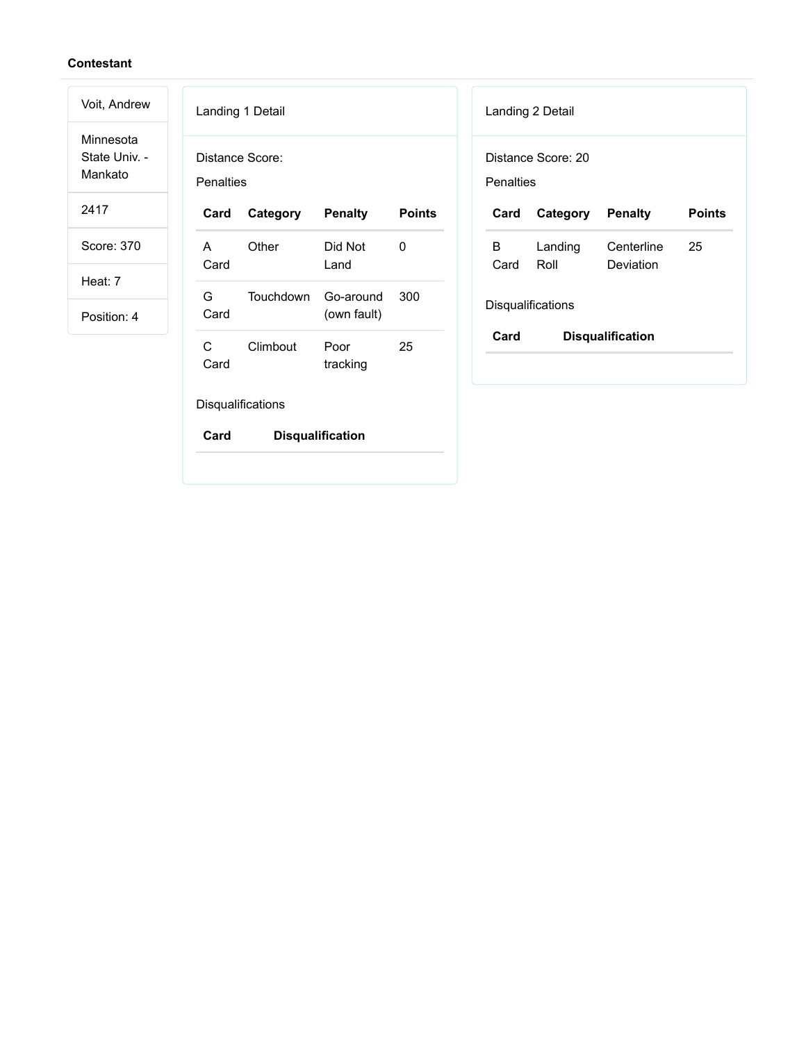**Contestant**

Voit, Andrew

Minnesota State Univ. - Mankato

2417

Score: 370

Heat: 7

Position: 4

Landing 1 Detail

Distance Score:

Penalties

| Card | Category | Penalty | Points |
|---|---|---|---|
| A Card | Other | Did Not Land | 0 |
| G Card | Touchdown | Go-around (own fault) | 300 |
| C Card | Climbout | Poor tracking | 25 |

Disqualifications

| Card | Disqualification |
|---|---|

Landing 2 Detail

Distance Score: 20

Penalties

| Card | Category | Penalty | Points |
|---|---|---|---|
| B Card | Landing Roll | Centerline Deviation | 25 |

Disqualifications

| Card | Disqualification |
|---|---|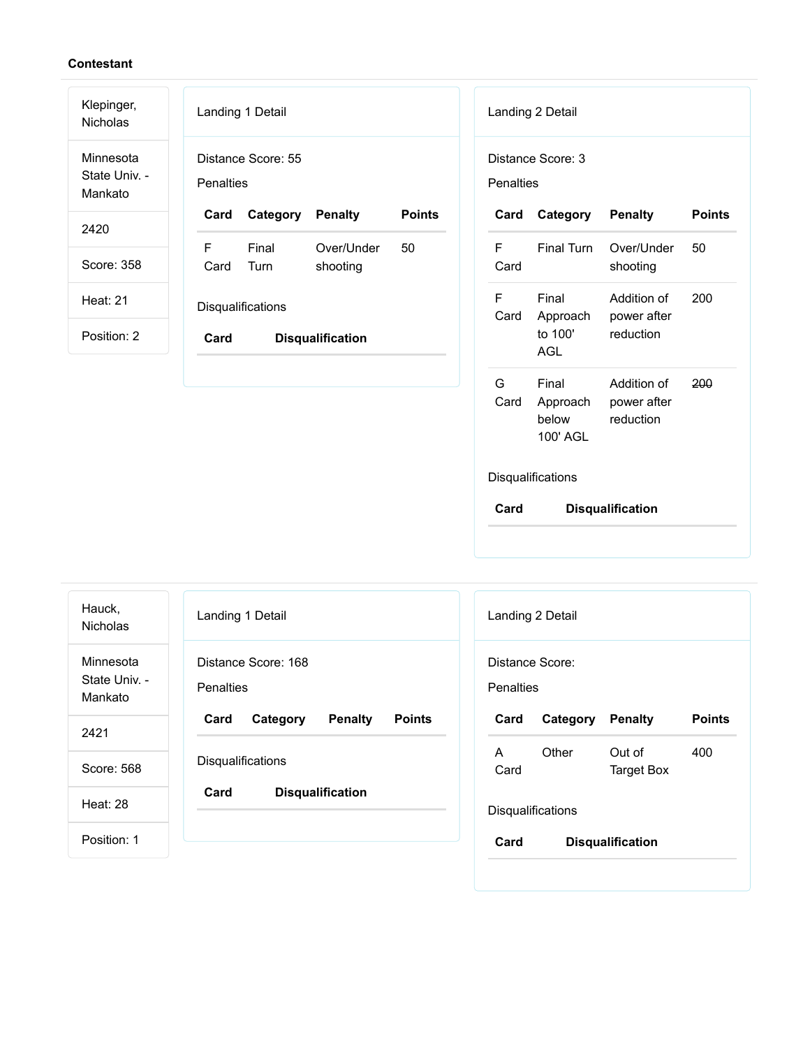**Contestant**

| |
|---|
| Klepinger, Nicholas |
| Minnesota State Univ. - Mankato |
| 2420 |
| Score: 358 |
| Heat: 21 |
| Position: 2 |

Landing 1 Detail

Distance Score: 55

Penalties

| Card | Category | Penalty | Points |
|---|---|---|---|
| F Card | Final Turn | Over/Under shooting | 50 |

Disqualifications

| Card | Disqualification |
|---|---|

Landing 2 Detail

Distance Score: 3

Penalties

| Card | Category | Penalty | Points |
|---|---|---|---|
| F Card | Final Turn | Over/Under shooting | 50 |
| F Card | Final Approach to 100' AGL | Addition of power after reduction | 200 |
| G Card | Final Approach below 100' AGL | Addition of power after reduction | ~~200~~ |

Disqualifications

| Card | Disqualification |
|---|---|

| |
|---|
| Hauck, Nicholas |
| Minnesota State Univ. - Mankato |
| 2421 |
| Score: 568 |
| Heat: 28 |
| Position: 1 |

Landing 1 Detail

Distance Score: 168

Penalties

| Card | Category | Penalty | Points |
|---|---|---|---|

Disqualifications

| Card | Disqualification |
|---|---|

Landing 2 Detail

Distance Score:

Penalties

| Card | Category | Penalty | Points |
|---|---|---|---|
| A Card | Other | Out of Target Box | 400 |

Disqualifications

| Card | Disqualification |
|---|---|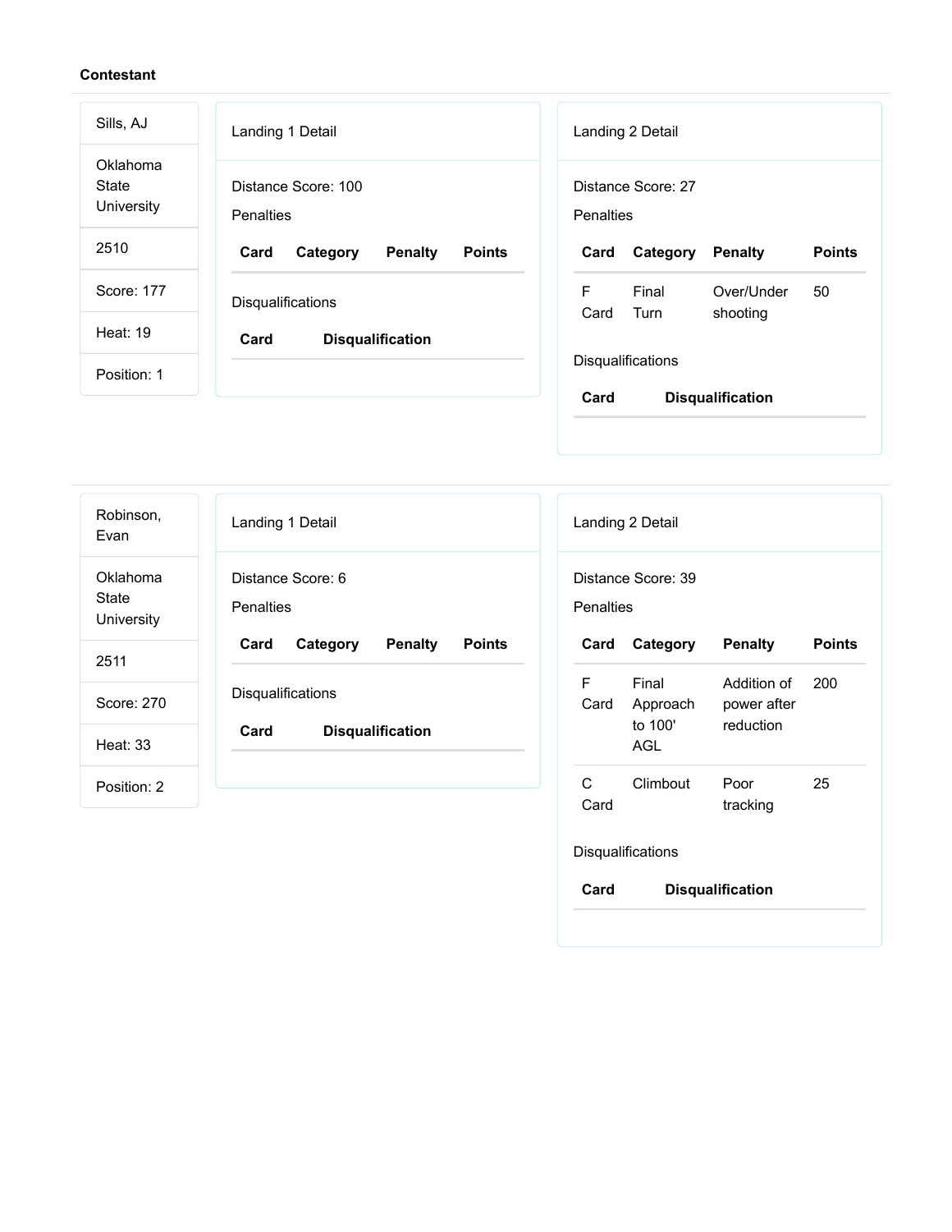**Contestant**

| Sills, AJ |
| --- |
| Oklahoma State University |
| 2510 |
| Score: 177 |
| Heat: 19 |
| Position: 1 |

Landing 1 Detail

Distance Score: 100

Penalties

| Card | Category | Penalty | Points |
| --- | --- | --- | --- |

Disqualifications

| Card | Disqualification |
| --- | --- |

Landing 2 Detail

Distance Score: 27

Penalties

| Card | Category | Penalty | Points |
| --- | --- | --- | --- |
| F Card | Final Turn | Over/Under shooting | 50 |

Disqualifications

| Card | Disqualification |
| --- | --- |

---

| Robinson, Evan |
| --- |
| Oklahoma State University |
| 2511 |
| Score: 270 |
| Heat: 33 |
| Position: 2 |

Landing 1 Detail

Distance Score: 6

Penalties

| Card | Category | Penalty | Points |
| --- | --- | --- | --- |

Disqualifications

| Card | Disqualification |
| --- | --- |

Landing 2 Detail

Distance Score: 39

Penalties

| Card | Category | Penalty | Points |
| --- | --- | --- | --- |
| F Card | Final Approach to 100' AGL | Addition of power after reduction | 200 |
| C Card | Climbout | Poor tracking | 25 |

Disqualifications

| Card | Disqualification |
| --- | --- |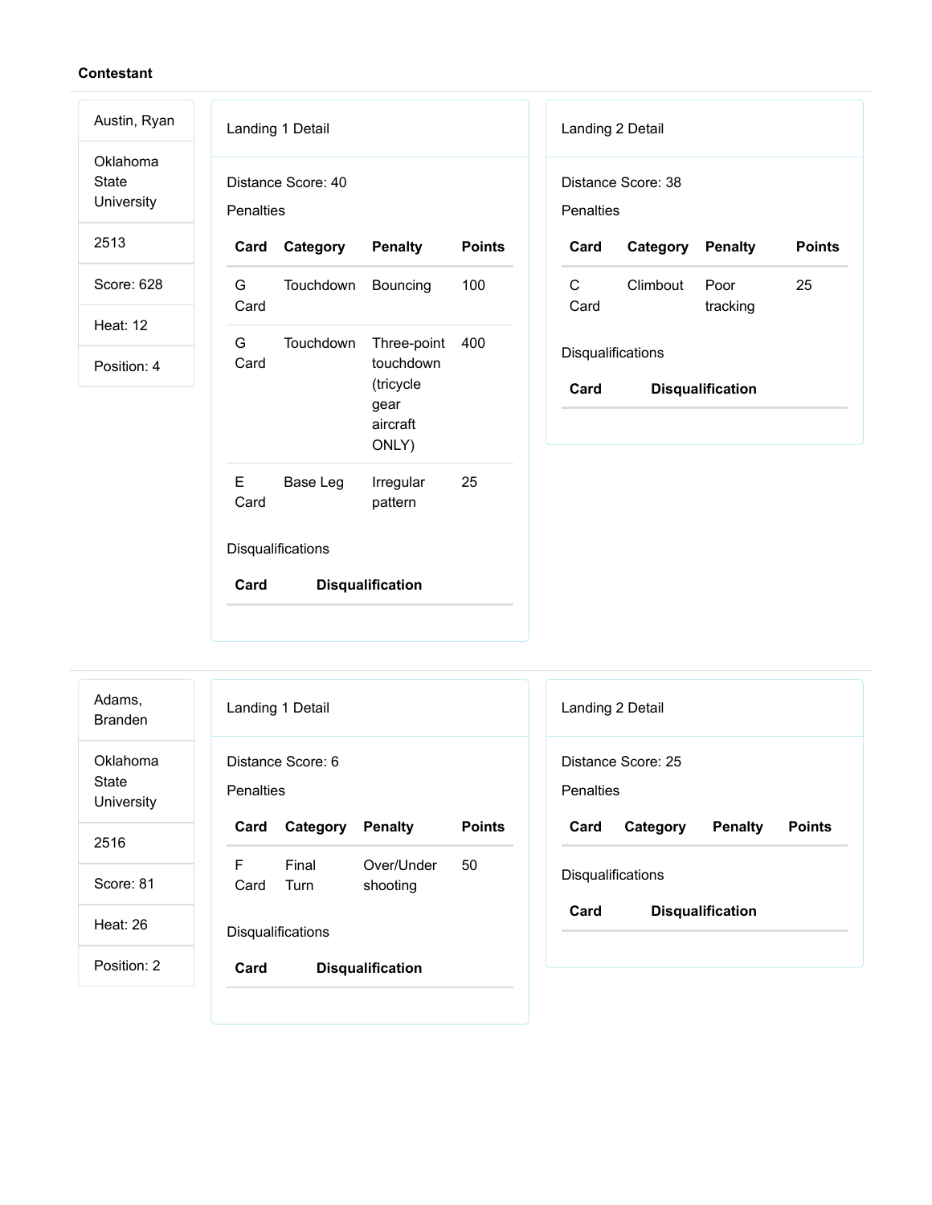**Contestant**

Austin, Ryan

Oklahoma State University

2513

Score: 628

Heat: 12

Position: 4

Landing 1 Detail

Distance Score: 40

Penalties

| Card | Category | Penalty | Points |
|---|---|---|---|
| G Card | Touchdown | Bouncing | 100 |
| G Card | Touchdown | Three-point touchdown (tricycle gear aircraft ONLY) | 400 |
| E Card | Base Leg | Irregular pattern | 25 |

Disqualifications

| Card | Disqualification |
|---|---|

Landing 2 Detail

Distance Score: 38

Penalties

| Card | Category | Penalty | Points |
|---|---|---|---|
| C Card | Climbout | Poor tracking | 25 |

Disqualifications

| Card | Disqualification |
|---|---|

Adams, Branden

Oklahoma State University

2516

Score: 81

Heat: 26

Position: 2

Landing 1 Detail

Distance Score: 6

Penalties

| Card | Category | Penalty | Points |
|---|---|---|---|
| F Card | Final Turn | Over/Under shooting | 50 |

Disqualifications

| Card | Disqualification |
|---|---|

Landing 2 Detail

Distance Score: 25

Penalties

| Card | Category | Penalty | Points |
|---|---|---|---|

Disqualifications

| Card | Disqualification |
|---|---|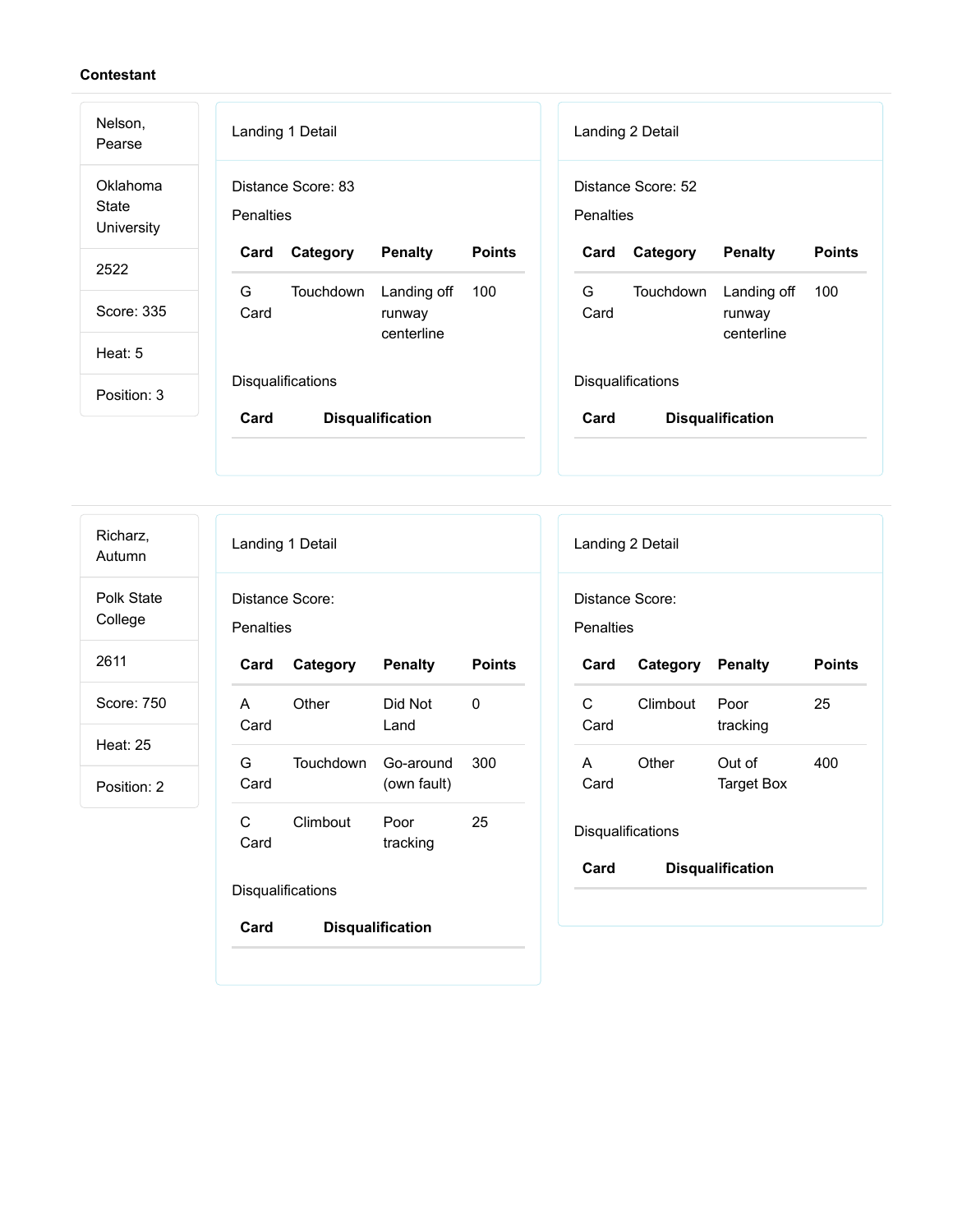**Contestant**

Nelson, Pearse

Oklahoma State University

2522

Score: 335

Heat: 5

Position: 3

### Landing 1 Detail

Distance Score: 83

Penalties

| Card | Category | Penalty | Points |
|---|---|---|---|
| G Card | Touchdown | Landing off runway centerline | 100 |

Disqualifications

| Card | Disqualification |
|---|---|

### Landing 2 Detail

Distance Score: 52

Penalties

| Card | Category | Penalty | Points |
|---|---|---|---|
| G Card | Touchdown | Landing off runway centerline | 100 |

Disqualifications

| Card | Disqualification |
|---|---|

---

Richarz, Autumn

Polk State College

2611

Score: 750

Heat: 25

Position: 2

### Landing 1 Detail

Distance Score:

Penalties

| Card | Category | Penalty | Points |
|---|---|---|---|
| A Card | Other | Did Not Land | 0 |
| G Card | Touchdown | Go-around (own fault) | 300 |
| C Card | Climbout | Poor tracking | 25 |

Disqualifications

| Card | Disqualification |
|---|---|

### Landing 2 Detail

Distance Score:

Penalties

| Card | Category | Penalty | Points |
|---|---|---|---|
| C Card | Climbout | Poor tracking | 25 |
| A Card | Other | Out of Target Box | 400 |

Disqualifications

| Card | Disqualification |
|---|---|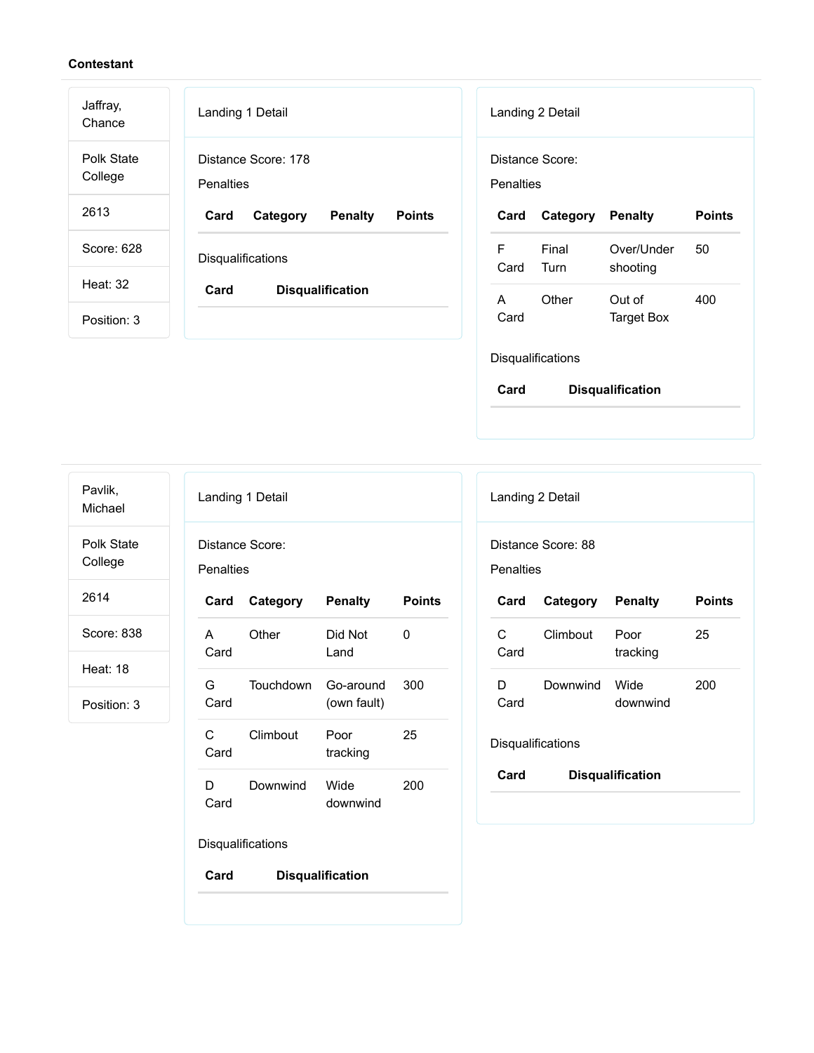**Contestant**

Jaffray, Chance

Polk State College

2613

Score: 628

Heat: 32

Position: 3

Landing 1 Detail

Distance Score: 178

Penalties

| Card | Category | Penalty | Points |
|---|---|---|---|

Disqualifications

| Card | Disqualification |
|---|---|

Landing 2 Detail

Distance Score:

Penalties

| Card | Category | Penalty | Points |
|---|---|---|---|
| F Card | Final Turn | Over/Under shooting | 50 |
| A Card | Other | Out of Target Box | 400 |

Disqualifications

| Card | Disqualification |
|---|---|

---

Pavlik, Michael

Polk State College

2614

Score: 838

Heat: 18

Position: 3

Landing 1 Detail

Distance Score:

Penalties

| Card | Category | Penalty | Points |
|---|---|---|---|
| A Card | Other | Did Not Land | 0 |
| G Card | Touchdown | Go-around (own fault) | 300 |
| C Card | Climbout | Poor tracking | 25 |
| D Card | Downwind | Wide downwind | 200 |

Disqualifications

| Card | Disqualification |
|---|---|

Landing 2 Detail

Distance Score: 88

Penalties

| Card | Category | Penalty | Points |
|---|---|---|---|
| C Card | Climbout | Poor tracking | 25 |
| D Card | Downwind | Wide downwind | 200 |

Disqualifications

| Card | Disqualification |
|---|---|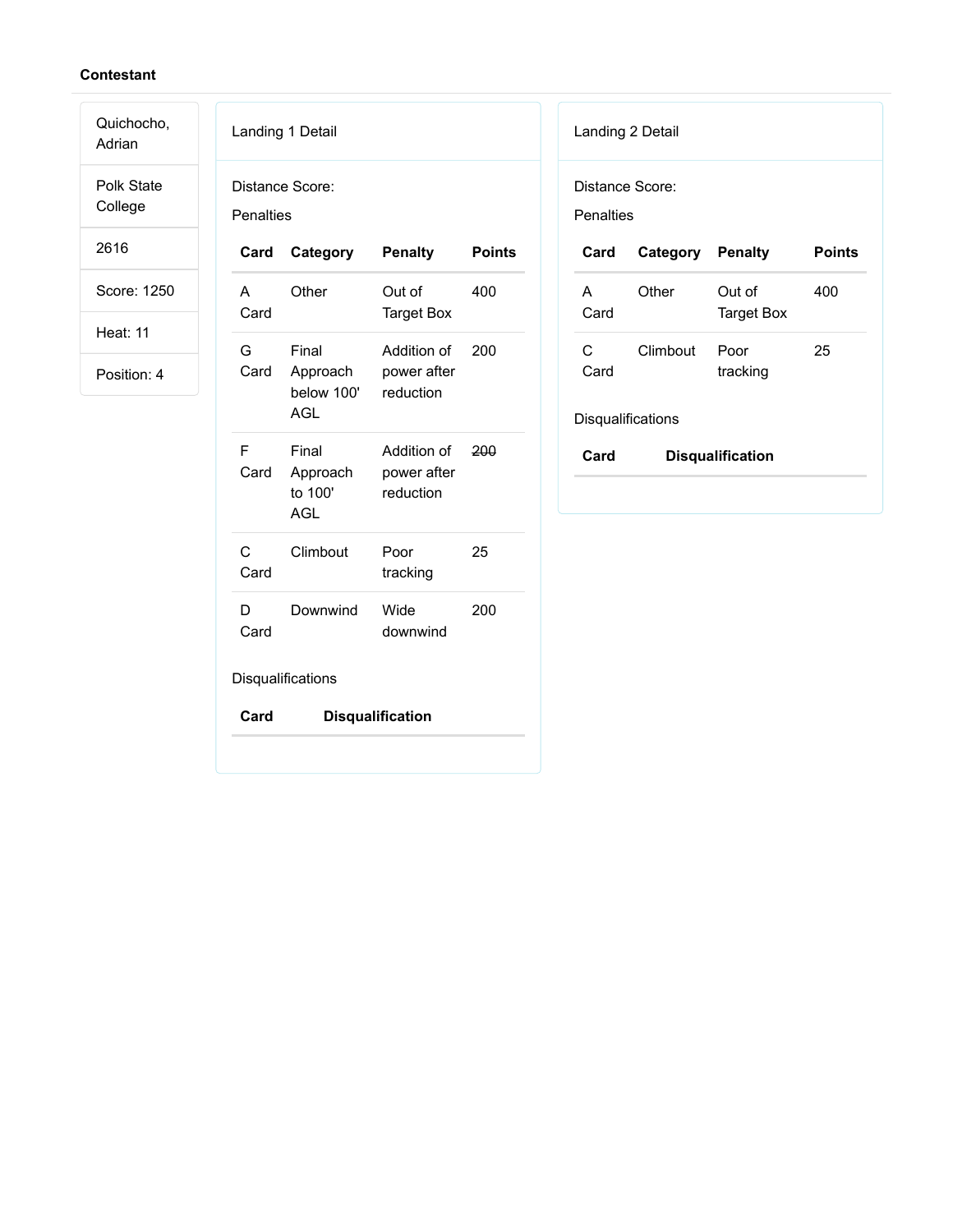**Contestant**

| Quichocho, Adrian |
| --- |
| Polk State College |
| 2616 |
| Score: 1250 |
| Heat: 11 |
| Position: 4 |

Landing 1 Detail

Distance Score:

Penalties

| Card | Category | Penalty | Points |
| --- | --- | --- | --- |
| A Card | Other | Out of Target Box | 400 |
| G Card | Final Approach below 100' AGL | Addition of power after reduction | 200 |
| F Card | Final Approach to 100' AGL | Addition of power after reduction | ~~200~~ |
| C Card | Climbout | Poor tracking | 25 |
| D Card | Downwind | Wide downwind | 200 |

Disqualifications

| Card | Disqualification |
| --- | --- |

Landing 2 Detail

Distance Score:

Penalties

| Card | Category | Penalty | Points |
| --- | --- | --- | --- |
| A Card | Other | Out of Target Box | 400 |
| C Card | Climbout | Poor tracking | 25 |

Disqualifications

| Card | Disqualification |
| --- | --- |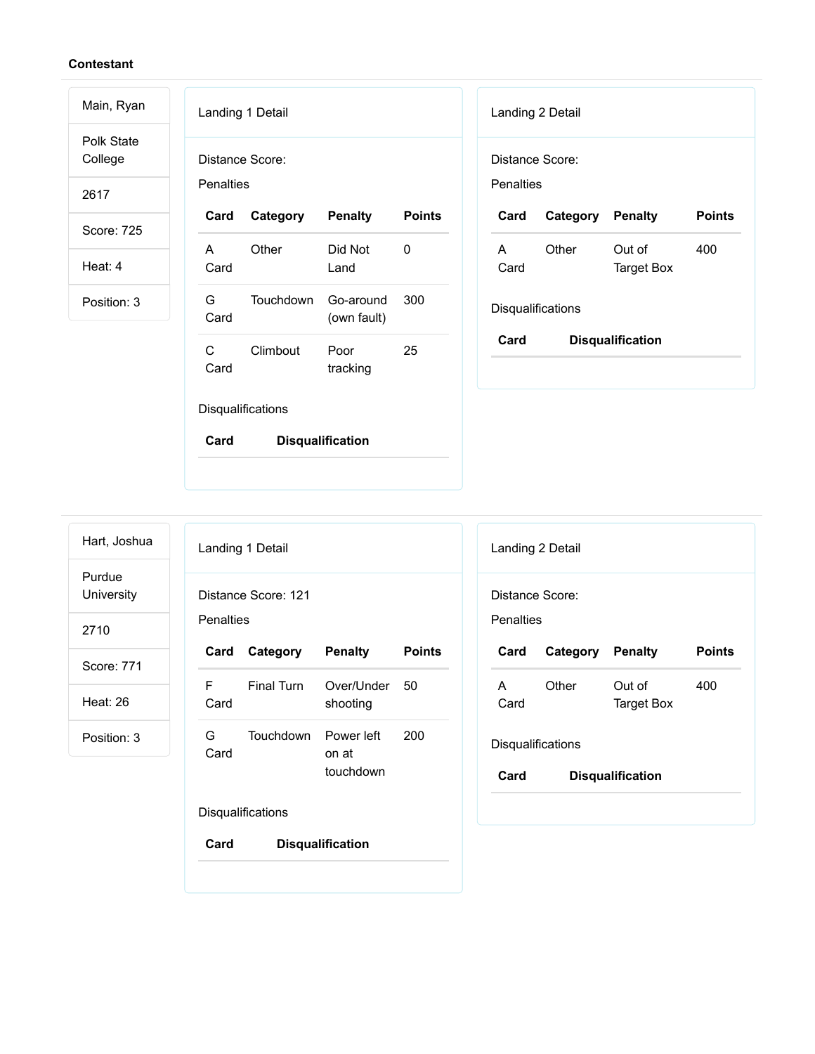**Contestant**

Main, Ryan

Polk State College

2617

Score: 725

Heat: 4

Position: 3

Landing 1 Detail

Distance Score:

Penalties

| Card | Category | Penalty | Points |
|---|---|---|---|
| A Card | Other | Did Not Land | 0 |
| G Card | Touchdown | Go-around (own fault) | 300 |
| C Card | Climbout | Poor tracking | 25 |

Disqualifications

| Card | Disqualification |
|---|---|

Landing 2 Detail

Distance Score:

Penalties

| Card | Category | Penalty | Points |
|---|---|---|---|
| A Card | Other | Out of Target Box | 400 |

Disqualifications

| Card | Disqualification |
|---|---|

---

Hart, Joshua

Purdue University

2710

Score: 771

Heat: 26

Position: 3

Landing 1 Detail

Distance Score: 121

Penalties

| Card | Category | Penalty | Points |
|---|---|---|---|
| F Card | Final Turn | Over/Under shooting | 50 |
| G Card | Touchdown | Power left on at touchdown | 200 |

Disqualifications

| Card | Disqualification |
|---|---|

Landing 2 Detail

Distance Score:

Penalties

| Card | Category | Penalty | Points |
|---|---|---|---|
| A Card | Other | Out of Target Box | 400 |

Disqualifications

| Card | Disqualification |
|---|---|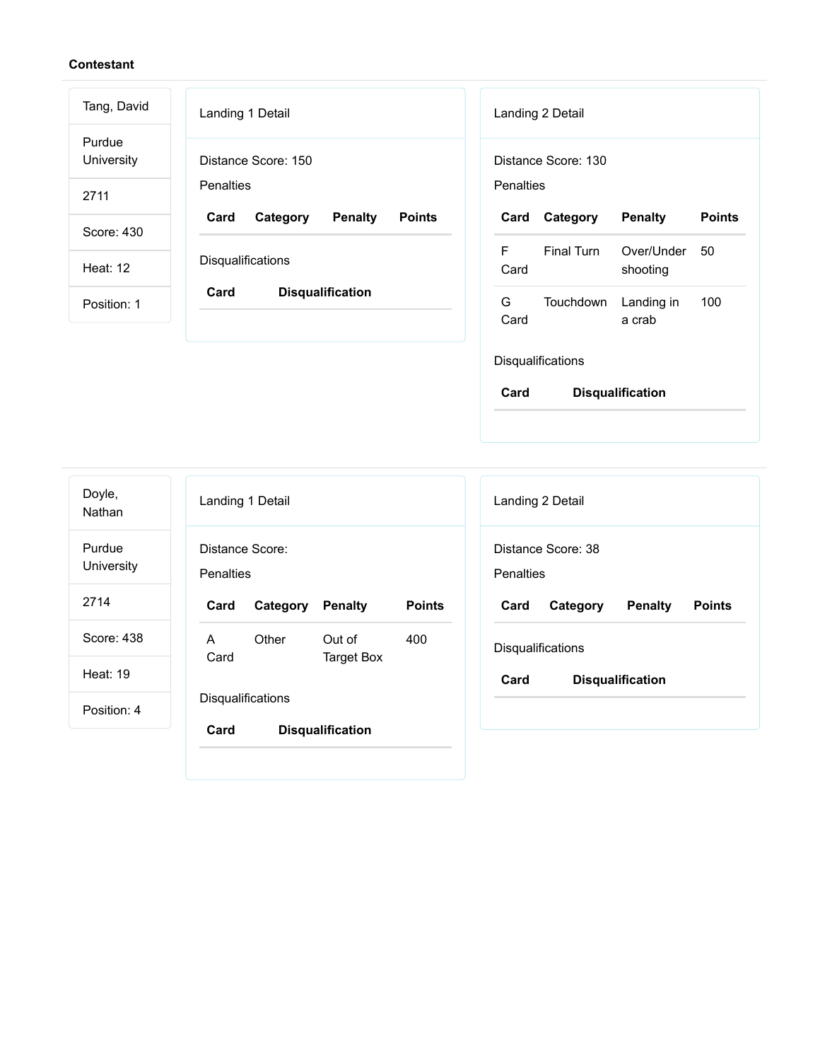**Contestant**

Tang, David

Purdue University

2711

Score: 430

Heat: 12

Position: 1

Landing 1 Detail

Distance Score: 150

Penalties

| Card | Category | Penalty | Points |
|---|---|---|---|

Disqualifications

| Card | Disqualification |
|---|---|

Landing 2 Detail

Distance Score: 130

Penalties

| Card | Category | Penalty | Points |
|---|---|---|---|
| F Card | Final Turn | Over/Under shooting | 50 |
| G Card | Touchdown | Landing in a crab | 100 |

Disqualifications

| Card | Disqualification |
|---|---|

---

Doyle, Nathan

Purdue University

2714

Score: 438

Heat: 19

Position: 4

Landing 1 Detail

Distance Score:

Penalties

| Card | Category | Penalty | Points |
|---|---|---|---|
| A Card | Other | Out of Target Box | 400 |

Disqualifications

| Card | Disqualification |
|---|---|

Landing 2 Detail

Distance Score: 38

Penalties

| Card | Category | Penalty | Points |
|---|---|---|---|

Disqualifications

| Card | Disqualification |
|---|---|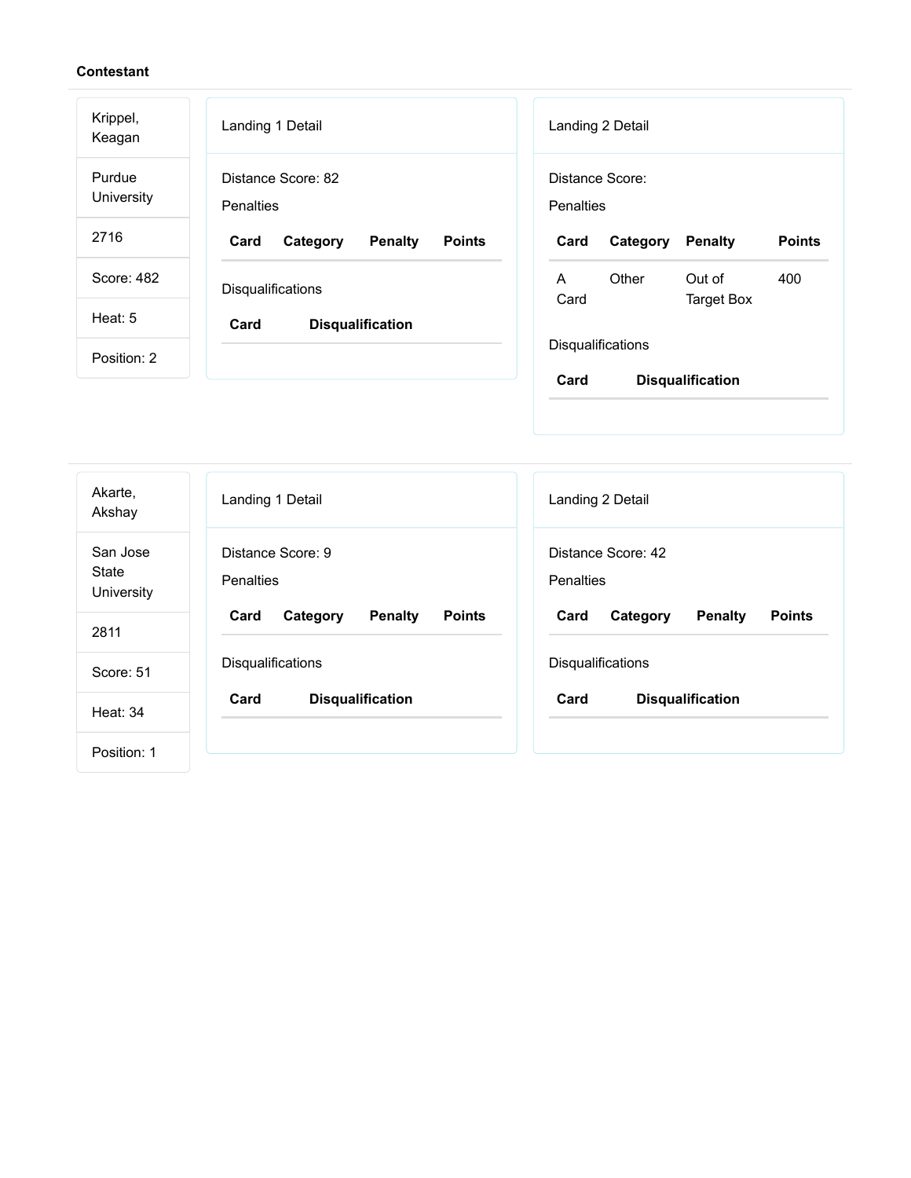**Contestant**

| |
|---|
| Krippel, Keagan |
| Purdue University |
| 2716 |
| Score: 482 |
| Heat: 5 |
| Position: 2 |

Landing 1 Detail

Distance Score: 82

Penalties

| Card | Category | Penalty | Points |
|---|---|---|---|

Disqualifications

| Card | Disqualification |
|---|---|

Landing 2 Detail

Distance Score:

Penalties

| Card | Category | Penalty | Points |
|---|---|---|---|
| A Card | Other | Out of Target Box | 400 |

Disqualifications

| Card | Disqualification |
|---|---|

| |
|---|
| Akarte, Akshay |
| San Jose State University |
| 2811 |
| Score: 51 |
| Heat: 34 |
| Position: 1 |

Landing 1 Detail

Distance Score: 9

Penalties

| Card | Category | Penalty | Points |
|---|---|---|---|

Disqualifications

| Card | Disqualification |
|---|---|

Landing 2 Detail

Distance Score: 42

Penalties

| Card | Category | Penalty | Points |
|---|---|---|---|

Disqualifications

| Card | Disqualification |
|---|---|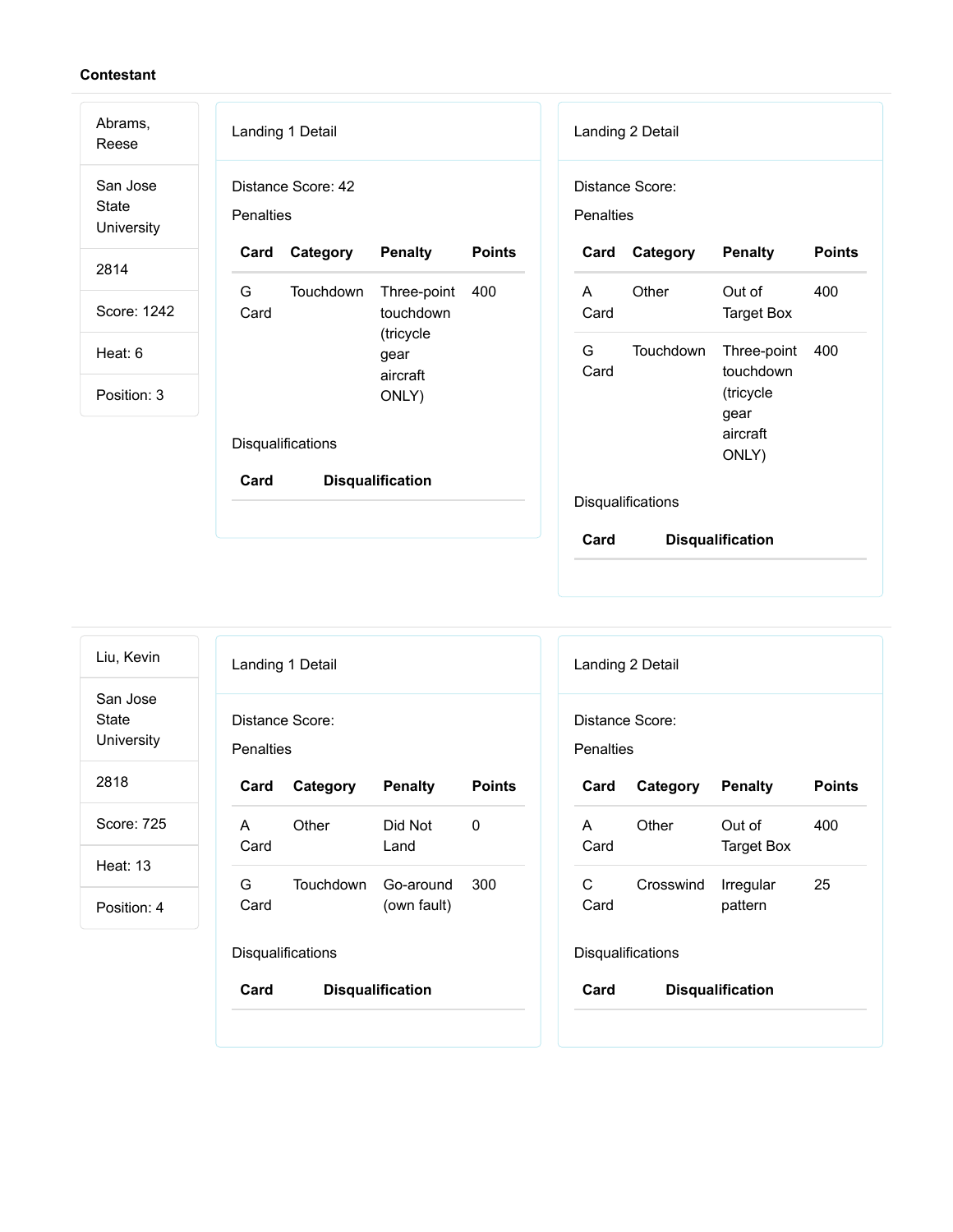**Contestant**

Abrams, Reese

San Jose State University

2814

Score: 1242

Heat: 6

Position: 3

Landing 1 Detail

Distance Score: 42

Penalties

| Card | Category | Penalty | Points |
| --- | --- | --- | --- |
| G Card | Touchdown | Three-point touchdown (tricycle gear aircraft ONLY) | 400 |

Disqualifications

| Card | Disqualification |
| --- | --- |

Landing 2 Detail

Distance Score:

Penalties

| Card | Category | Penalty | Points |
| --- | --- | --- | --- |
| A Card | Other | Out of Target Box | 400 |
| G Card | Touchdown | Three-point touchdown (tricycle gear aircraft ONLY) | 400 |

Disqualifications

| Card | Disqualification |
| --- | --- |

---

Liu, Kevin

San Jose State University

2818

Score: 725

Heat: 13

Position: 4

Landing 1 Detail

Distance Score:

Penalties

| Card | Category | Penalty | Points |
| --- | --- | --- | --- |
| A Card | Other | Did Not Land | 0 |
| G Card | Touchdown | Go-around (own fault) | 300 |

Disqualifications

| Card | Disqualification |
| --- | --- |

Landing 2 Detail

Distance Score:

Penalties

| Card | Category | Penalty | Points |
| --- | --- | --- | --- |
| A Card | Other | Out of Target Box | 400 |
| C Card | Crosswind | Irregular pattern | 25 |

Disqualifications

| Card | Disqualification |
| --- | --- |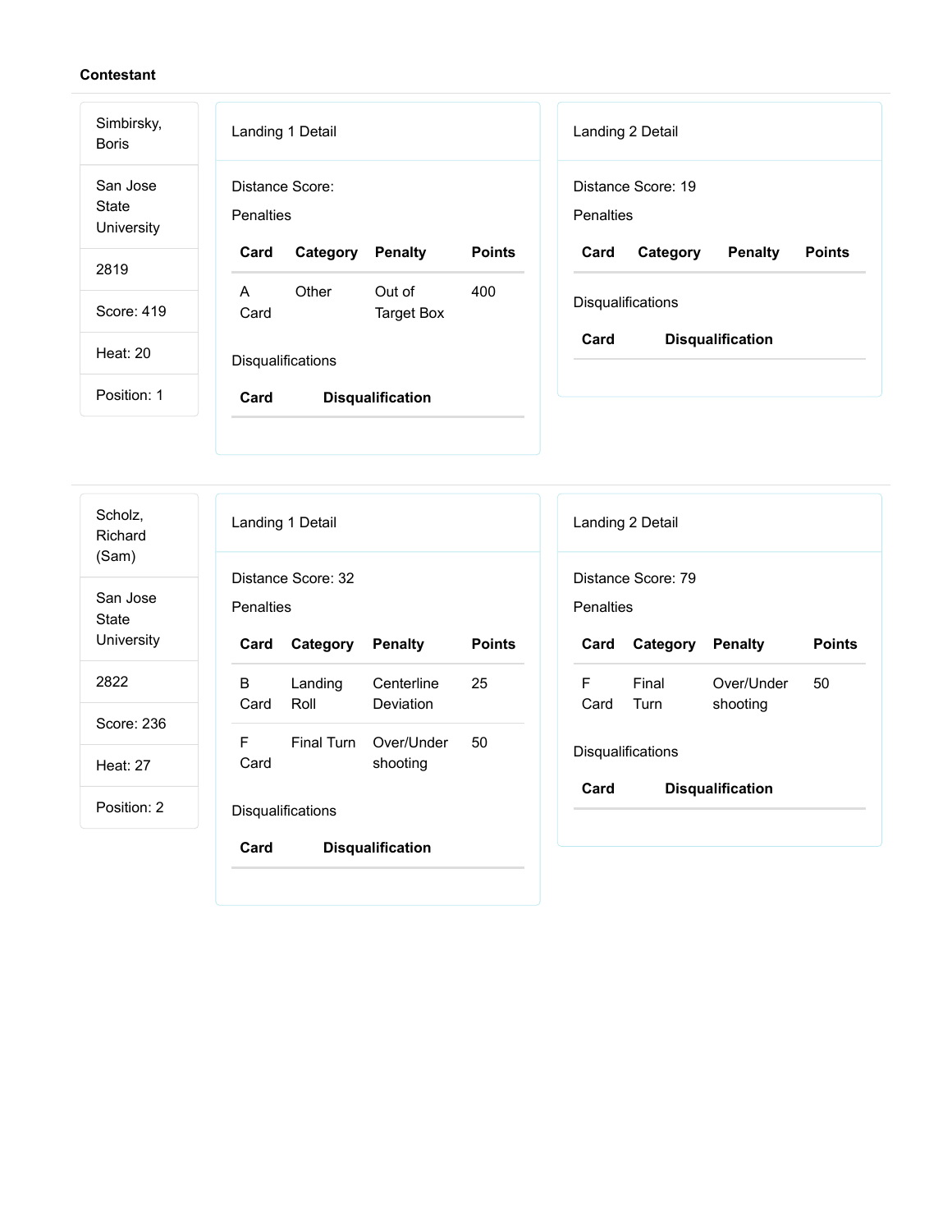**Contestant**

Simbirsky, Boris

San Jose State University

2819

Score: 419

Heat: 20

Position: 1

Landing 1 Detail

Distance Score:

Penalties

| Card | Category | Penalty | Points |
|---|---|---|---|
| A Card | Other | Out of Target Box | 400 |

Disqualifications

| Card | Disqualification |
|---|---|

Landing 2 Detail

Distance Score: 19

Penalties

| Card | Category | Penalty | Points |
|---|---|---|---|

Disqualifications

| Card | Disqualification |
|---|---|

---

Scholz, Richard (Sam)

San Jose State University

2822

Score: 236

Heat: 27

Position: 2

Landing 1 Detail

Distance Score: 32

Penalties

| Card | Category | Penalty | Points |
|---|---|---|---|
| B Card | Landing Roll | Centerline Deviation | 25 |
| F Card | Final Turn | Over/Under shooting | 50 |

Disqualifications

| Card | Disqualification |
|---|---|

Landing 2 Detail

Distance Score: 79

Penalties

| Card | Category | Penalty | Points |
|---|---|---|---|
| F Card | Final Turn | Over/Under shooting | 50 |

Disqualifications

| Card | Disqualification |
|---|---|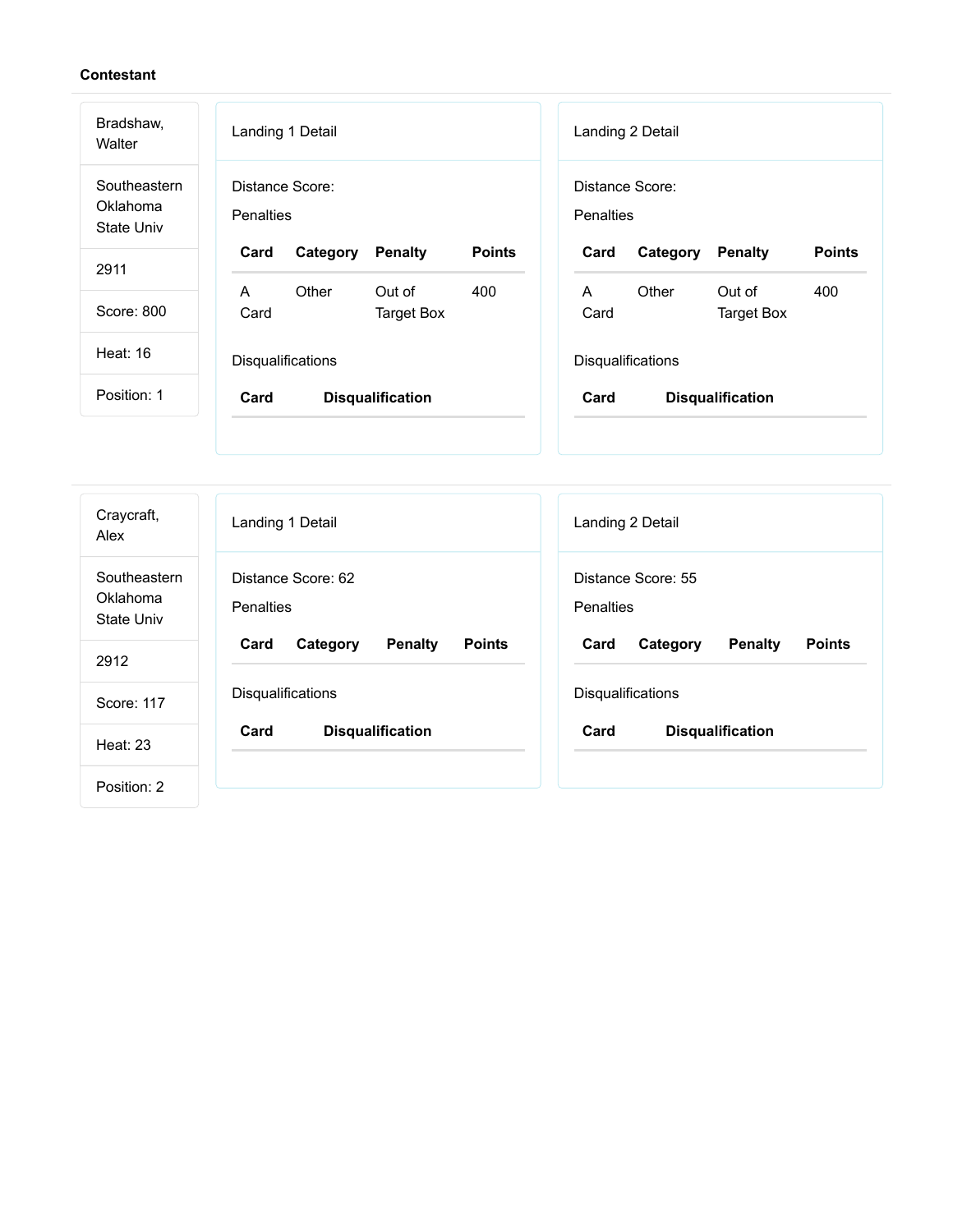**Contestant**

Bradshaw, Walter

Southeastern Oklahoma State Univ

2911

Score: 800

Heat: 16

Position: 1

Landing 1 Detail

Distance Score:

Penalties

| Card | Category | Penalty | Points |
|---|---|---|---|
| A Card | Other | Out of Target Box | 400 |

Disqualifications

| Card | Disqualification |
|---|---|

Landing 2 Detail

Distance Score:

Penalties

| Card | Category | Penalty | Points |
|---|---|---|---|
| A Card | Other | Out of Target Box | 400 |

Disqualifications

| Card | Disqualification |
|---|---|

---

Craycraft, Alex

Southeastern Oklahoma State Univ

2912

Score: 117

Heat: 23

Position: 2

Landing 1 Detail

Distance Score: 62

Penalties

| Card | Category | Penalty | Points |
|---|---|---|---|

Disqualifications

| Card | Disqualification |
|---|---|

Landing 2 Detail

Distance Score: 55

Penalties

| Card | Category | Penalty | Points |
|---|---|---|---|

Disqualifications

| Card | Disqualification |
|---|---|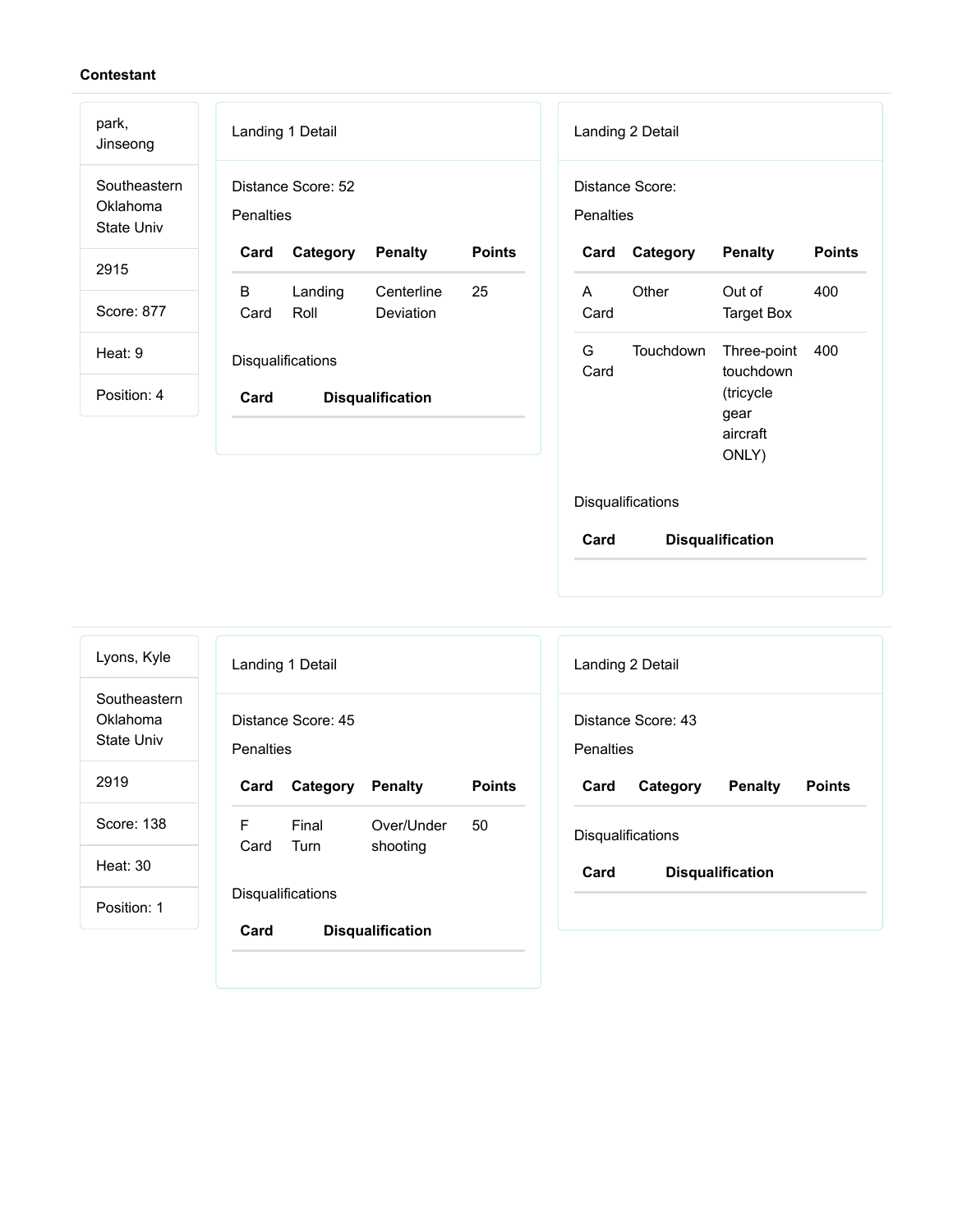**Contestant**

park, Jinseong

Southeastern Oklahoma State Univ

2915

Score: 877

Heat: 9

Position: 4

Landing 1 Detail

Distance Score: 52

Penalties

| Card | Category | Penalty | Points |
| --- | --- | --- | --- |
| B Card | Landing Roll | Centerline Deviation | 25 |

Disqualifications

| Card | Disqualification |
| --- | --- |

Landing 2 Detail

Distance Score:

Penalties

| Card | Category | Penalty | Points |
| --- | --- | --- | --- |
| A Card | Other | Out of Target Box | 400 |
| G Card | Touchdown | Three-point touchdown (tricycle gear aircraft ONLY) | 400 |

Disqualifications

| Card | Disqualification |
| --- | --- |

---

Lyons, Kyle

Southeastern Oklahoma State Univ

2919

Score: 138

Heat: 30

Position: 1

Landing 1 Detail

Distance Score: 45

Penalties

| Card | Category | Penalty | Points |
| --- | --- | --- | --- |
| F Card | Final Turn | Over/Under shooting | 50 |

Disqualifications

| Card | Disqualification |
| --- | --- |

Landing 2 Detail

Distance Score: 43

Penalties

| Card | Category | Penalty | Points |
| --- | --- | --- | --- |

Disqualifications

| Card | Disqualification |
| --- | --- |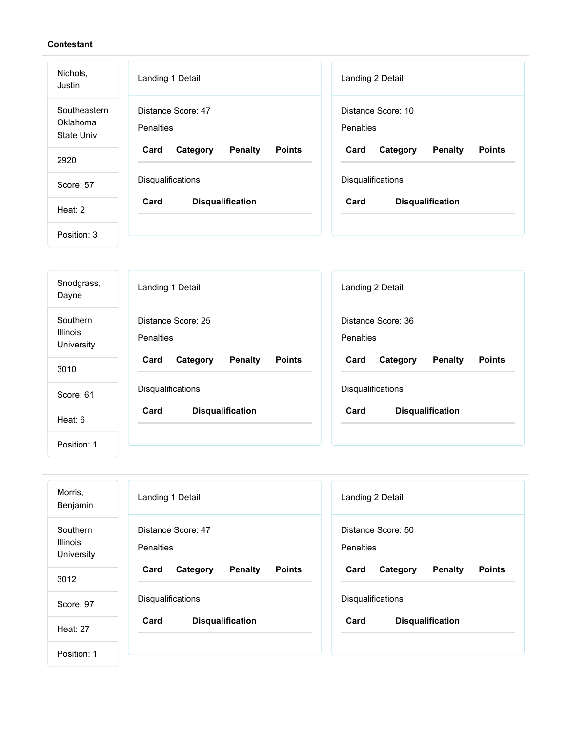**Contestant**

| Nichols, Justin |
|---|
| Southeastern Oklahoma State Univ |
| 2920 |
| Score: 57 |
| Heat: 2 |
| Position: 3 |

Landing 1 Detail

Distance Score: 47

Penalties

| Card | Category | Penalty | Points |
|---|---|---|---|

Disqualifications

| Card | Disqualification |
|---|---|

Landing 2 Detail

Distance Score: 10

Penalties

| Card | Category | Penalty | Points |
|---|---|---|---|

Disqualifications

| Card | Disqualification |
|---|---|

---

| Snodgrass, Dayne |
|---|
| Southern Illinois University |
| 3010 |
| Score: 61 |
| Heat: 6 |
| Position: 1 |

Landing 1 Detail

Distance Score: 25

Penalties

| Card | Category | Penalty | Points |
|---|---|---|---|

Disqualifications

| Card | Disqualification |
|---|---|

Landing 2 Detail

Distance Score: 36

Penalties

| Card | Category | Penalty | Points |
|---|---|---|---|

Disqualifications

| Card | Disqualification |
|---|---|

---

| Morris, Benjamin |
|---|
| Southern Illinois University |
| 3012 |
| Score: 97 |
| Heat: 27 |
| Position: 1 |

Landing 1 Detail

Distance Score: 47

Penalties

| Card | Category | Penalty | Points |
|---|---|---|---|

Disqualifications

| Card | Disqualification |
|---|---|

Landing 2 Detail

Distance Score: 50

Penalties

| Card | Category | Penalty | Points |
|---|---|---|---|

Disqualifications

| Card | Disqualification |
|---|---|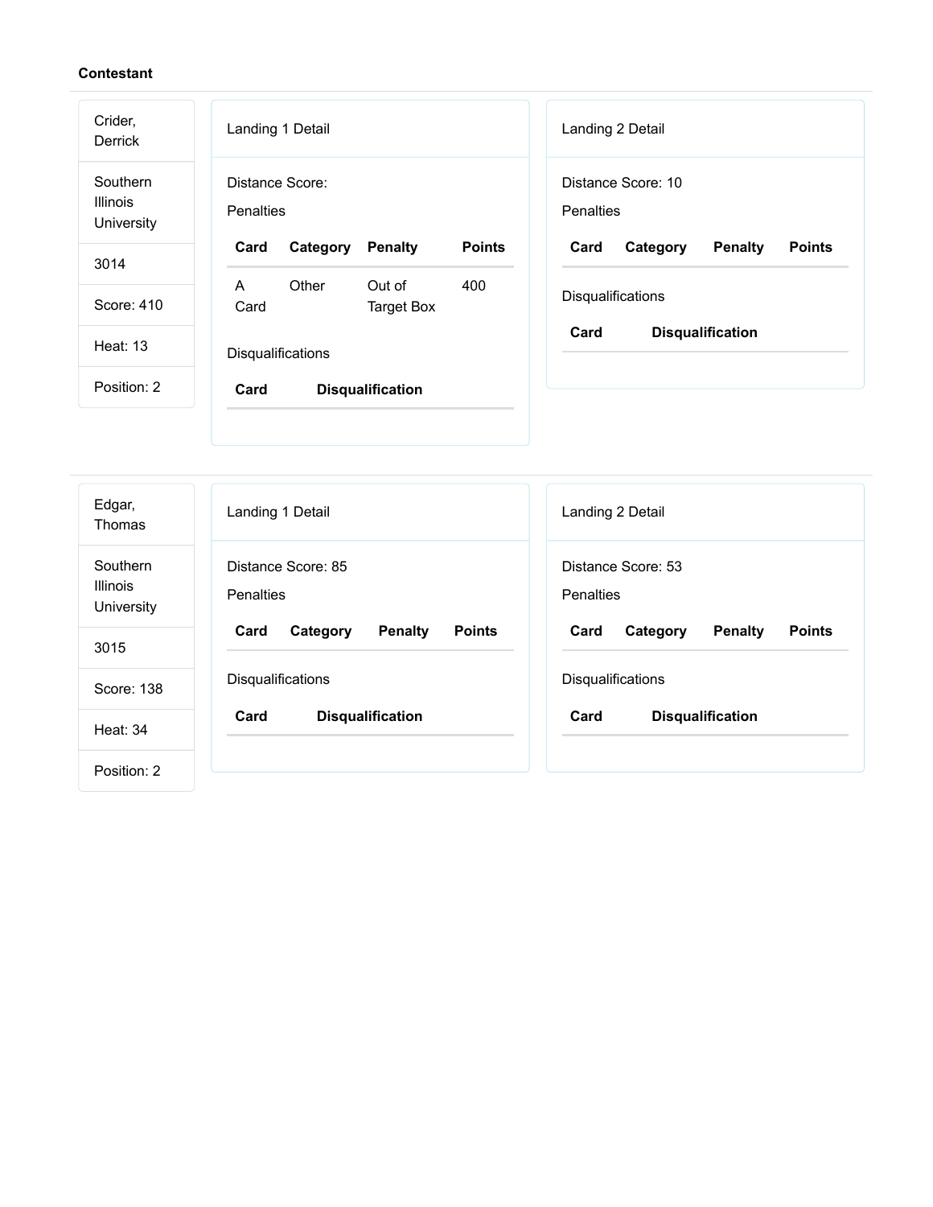**Contestant**

Crider, Derrick

Southern Illinois University

3014

Score: 410

Heat: 13

Position: 2

Landing 1 Detail

Distance Score:

Penalties

| Card | Category | Penalty | Points |
|---|---|---|---|
| A Card | Other | Out of Target Box | 400 |

Disqualifications

| Card | Disqualification |
|---|---|

Landing 2 Detail

Distance Score: 10

Penalties

| Card | Category | Penalty | Points |
|---|---|---|---|

Disqualifications

| Card | Disqualification |
|---|---|

Edgar, Thomas

Southern Illinois University

3015

Score: 138

Heat: 34

Position: 2

Landing 1 Detail

Distance Score: 85

Penalties

| Card | Category | Penalty | Points |
|---|---|---|---|

Disqualifications

| Card | Disqualification |
|---|---|

Landing 2 Detail

Distance Score: 53

Penalties

| Card | Category | Penalty | Points |
|---|---|---|---|

Disqualifications

| Card | Disqualification |
|---|---|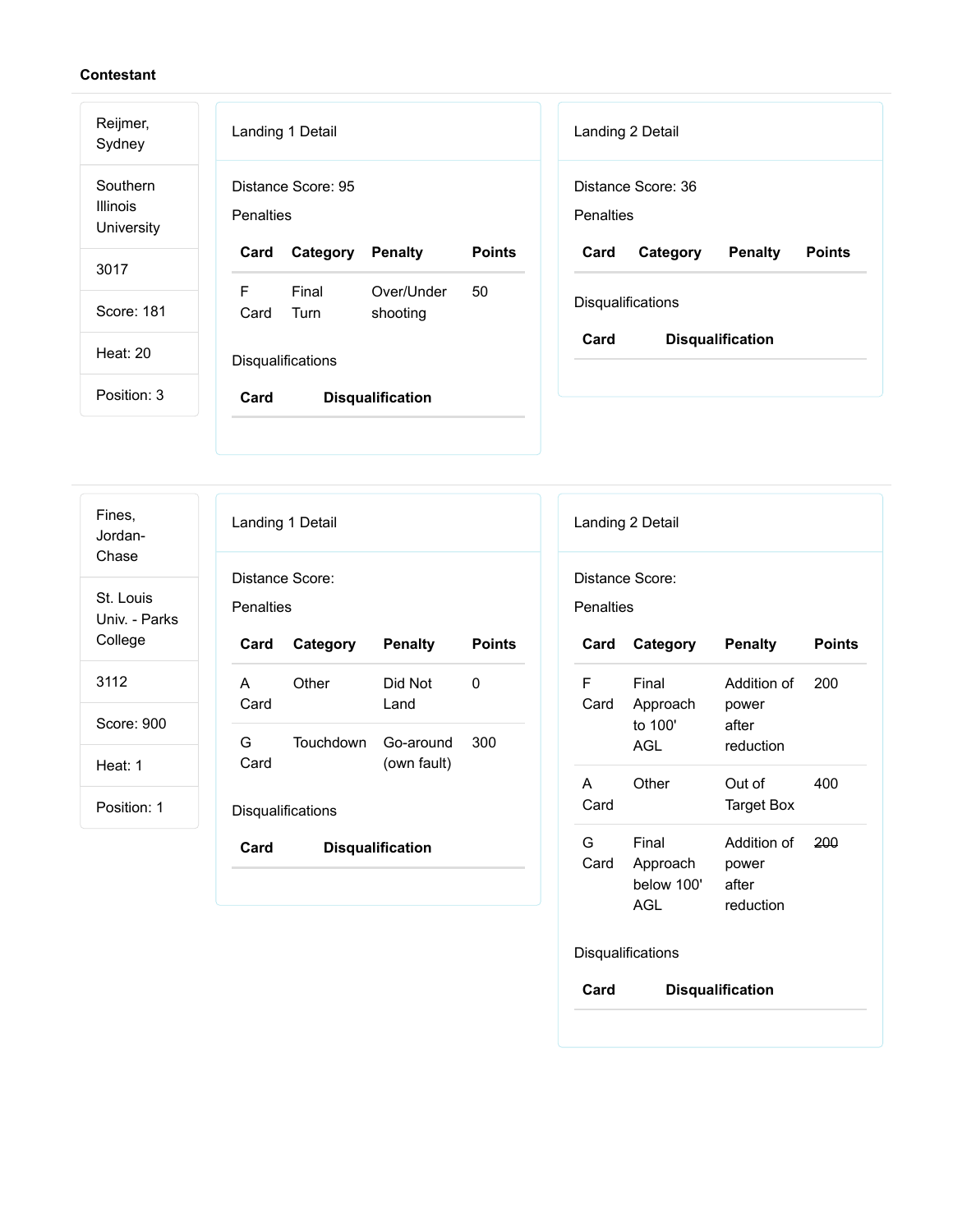**Contestant**

Reijmer, Sydney

Southern Illinois University

3017

Score: 181

Heat: 20

Position: 3

Landing 1 Detail

Distance Score: 95

Penalties

| Card | Category | Penalty | Points |
|---|---|---|---|
| F Card | Final Turn | Over/Under shooting | 50 |

Disqualifications

| Card | Disqualification |
|---|---|

Landing 2 Detail

Distance Score: 36

Penalties

| Card | Category | Penalty | Points |
|---|---|---|---|

Disqualifications

| Card | Disqualification |
|---|---|

---

Fines, Jordan-Chase

St. Louis Univ. - Parks College

3112

Score: 900

Heat: 1

Position: 1

Landing 1 Detail

Distance Score:

Penalties

| Card | Category | Penalty | Points |
|---|---|---|---|
| A Card | Other | Did Not Land | 0 |
| G Card | Touchdown | Go-around (own fault) | 300 |

Disqualifications

| Card | Disqualification |
|---|---|

Landing 2 Detail

Distance Score:

Penalties

| Card | Category | Penalty | Points |
|---|---|---|---|
| F Card | Final Approach to 100' AGL | Addition of power after reduction | 200 |
| A Card | Other | Out of Target Box | 400 |
| G Card | Final Approach below 100' AGL | Addition of power after reduction | ~~200~~ |

Disqualifications

| Card | Disqualification |
|---|---|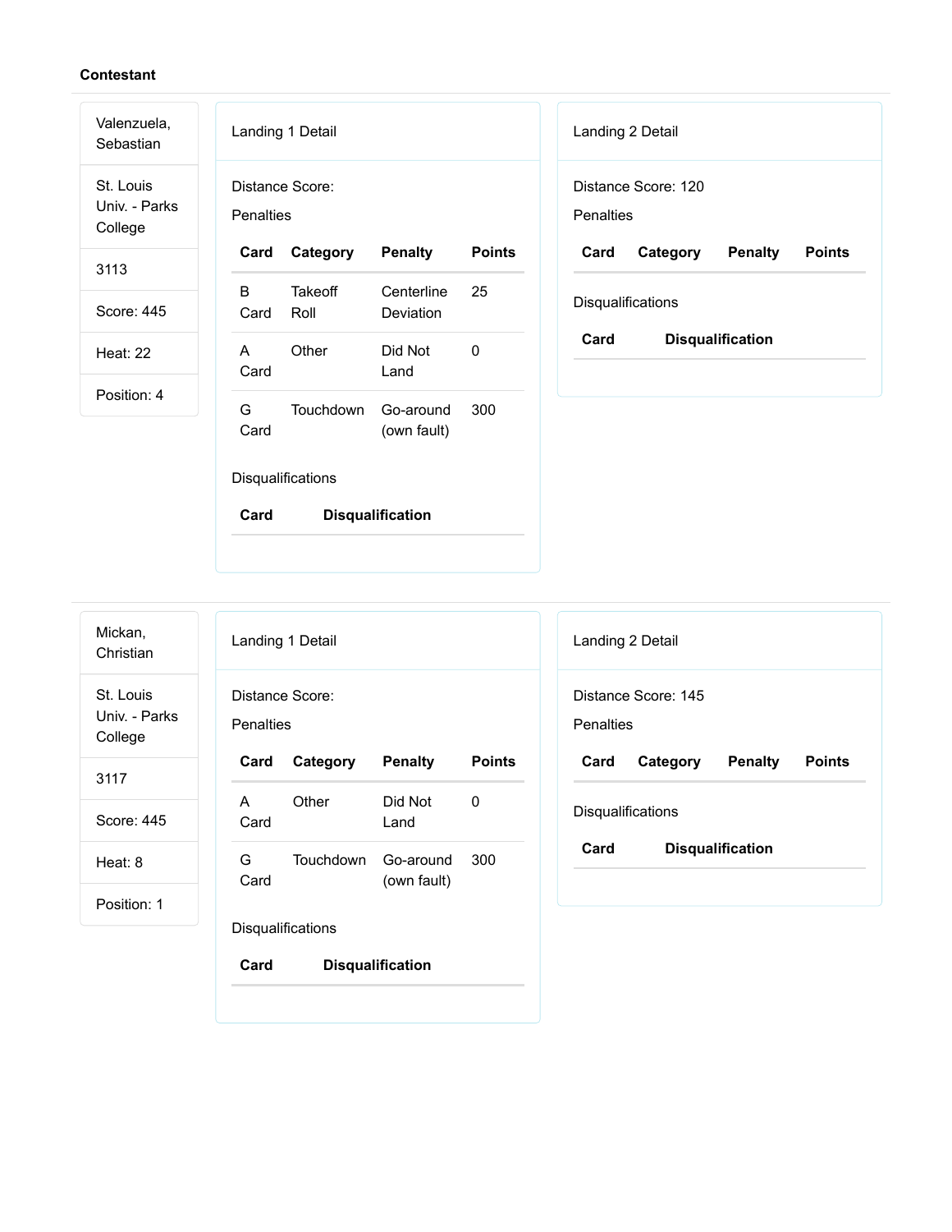**Contestant**

Valenzuela, Sebastian

St. Louis Univ. - Parks College

3113

Score: 445

Heat: 22

Position: 4

Landing 1 Detail

Distance Score:

Penalties

| Card | Category | Penalty | Points |
| --- | --- | --- | --- |
| B Card | Takeoff Roll | Centerline Deviation | 25 |
| A Card | Other | Did Not Land | 0 |
| G Card | Touchdown | Go-around (own fault) | 300 |

Disqualifications

| Card | Disqualification |
| --- | --- |

Landing 2 Detail

Distance Score: 120

Penalties

| Card | Category | Penalty | Points |
| --- | --- | --- | --- |

Disqualifications

| Card | Disqualification |
| --- | --- |

---

Mickan, Christian

St. Louis Univ. - Parks College

3117

Score: 445

Heat: 8

Position: 1

Landing 1 Detail

Distance Score:

Penalties

| Card | Category | Penalty | Points |
| --- | --- | --- | --- |
| A Card | Other | Did Not Land | 0 |
| G Card | Touchdown | Go-around (own fault) | 300 |

Disqualifications

| Card | Disqualification |
| --- | --- |

Landing 2 Detail

Distance Score: 145

Penalties

| Card | Category | Penalty | Points |
| --- | --- | --- | --- |

Disqualifications

| Card | Disqualification |
| --- | --- |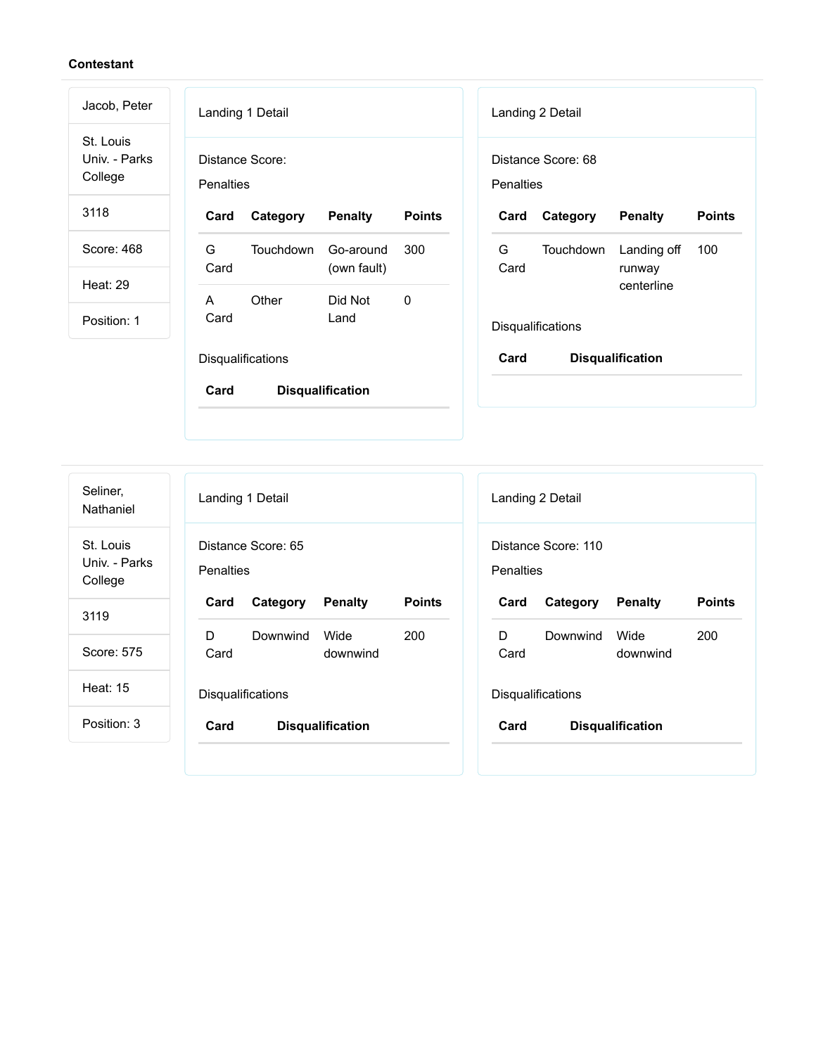**Contestant**

Jacob, Peter

St. Louis Univ. - Parks College

3118

Score: 468

Heat: 29

Position: 1

Landing 1 Detail

Distance Score:

Penalties

| Card | Category | Penalty | Points |
|---|---|---|---|
| G Card | Touchdown | Go-around (own fault) | 300 |
| A Card | Other | Did Not Land | 0 |

Disqualifications

| Card | Disqualification |
|---|---|

Landing 2 Detail

Distance Score: 68

Penalties

| Card | Category | Penalty | Points |
|---|---|---|---|
| G Card | Touchdown | Landing off runway centerline | 100 |

Disqualifications

| Card | Disqualification |
|---|---|

---

Seliner, Nathaniel

St. Louis Univ. - Parks College

3119

Score: 575

Heat: 15

Position: 3

Landing 1 Detail

Distance Score: 65

Penalties

| Card | Category | Penalty | Points |
|---|---|---|---|
| D Card | Downwind | Wide downwind | 200 |

Disqualifications

| Card | Disqualification |
|---|---|

Landing 2 Detail

Distance Score: 110

Penalties

| Card | Category | Penalty | Points |
|---|---|---|---|
| D Card | Downwind | Wide downwind | 200 |

Disqualifications

| Card | Disqualification |
|---|---|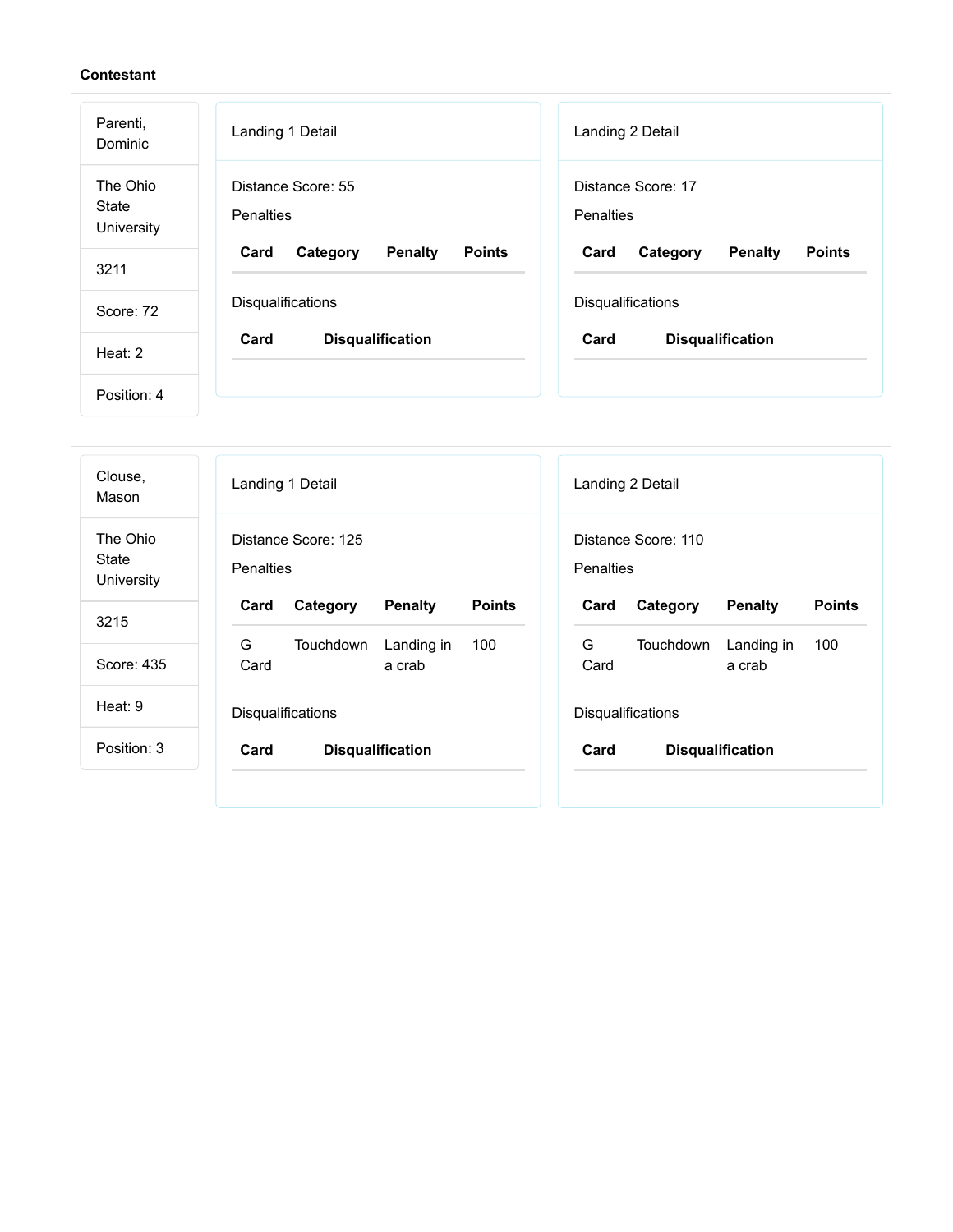**Contestant**

Parenti, Dominic

The Ohio State University

3211

Score: 72

Heat: 2

Position: 4

Landing 1 Detail

Distance Score: 55

Penalties

| Card | Category | Penalty | Points |
| --- | --- | --- | --- |

Disqualifications

| Card | Disqualification |
| --- | --- |

Landing 2 Detail

Distance Score: 17

Penalties

| Card | Category | Penalty | Points |
| --- | --- | --- | --- |

Disqualifications

| Card | Disqualification |
| --- | --- |

---

Clouse, Mason

The Ohio State University

3215

Score: 435

Heat: 9

Position: 3

Landing 1 Detail

Distance Score: 125

Penalties

| Card | Category | Penalty | Points |
| --- | --- | --- | --- |
| G Card | Touchdown | Landing in a crab | 100 |

Disqualifications

| Card | Disqualification |
| --- | --- |

Landing 2 Detail

Distance Score: 110

Penalties

| Card | Category | Penalty | Points |
| --- | --- | --- | --- |
| G Card | Touchdown | Landing in a crab | 100 |

Disqualifications

| Card | Disqualification |
| --- | --- |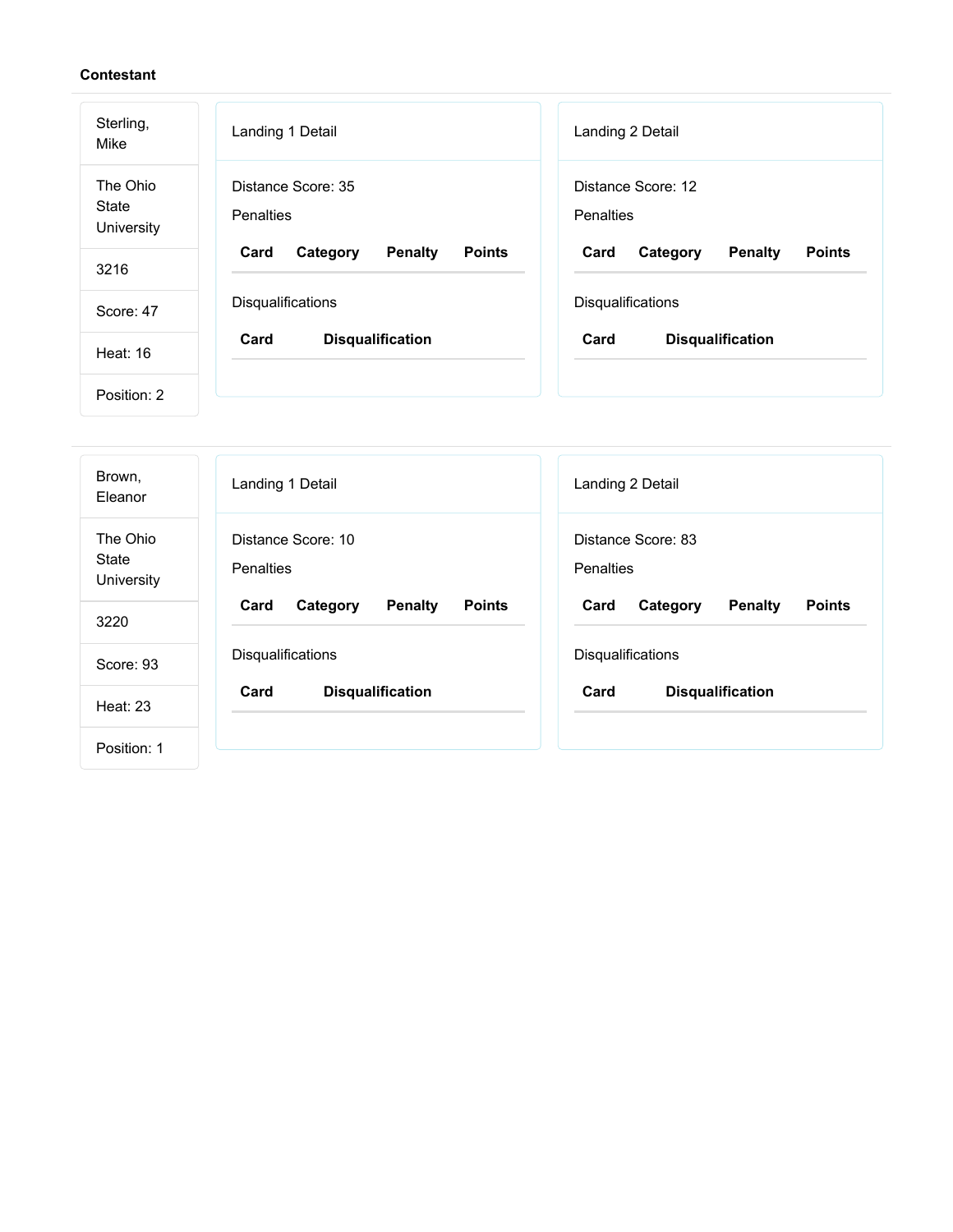**Contestant**

| Sterling, Mike |
|---|
| The Ohio State University |
| 3216 |
| Score: 47 |
| Heat: 16 |
| Position: 2 |

Landing 1 Detail

Distance Score: 35

Penalties

| Card | Category | Penalty | Points |
|---|---|---|---|

Disqualifications

| Card | Disqualification |
|---|---|

Landing 2 Detail

Distance Score: 12

Penalties

| Card | Category | Penalty | Points |
|---|---|---|---|

Disqualifications

| Card | Disqualification |
|---|---|

| Brown, Eleanor |
|---|
| The Ohio State University |
| 3220 |
| Score: 93 |
| Heat: 23 |
| Position: 1 |

Landing 1 Detail

Distance Score: 10

Penalties

| Card | Category | Penalty | Points |
|---|---|---|---|

Disqualifications

| Card | Disqualification |
|---|---|

Landing 2 Detail

Distance Score: 83

Penalties

| Card | Category | Penalty | Points |
|---|---|---|---|

Disqualifications

| Card | Disqualification |
|---|---|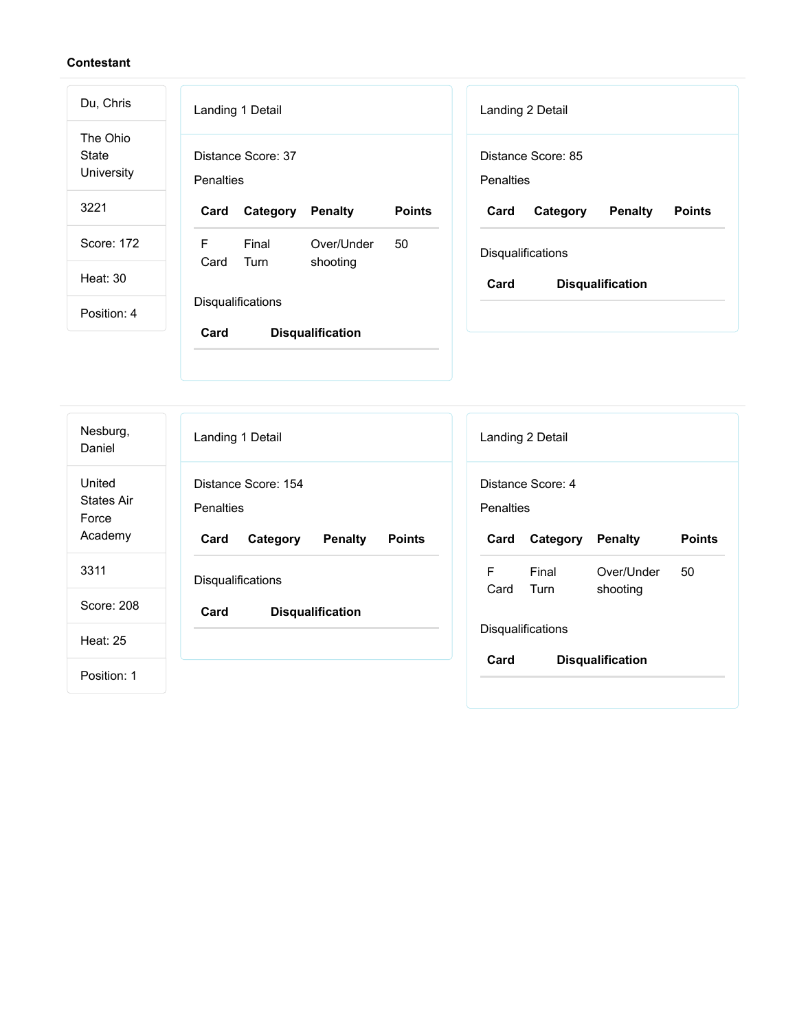**Contestant**

Du, Chris

The Ohio State University

3221

Score: 172

Heat: 30

Position: 4

Landing 1 Detail

Distance Score: 37

Penalties

| Card | Category | Penalty | Points |
| --- | --- | --- | --- |
| F Card | Final Turn | Over/Under shooting | 50 |

Disqualifications

| Card | Disqualification |
| --- | --- |

Landing 2 Detail

Distance Score: 85

Penalties

| Card | Category | Penalty | Points |
| --- | --- | --- | --- |

Disqualifications

| Card | Disqualification |
| --- | --- |

---

Nesburg, Daniel

United States Air Force Academy

3311

Score: 208

Heat: 25

Position: 1

Landing 1 Detail

Distance Score: 154

Penalties

| Card | Category | Penalty | Points |
| --- | --- | --- | --- |

Disqualifications

| Card | Disqualification |
| --- | --- |

Landing 2 Detail

Distance Score: 4

Penalties

| Card | Category | Penalty | Points |
| --- | --- | --- | --- |
| F Card | Final Turn | Over/Under shooting | 50 |

Disqualifications

| Card | Disqualification |
| --- | --- |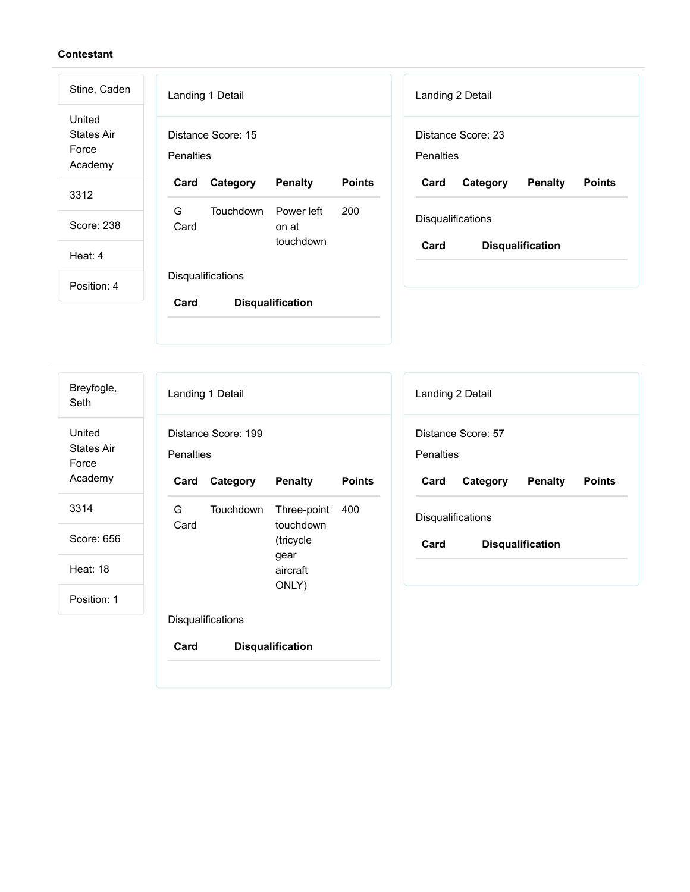**Contestant**

Stine, Caden

United States Air Force Academy

3312

Score: 238

Heat: 4

Position: 4

Landing 1 Detail

Distance Score: 15

Penalties

| Card | Category | Penalty | Points |
| --- | --- | --- | --- |
| G Card | Touchdown | Power left on at touchdown | 200 |

Disqualifications

| Card | Disqualification |
| --- | --- |

Landing 2 Detail

Distance Score: 23

Penalties

| Card | Category | Penalty | Points |
| --- | --- | --- | --- |

Disqualifications

| Card | Disqualification |
| --- | --- |

---

Breyfogle, Seth

United States Air Force Academy

3314

Score: 656

Heat: 18

Position: 1

Landing 1 Detail

Distance Score: 199

Penalties

| Card | Category | Penalty | Points |
| --- | --- | --- | --- |
| G Card | Touchdown | Three-point touchdown (tricycle gear aircraft ONLY) | 400 |

Disqualifications

| Card | Disqualification |
| --- | --- |

Landing 2 Detail

Distance Score: 57

Penalties

| Card | Category | Penalty | Points |
| --- | --- | --- | --- |

Disqualifications

| Card | Disqualification |
| --- | --- |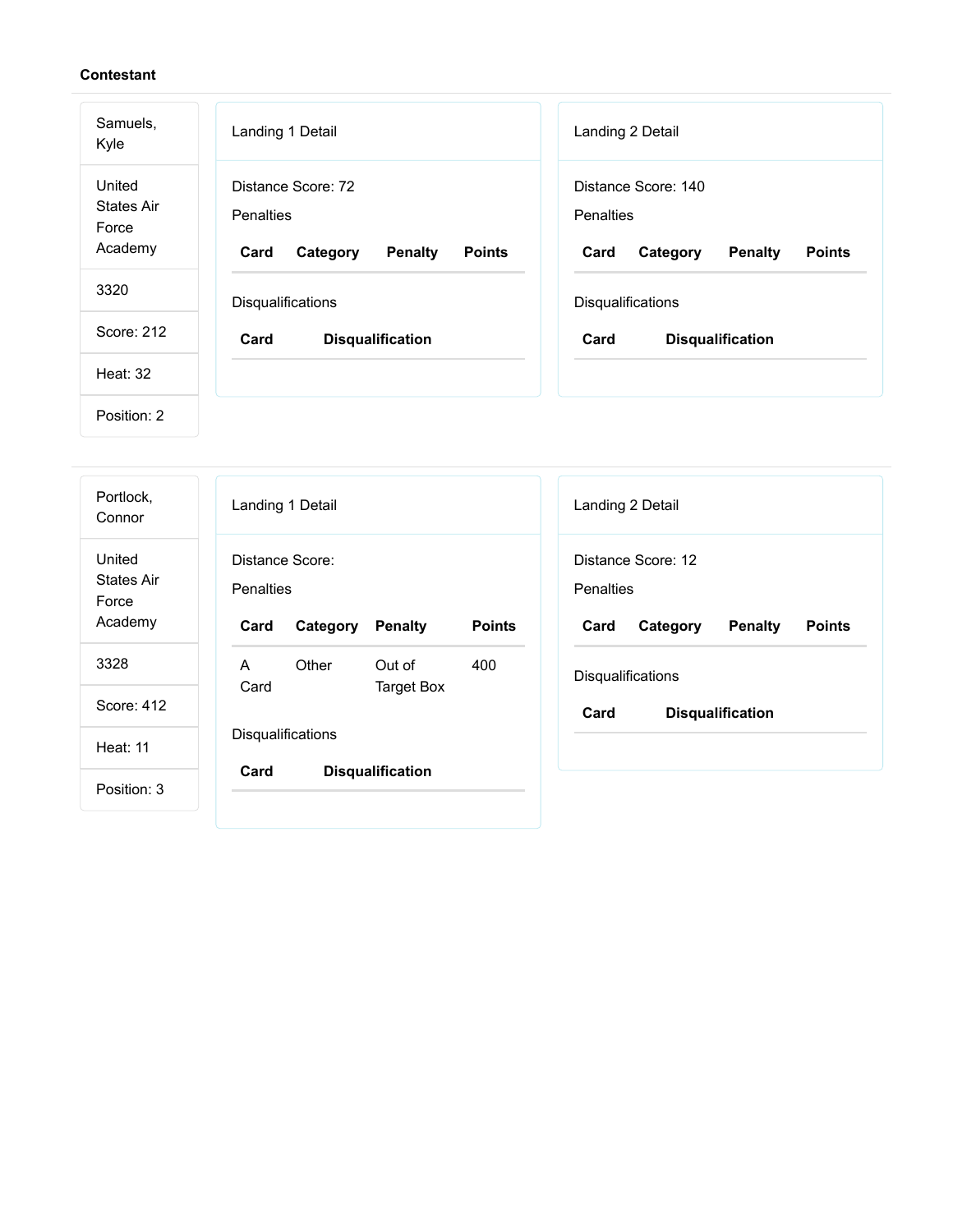**Contestant**

Samuels, Kyle

United States Air Force Academy

3320

Score: 212

Heat: 32

Position: 2

### Landing 1 Detail

Distance Score: 72

Penalties

| Card | Category | Penalty | Points |
|---|---|---|---|

Disqualifications

| Card | Disqualification |
|---|---|

### Landing 2 Detail

Distance Score: 140

Penalties

| Card | Category | Penalty | Points |
|---|---|---|---|

Disqualifications

| Card | Disqualification |
|---|---|

---

Portlock, Connor

United States Air Force Academy

3328

Score: 412

Heat: 11

Position: 3

### Landing 1 Detail

Distance Score:

Penalties

| Card | Category | Penalty | Points |
|---|---|---|---|
| A Card | Other | Out of Target Box | 400 |

Disqualifications

| Card | Disqualification |
|---|---|

### Landing 2 Detail

Distance Score: 12

Penalties

| Card | Category | Penalty | Points |
|---|---|---|---|

Disqualifications

| Card | Disqualification |
|---|---|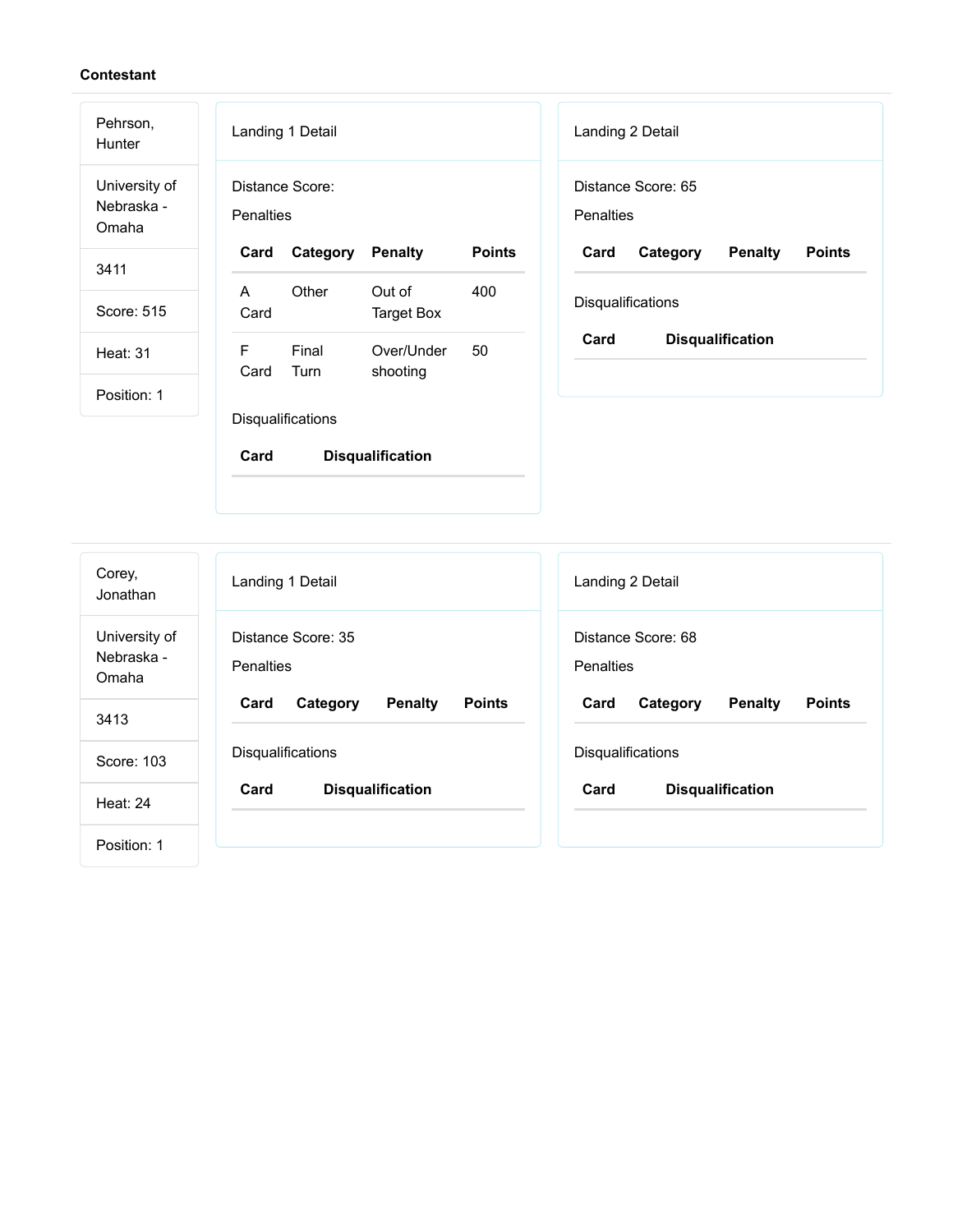**Contestant**

Pehrson, Hunter

University of Nebraska - Omaha

3411

Score: 515

Heat: 31

Position: 1

Landing 1 Detail

Distance Score:

Penalties

| Card | Category | Penalty | Points |
| --- | --- | --- | --- |
| A Card | Other | Out of Target Box | 400 |
| F Card | Final Turn | Over/Under shooting | 50 |

Disqualifications

| Card | Disqualification |
| --- | --- |

Landing 2 Detail

Distance Score: 65

Penalties

| Card | Category | Penalty | Points |
| --- | --- | --- | --- |

Disqualifications

| Card | Disqualification |
| --- | --- |

---

Corey, Jonathan

University of Nebraska - Omaha

3413

Score: 103

Heat: 24

Position: 1

Landing 1 Detail

Distance Score: 35

Penalties

| Card | Category | Penalty | Points |
| --- | --- | --- | --- |

Disqualifications

| Card | Disqualification |
| --- | --- |

Landing 2 Detail

Distance Score: 68

Penalties

| Card | Category | Penalty | Points |
| --- | --- | --- | --- |

Disqualifications

| Card | Disqualification |
| --- | --- |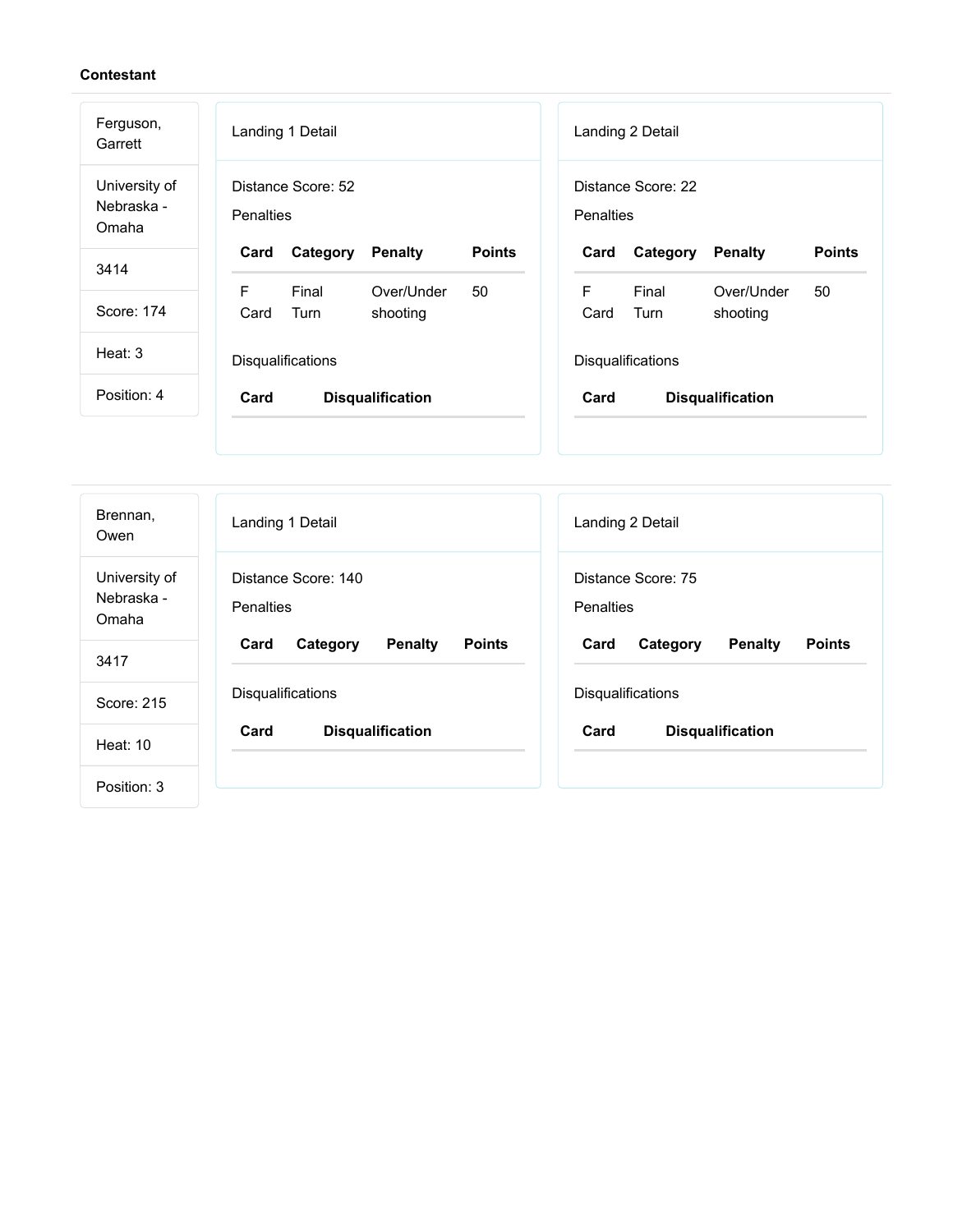**Contestant**

Ferguson, Garrett

University of Nebraska - Omaha

3414

Score: 174

Heat: 3

Position: 4

### Landing 1 Detail

Distance Score: 52

Penalties

| Card | Category | Penalty | Points |
|---|---|---|---|
| F Card | Final Turn | Over/Under shooting | 50 |

Disqualifications

| Card | Disqualification |
|---|---|

### Landing 2 Detail

Distance Score: 22

Penalties

| Card | Category | Penalty | Points |
|---|---|---|---|
| F Card | Final Turn | Over/Under shooting | 50 |

Disqualifications

| Card | Disqualification |
|---|---|

---

Brennan, Owen

University of Nebraska - Omaha

3417

Score: 215

Heat: 10

Position: 3

### Landing 1 Detail

Distance Score: 140

Penalties

| Card | Category | Penalty | Points |
|---|---|---|---|

Disqualifications

| Card | Disqualification |
|---|---|

### Landing 2 Detail

Distance Score: 75

Penalties

| Card | Category | Penalty | Points |
|---|---|---|---|

Disqualifications

| Card | Disqualification |
|---|---|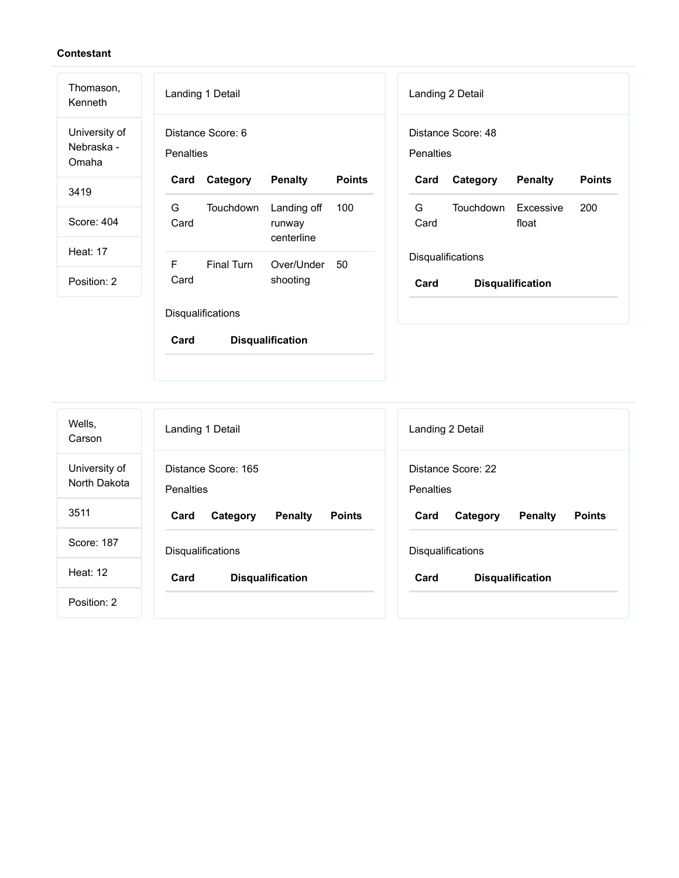**Contestant**

Thomason, Kenneth

University of Nebraska - Omaha

3419

Score: 404

Heat: 17

Position: 2

Landing 1 Detail

Distance Score: 6

Penalties

| Card | Category | Penalty | Points |
|---|---|---|---|
| G Card | Touchdown | Landing off runway centerline | 100 |
| F Card | Final Turn | Over/Under shooting | 50 |

Disqualifications

| Card | Disqualification |
|---|---|

Landing 2 Detail

Distance Score: 48

Penalties

| Card | Category | Penalty | Points |
|---|---|---|---|
| G Card | Touchdown | Excessive float | 200 |

Disqualifications

| Card | Disqualification |
|---|---|

---

Wells, Carson

University of North Dakota

3511

Score: 187

Heat: 12

Position: 2

Landing 1 Detail

Distance Score: 165

Penalties

| Card | Category | Penalty | Points |
|---|---|---|---|

Disqualifications

| Card | Disqualification |
|---|---|

Landing 2 Detail

Distance Score: 22

Penalties

| Card | Category | Penalty | Points |
|---|---|---|---|

Disqualifications

| Card | Disqualification |
|---|---|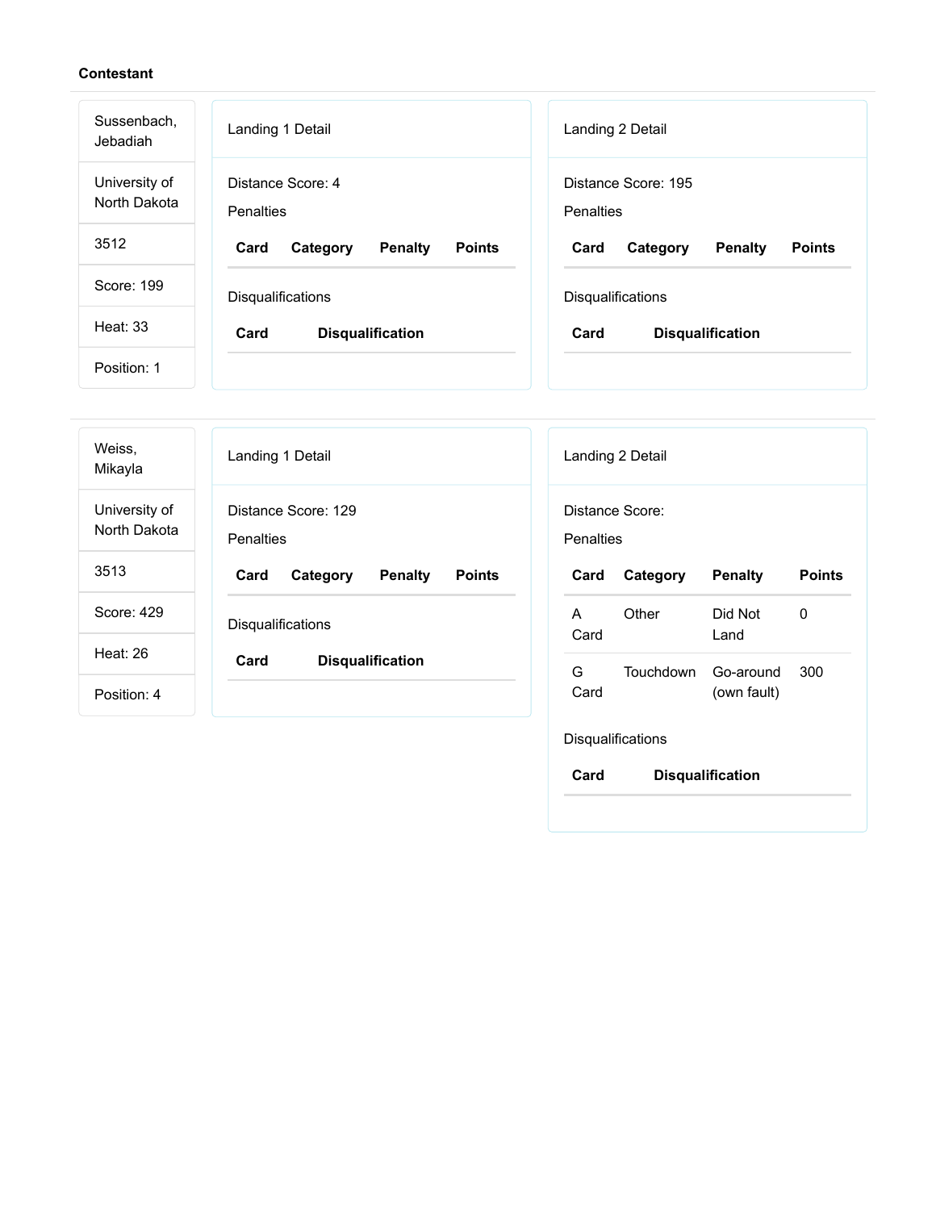**Contestant**

Sussenbach, Jebadiah

University of North Dakota

3512

Score: 199

Heat: 33

Position: 1

Landing 1 Detail

Distance Score: 4

Penalties

| Card | Category | Penalty | Points |
| --- | --- | --- | --- |

Disqualifications

| Card | Disqualification |
| --- | --- |

Landing 2 Detail

Distance Score: 195

Penalties

| Card | Category | Penalty | Points |
| --- | --- | --- | --- |

Disqualifications

| Card | Disqualification |
| --- | --- |

---

Weiss, Mikayla

University of North Dakota

3513

Score: 429

Heat: 26

Position: 4

Landing 1 Detail

Distance Score: 129

Penalties

| Card | Category | Penalty | Points |
| --- | --- | --- | --- |

Disqualifications

| Card | Disqualification |
| --- | --- |

Landing 2 Detail

Distance Score:

Penalties

| Card | Category | Penalty | Points |
| --- | --- | --- | --- |
| A Card | Other | Did Not Land | 0 |
| G Card | Touchdown | Go-around (own fault) | 300 |

Disqualifications

| Card | Disqualification |
| --- | --- |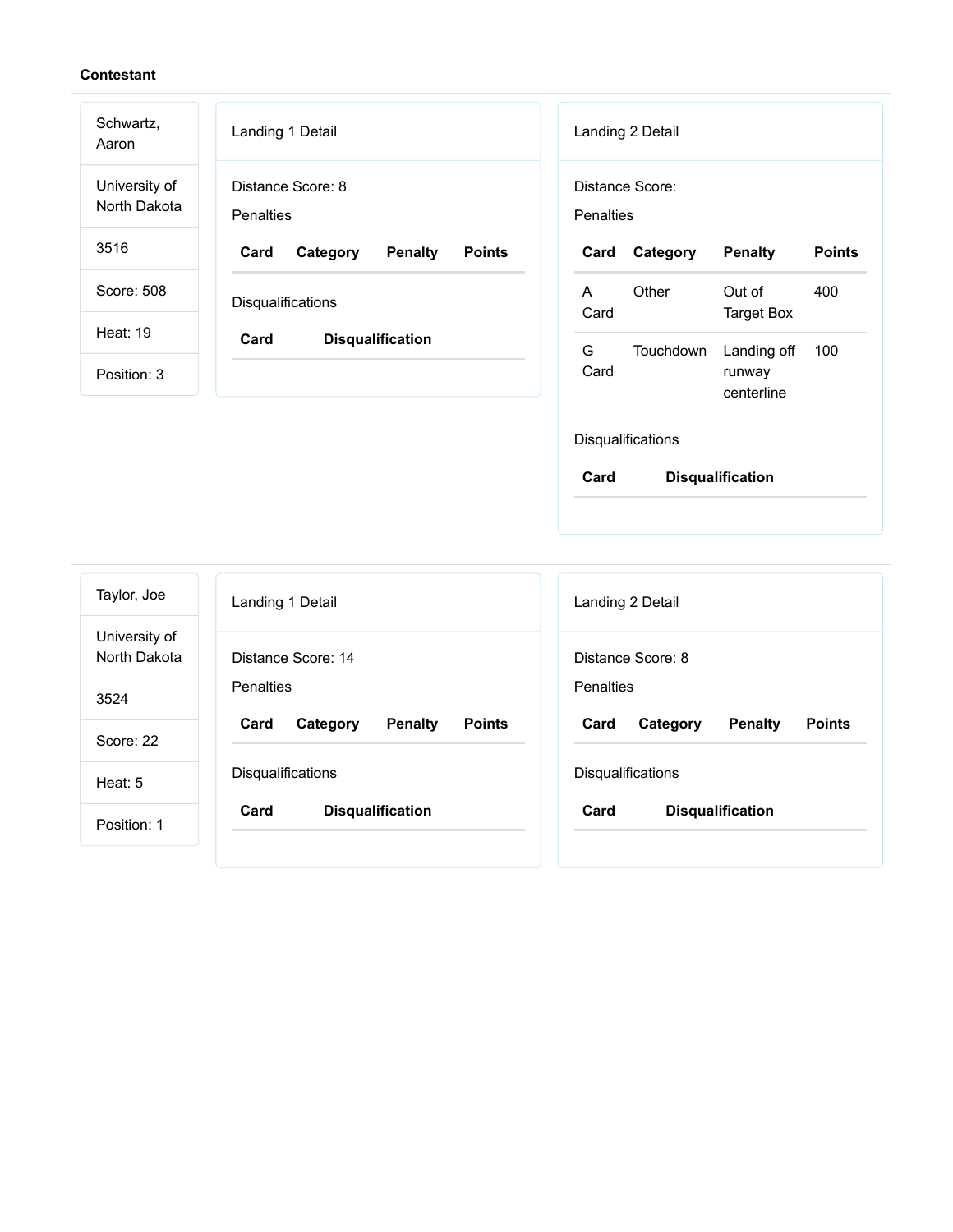**Contestant**

| |
|---|
| Schwartz, Aaron |
| University of North Dakota |
| 3516 |
| Score: 508 |
| Heat: 19 |
| Position: 3 |

Landing 1 Detail

Distance Score: 8

Penalties

| Card | Category | Penalty | Points |
|---|---|---|---|

Disqualifications

| Card | Disqualification |
|---|---|

Landing 2 Detail

Distance Score:

Penalties

| Card | Category | Penalty | Points |
|---|---|---|---|
| A Card | Other | Out of Target Box | 400 |
| G Card | Touchdown | Landing off runway centerline | 100 |

Disqualifications

| Card | Disqualification |
|---|---|

---

| |
|---|
| Taylor, Joe |
| University of North Dakota |
| 3524 |
| Score: 22 |
| Heat: 5 |
| Position: 1 |

Landing 1 Detail

Distance Score: 14

Penalties

| Card | Category | Penalty | Points |
|---|---|---|---|

Disqualifications

| Card | Disqualification |
|---|---|

Landing 2 Detail

Distance Score: 8

Penalties

| Card | Category | Penalty | Points |
|---|---|---|---|

Disqualifications

| Card | Disqualification |
|---|---|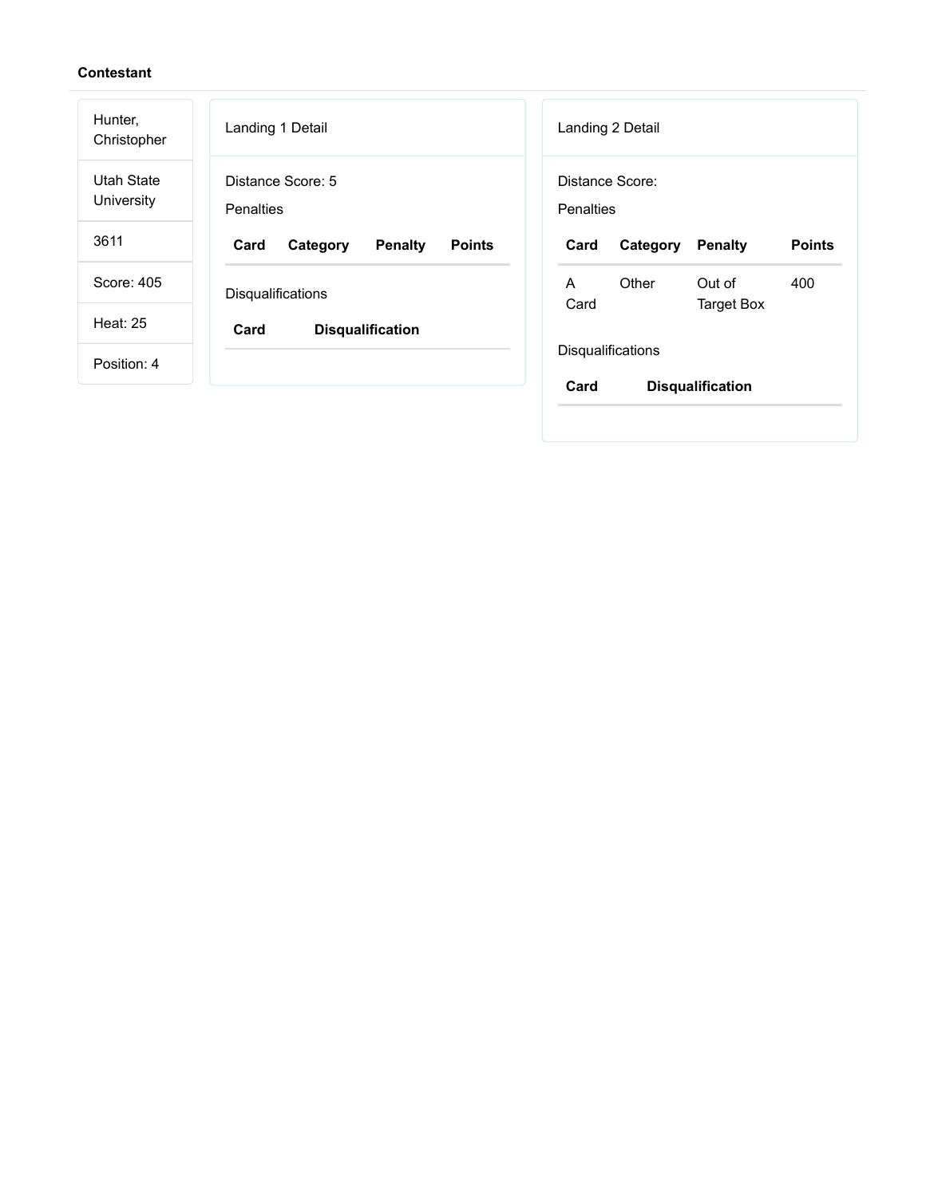**Contestant**

Hunter, Christopher

Utah State University

3611

Score: 405

Heat: 25

Position: 4

Landing 1 Detail

Distance Score: 5

Penalties

| Card | Category | Penalty | Points |
|---|---|---|---|

Disqualifications

| Card | Disqualification |
|---|---|

Landing 2 Detail

Distance Score:

Penalties

| Card | Category | Penalty | Points |
|---|---|---|---|
| A Card | Other | Out of Target Box | 400 |

Disqualifications

| Card | Disqualification |
|---|---|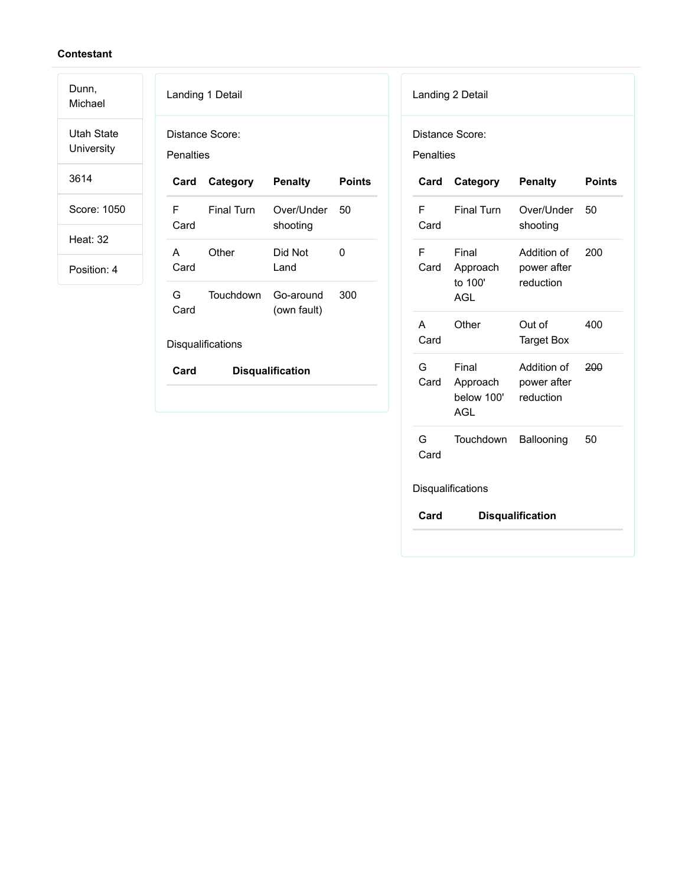**Contestant**

| |
|---|
| Dunn, Michael |
| Utah State University |
| 3614 |
| Score: 1050 |
| Heat: 32 |
| Position: 4 |

Landing 1 Detail

Distance Score:

Penalties

| Card | Category | Penalty | Points |
|---|---|---|---|
| F Card | Final Turn | Over/Under shooting | 50 |
| A Card | Other | Did Not Land | 0 |
| G Card | Touchdown | Go-around (own fault) | 300 |

Disqualifications

| Card | Disqualification |
|---|---|

Landing 2 Detail

Distance Score:

Penalties

| Card | Category | Penalty | Points |
|---|---|---|---|
| F Card | Final Turn | Over/Under shooting | 50 |
| F Card | Final Approach to 100' AGL | Addition of power after reduction | 200 |
| A Card | Other | Out of Target Box | 400 |
| G Card | Final Approach below 100' AGL | Addition of power after reduction | ~~200~~ |
| G Card | Touchdown | Ballooning | 50 |

Disqualifications

| Card | Disqualification |
|---|---|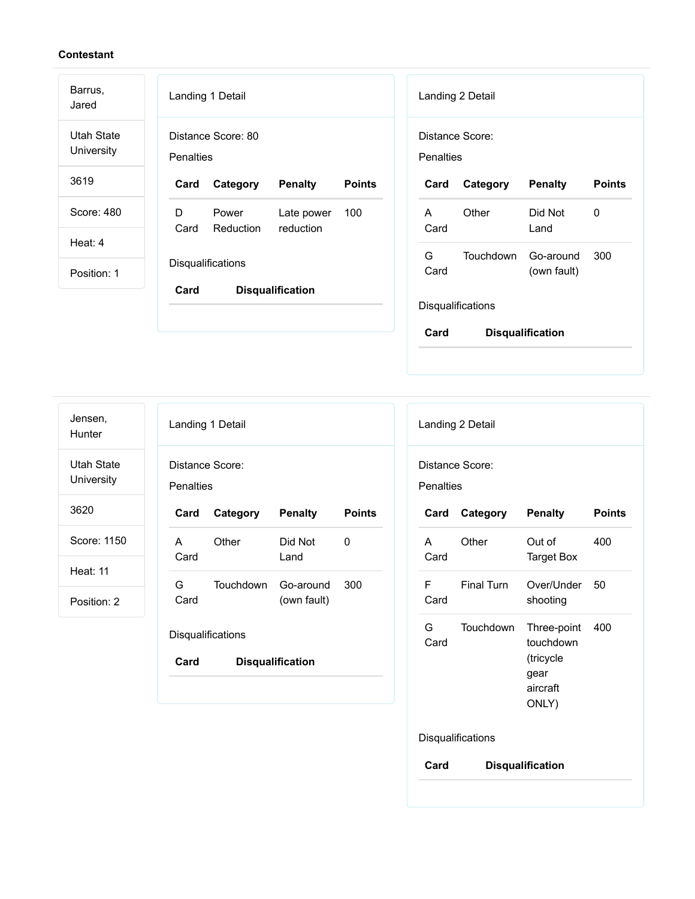**Contestant**

Barrus, Jared

Utah State University

3619

Score: 480

Heat: 4

Position: 1

Landing 1 Detail

Distance Score: 80

Penalties

| Card | Category | Penalty | Points |
|---|---|---|---|
| D Card | Power Reduction | Late power reduction | 100 |

Disqualifications

| Card | Disqualification |
|---|---|

Landing 2 Detail

Distance Score:

Penalties

| Card | Category | Penalty | Points |
|---|---|---|---|
| A Card | Other | Did Not Land | 0 |
| G Card | Touchdown | Go-around (own fault) | 300 |

Disqualifications

| Card | Disqualification |
|---|---|

Jensen, Hunter

Utah State University

3620

Score: 1150

Heat: 11

Position: 2

Landing 1 Detail

Distance Score:

Penalties

| Card | Category | Penalty | Points |
|---|---|---|---|
| A Card | Other | Did Not Land | 0 |
| G Card | Touchdown | Go-around (own fault) | 300 |

Disqualifications

| Card | Disqualification |
|---|---|

Landing 2 Detail

Distance Score:

Penalties

| Card | Category | Penalty | Points |
|---|---|---|---|
| A Card | Other | Out of Target Box | 400 |
| F Card | Final Turn | Over/Under shooting | 50 |
| G Card | Touchdown | Three-point touchdown (tricycle gear aircraft ONLY) | 400 |

Disqualifications

| Card | Disqualification |
|---|---|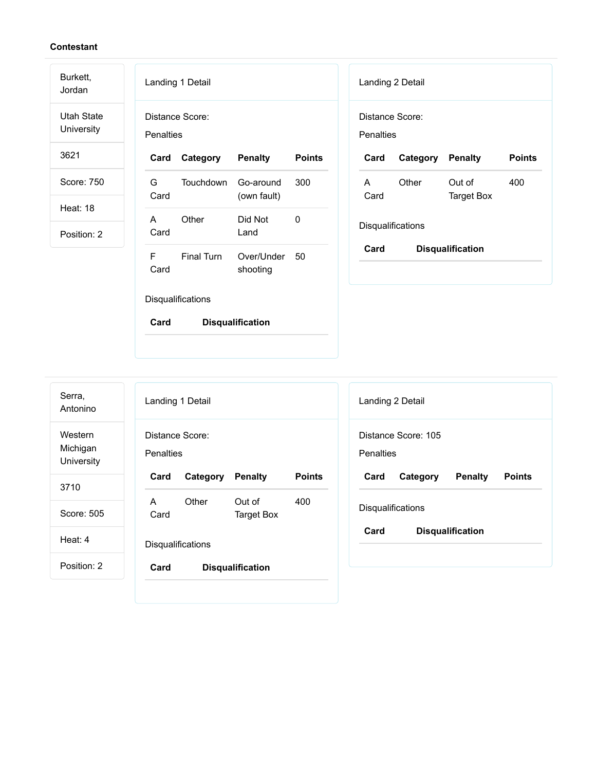**Contestant**

Burkett, Jordan

Utah State University

3621

Score: 750

Heat: 18

Position: 2

Landing 1 Detail

Distance Score:

Penalties

| Card | Category | Penalty | Points |
| --- | --- | --- | --- |
| G Card | Touchdown | Go-around (own fault) | 300 |
| A Card | Other | Did Not Land | 0 |
| F Card | Final Turn | Over/Under shooting | 50 |

Disqualifications

| Card | Disqualification |
| --- | --- |

Landing 2 Detail

Distance Score:

Penalties

| Card | Category | Penalty | Points |
| --- | --- | --- | --- |
| A Card | Other | Out of Target Box | 400 |

Disqualifications

| Card | Disqualification |
| --- | --- |

---

Serra, Antonino

Western Michigan University

3710

Score: 505

Heat: 4

Position: 2

Landing 1 Detail

Distance Score:

Penalties

| Card | Category | Penalty | Points |
| --- | --- | --- | --- |
| A Card | Other | Out of Target Box | 400 |

Disqualifications

| Card | Disqualification |
| --- | --- |

Landing 2 Detail

Distance Score: 105

Penalties

| Card | Category | Penalty | Points |
| --- | --- | --- | --- |

Disqualifications

| Card | Disqualification |
| --- | --- |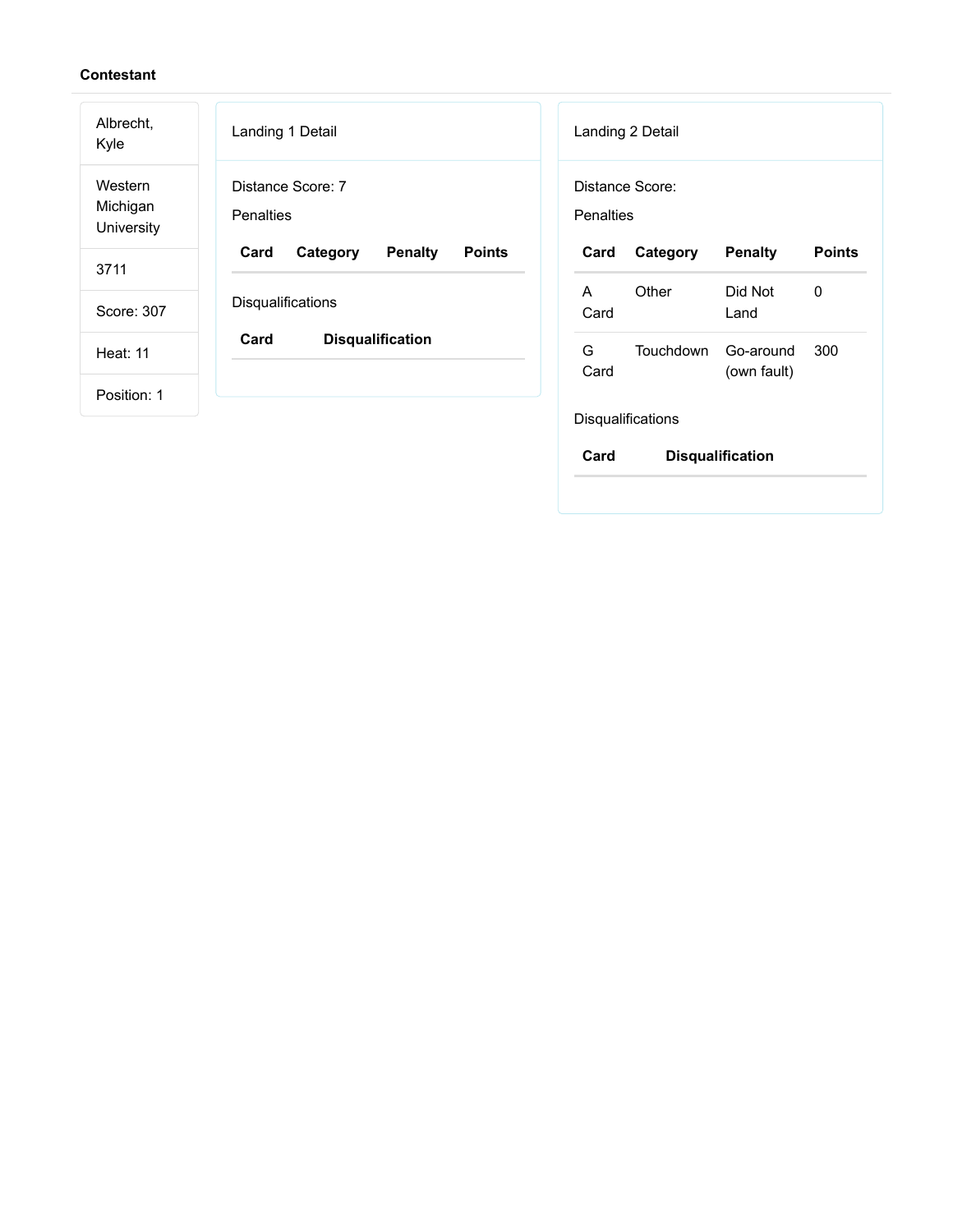**Contestant**

| |
|---|
| Albrecht, Kyle |
| Western Michigan University |
| 3711 |
| Score: 307 |
| Heat: 11 |
| Position: 1 |

Landing 1 Detail

Distance Score: 7

Penalties

| Card | Category | Penalty | Points |
|---|---|---|---|

Disqualifications

| Card | Disqualification |
|---|---|

Landing 2 Detail

Distance Score:

Penalties

| Card | Category | Penalty | Points |
|---|---|---|---|
| A Card | Other | Did Not Land | 0 |
| G Card | Touchdown | Go-around (own fault) | 300 |

Disqualifications

| Card | Disqualification |
|---|---|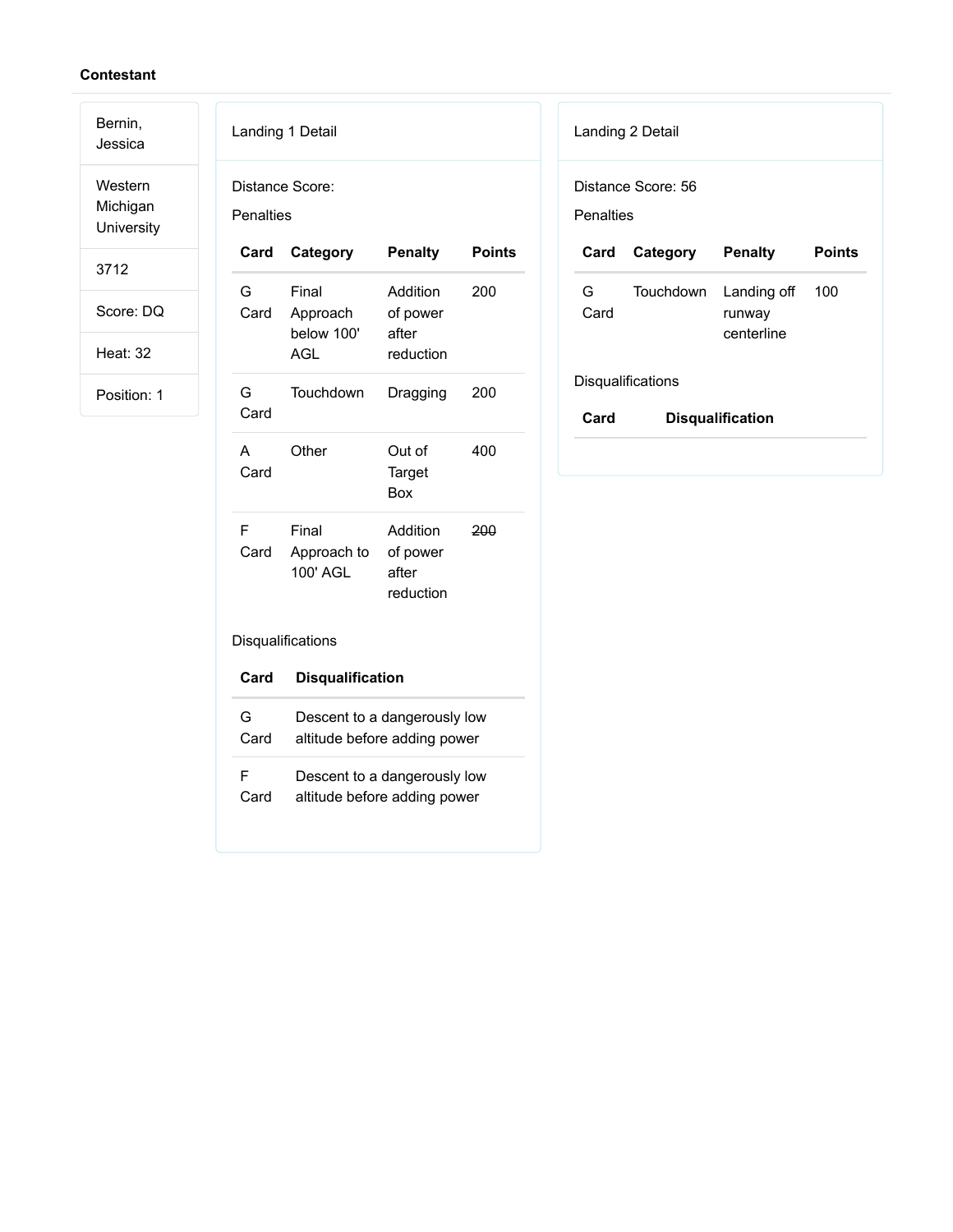**Contestant**

| |
|---|
| Bernin, Jessica |
| Western Michigan University |
| 3712 |
| Score: DQ |
| Heat: 32 |
| Position: 1 |

Landing 1 Detail

Distance Score:

Penalties

| Card | Category | Penalty | Points |
|---|---|---|---|
| G Card | Final Approach below 100' AGL | Addition of power after reduction | 200 |
| G Card | Touchdown | Dragging | 200 |
| A Card | Other | Out of Target Box | 400 |
| F Card | Final Approach to 100' AGL | Addition of power after reduction | ~~200~~ |

Disqualifications

| Card | Disqualification |
|---|---|
| G Card | Descent to a dangerously low altitude before adding power |
| F Card | Descent to a dangerously low altitude before adding power |

Landing 2 Detail

Distance Score: 56

Penalties

| Card | Category | Penalty | Points |
|---|---|---|---|
| G Card | Touchdown | Landing off runway centerline | 100 |

Disqualifications

| Card | Disqualification |
|---|---|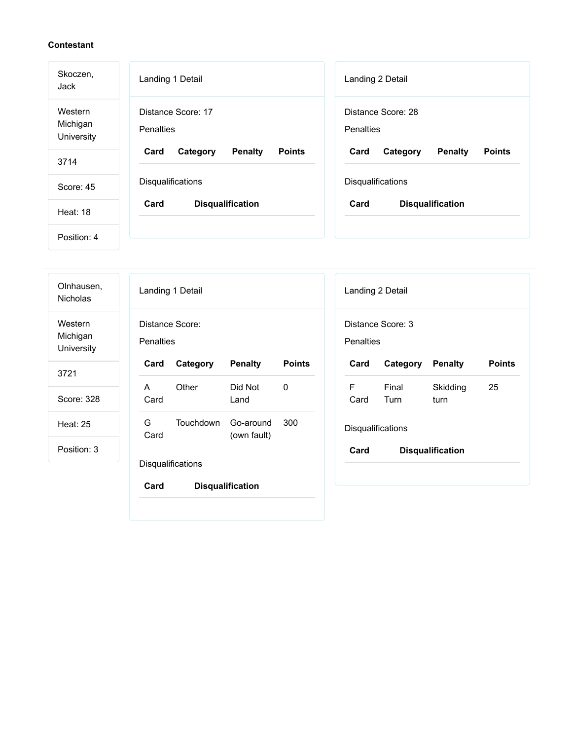**Contestant**

Skoczen, Jack

Western Michigan University

3714

Score: 45

Heat: 18

Position: 4

Landing 1 Detail

Distance Score: 17

Penalties

| Card | Category | Penalty | Points |
| --- | --- | --- | --- |

Disqualifications

| Card | Disqualification |
| --- | --- |

Landing 2 Detail

Distance Score: 28

Penalties

| Card | Category | Penalty | Points |
| --- | --- | --- | --- |

Disqualifications

| Card | Disqualification |
| --- | --- |

Olnhausen, Nicholas

Western Michigan University

3721

Score: 328

Heat: 25

Position: 3

Landing 1 Detail

Distance Score:

Penalties

| Card | Category | Penalty | Points |
| --- | --- | --- | --- |
| A Card | Other | Did Not Land | 0 |
| G Card | Touchdown | Go-around (own fault) | 300 |

Disqualifications

| Card | Disqualification |
| --- | --- |

Landing 2 Detail

Distance Score: 3

Penalties

| Card | Category | Penalty | Points |
| --- | --- | --- | --- |
| F Card | Final Turn | Skidding turn | 25 |

Disqualifications

| Card | Disqualification |
| --- | --- |